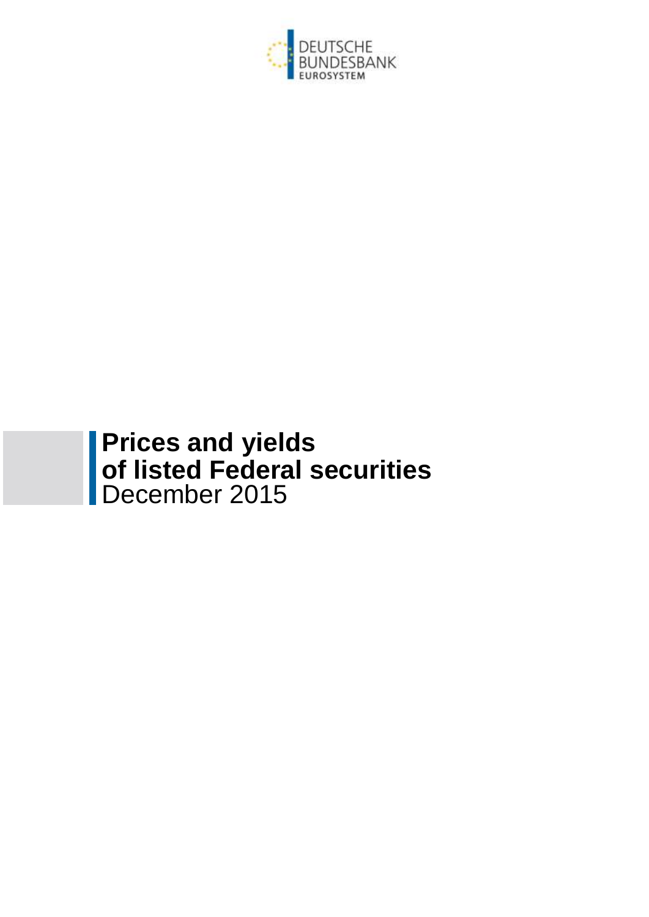DEUTSCHE
BUNDESBANK
EUROSYSTEM

# Prices and yields of listed Federal securities

December 2015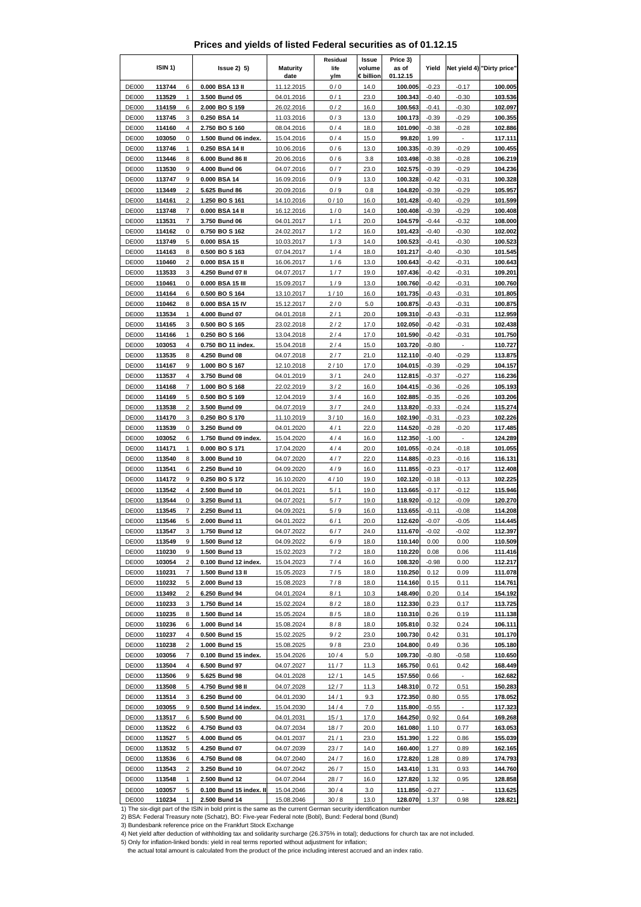# Prices and yields of listed Federal securities as of 01.12.15

| ISIN 1) | | | Issue 2) 5) | Maturity date | Residual life y/m | Issue volume € billion | Price 3) as of 01.12.15 | Yield | Net yield 4) | "Dirty price" |
|---|---|---|---|---|---|---|---|---|---|---|
| DE000 | 113744 | 6 | 0.000 BSA 13 II | 11.12.2015 | 0 / 0 | 14.0 | 100.005 | -0.23 | -0.17 | 100.005 |
| DE000 | 113529 | 1 | 3.500 Bund 05 | 04.01.2016 | 0 / 1 | 23.0 | 100.343 | -0.40 | -0.30 | 103.536 |
| DE000 | 114159 | 6 | 2.000 BO S 159 | 26.02.2016 | 0 / 2 | 16.0 | 100.563 | -0.41 | -0.30 | 102.097 |
| DE000 | 113745 | 3 | 0.250 BSA 14 | 11.03.2016 | 0 / 3 | 13.0 | 100.173 | -0.39 | -0.29 | 100.355 |
| DE000 | 114160 | 4 | 2.750 BO S 160 | 08.04.2016 | 0 / 4 | 18.0 | 101.090 | -0.38 | -0.28 | 102.886 |
| DE000 | 103050 | 0 | 1.500 Bund 06 index. | 15.04.2016 | 0 / 4 | 15.0 | 99.820 | 1.99 | - | 117.111 |
| DE000 | 113746 | 1 | 0.250 BSA 14 II | 10.06.2016 | 0 / 6 | 13.0 | 100.335 | -0.39 | -0.29 | 100.455 |
| DE000 | 113446 | 8 | 6.000 Bund 86 II | 20.06.2016 | 0 / 6 | 3.8 | 103.498 | -0.38 | -0.28 | 106.219 |
| DE000 | 113530 | 9 | 4.000 Bund 06 | 04.07.2016 | 0 / 7 | 23.0 | 102.575 | -0.39 | -0.29 | 104.236 |
| DE000 | 113747 | 9 | 0.000 BSA 14 | 16.09.2016 | 0 / 9 | 13.0 | 100.328 | -0.42 | -0.31 | 100.328 |
| DE000 | 113449 | 2 | 5.625 Bund 86 | 20.09.2016 | 0 / 9 | 0.8 | 104.820 | -0.39 | -0.29 | 105.957 |
| DE000 | 114161 | 2 | 1.250 BO S 161 | 14.10.2016 | 0 / 10 | 16.0 | 101.428 | -0.40 | -0.29 | 101.599 |
| DE000 | 113748 | 7 | 0.000 BSA 14 II | 16.12.2016 | 1 / 0 | 14.0 | 100.408 | -0.39 | -0.29 | 100.408 |
| DE000 | 113531 | 7 | 3.750 Bund 06 | 04.01.2017 | 1 / 1 | 20.0 | 104.579 | -0.44 | -0.32 | 108.000 |
| DE000 | 114162 | 0 | 0.750 BO S 162 | 24.02.2017 | 1 / 2 | 16.0 | 101.423 | -0.40 | -0.30 | 102.002 |
| DE000 | 113749 | 5 | 0.000 BSA 15 | 10.03.2017 | 1 / 3 | 14.0 | 100.523 | -0.41 | -0.30 | 100.523 |
| DE000 | 114163 | 8 | 0.500 BO S 163 | 07.04.2017 | 1 / 4 | 18.0 | 101.217 | -0.40 | -0.30 | 101.545 |
| DE000 | 110460 | 2 | 0.000 BSA 15 II | 16.06.2017 | 1 / 6 | 13.0 | 100.643 | -0.42 | -0.31 | 100.643 |
| DE000 | 113533 | 3 | 4.250 Bund 07 II | 04.07.2017 | 1 / 7 | 19.0 | 107.436 | -0.42 | -0.31 | 109.201 |
| DE000 | 110461 | 0 | 0.000 BSA 15 III | 15.09.2017 | 1 / 9 | 13.0 | 100.760 | -0.42 | -0.31 | 100.760 |
| DE000 | 114164 | 6 | 0.500 BO S 164 | 13.10.2017 | 1 / 10 | 16.0 | 101.735 | -0.43 | -0.31 | 101.805 |
| DE000 | 110462 | 8 | 0.000 BSA 15 IV | 15.12.2017 | 2 / 0 | 5.0 | 100.875 | -0.43 | -0.31 | 100.875 |
| DE000 | 113534 | 1 | 4.000 Bund 07 | 04.01.2018 | 2 / 1 | 20.0 | 109.310 | -0.43 | -0.31 | 112.959 |
| DE000 | 114165 | 3 | 0.500 BO S 165 | 23.02.2018 | 2 / 2 | 17.0 | 102.050 | -0.42 | -0.31 | 102.438 |
| DE000 | 114166 | 1 | 0.250 BO S 166 | 13.04.2018 | 2 / 4 | 17.0 | 101.590 | -0.42 | -0.31 | 101.750 |
| DE000 | 103053 | 4 | 0.750 BO 11 index. | 15.04.2018 | 2 / 4 | 15.0 | 103.720 | -0.80 | - | 110.727 |
| DE000 | 113535 | 8 | 4.250 Bund 08 | 04.07.2018 | 2 / 7 | 21.0 | 112.110 | -0.40 | -0.29 | 113.875 |
| DE000 | 114167 | 9 | 1.000 BO S 167 | 12.10.2018 | 2 / 10 | 17.0 | 104.015 | -0.39 | -0.29 | 104.157 |
| DE000 | 113537 | 4 | 3.750 Bund 08 | 04.01.2019 | 3 / 1 | 24.0 | 112.815 | -0.37 | -0.27 | 116.236 |
| DE000 | 114168 | 7 | 1.000 BO S 168 | 22.02.2019 | 3 / 2 | 16.0 | 104.415 | -0.36 | -0.26 | 105.193 |
| DE000 | 114169 | 5 | 0.500 BO S 169 | 12.04.2019 | 3 / 4 | 16.0 | 102.885 | -0.35 | -0.26 | 103.206 |
| DE000 | 113538 | 2 | 3.500 Bund 09 | 04.07.2019 | 3 / 7 | 24.0 | 113.820 | -0.33 | -0.24 | 115.274 |
| DE000 | 114170 | 3 | 0.250 BO S 170 | 11.10.2019 | 3 / 10 | 16.0 | 102.190 | -0.31 | -0.23 | 102.226 |
| DE000 | 113539 | 0 | 3.250 Bund 09 | 04.01.2020 | 4 / 1 | 22.0 | 114.520 | -0.28 | -0.20 | 117.485 |
| DE000 | 103052 | 6 | 1.750 Bund 09 index. | 15.04.2020 | 4 / 4 | 16.0 | 112.350 | -1.00 | - | 124.289 |
| DE000 | 114171 | 1 | 0.000 BO S 171 | 17.04.2020 | 4 / 4 | 20.0 | 101.055 | -0.24 | -0.18 | 101.055 |
| DE000 | 113540 | 8 | 3.000 Bund 10 | 04.07.2020 | 4 / 7 | 22.0 | 114.885 | -0.23 | -0.16 | 116.131 |
| DE000 | 113541 | 6 | 2.250 Bund 10 | 04.09.2020 | 4 / 9 | 16.0 | 111.855 | -0.23 | -0.17 | 112.408 |
| DE000 | 114172 | 9 | 0.250 BO S 172 | 16.10.2020 | 4 / 10 | 19.0 | 102.120 | -0.18 | -0.13 | 102.225 |
| DE000 | 113542 | 4 | 2.500 Bund 10 | 04.01.2021 | 5 / 1 | 19.0 | 113.665 | -0.17 | -0.12 | 115.946 |
| DE000 | 113544 | 0 | 3.250 Bund 11 | 04.07.2021 | 5 / 7 | 19.0 | 118.920 | -0.12 | -0.09 | 120.270 |
| DE000 | 113545 | 7 | 2.250 Bund 11 | 04.09.2021 | 5 / 9 | 16.0 | 113.655 | -0.11 | -0.08 | 114.208 |
| DE000 | 113546 | 5 | 2.000 Bund 11 | 04.01.2022 | 6 / 1 | 20.0 | 112.620 | -0.07 | -0.05 | 114.445 |
| DE000 | 113547 | 3 | 1.750 Bund 12 | 04.07.2022 | 6 / 7 | 24.0 | 111.670 | -0.02 | -0.02 | 112.397 |
| DE000 | 113549 | 9 | 1.500 Bund 12 | 04.09.2022 | 6 / 9 | 18.0 | 110.140 | 0.00 | 0.00 | 110.509 |
| DE000 | 110230 | 9 | 1.500 Bund 13 | 15.02.2023 | 7 / 2 | 18.0 | 110.220 | 0.08 | 0.06 | 111.416 |
| DE000 | 103054 | 2 | 0.100 Bund 12 index. | 15.04.2023 | 7 / 4 | 16.0 | 108.320 | -0.98 | 0.00 | 112.217 |
| DE000 | 110231 | 7 | 1.500 Bund 13 II | 15.05.2023 | 7 / 5 | 18.0 | 110.250 | 0.12 | 0.09 | 111.078 |
| DE000 | 110232 | 5 | 2.000 Bund 13 | 15.08.2023 | 7 / 8 | 18.0 | 114.160 | 0.15 | 0.11 | 114.761 |
| DE000 | 113492 | 2 | 6.250 Bund 94 | 04.01.2024 | 8 / 1 | 10.3 | 148.490 | 0.20 | 0.14 | 154.192 |
| DE000 | 110233 | 3 | 1.750 Bund 14 | 15.02.2024 | 8 / 2 | 18.0 | 112.330 | 0.23 | 0.17 | 113.725 |
| DE000 | 110235 | 8 | 1.500 Bund 14 | 15.05.2024 | 8 / 5 | 18.0 | 110.310 | 0.26 | 0.19 | 111.138 |
| DE000 | 110236 | 6 | 1.000 Bund 14 | 15.08.2024 | 8 / 8 | 18.0 | 105.810 | 0.32 | 0.24 | 106.111 |
| DE000 | 110237 | 4 | 0.500 Bund 15 | 15.02.2025 | 9 / 2 | 23.0 | 100.730 | 0.42 | 0.31 | 101.170 |
| DE000 | 110238 | 2 | 1.000 Bund 15 | 15.08.2025 | 9 / 8 | 23.0 | 104.800 | 0.49 | 0.36 | 105.180 |
| DE000 | 103056 | 7 | 0.100 Bund 15 index. | 15.04.2026 | 10 / 4 | 5.0 | 109.730 | -0.80 | -0.58 | 110.650 |
| DE000 | 113504 | 4 | 6.500 Bund 97 | 04.07.2027 | 11 / 7 | 11.3 | 165.750 | 0.61 | 0.42 | 168.449 |
| DE000 | 113506 | 9 | 5.625 Bund 98 | 04.01.2028 | 12 / 1 | 14.5 | 157.550 | 0.66 | - | 162.682 |
| DE000 | 113508 | 5 | 4.750 Bund 98 II | 04.07.2028 | 12 / 7 | 11.3 | 148.310 | 0.72 | 0.51 | 150.283 |
| DE000 | 113514 | 3 | 6.250 Bund 00 | 04.01.2030 | 14 / 1 | 9.3 | 172.350 | 0.80 | 0.55 | 178.052 |
| DE000 | 103055 | 9 | 0.500 Bund 14 index. | 15.04.2030 | 14 / 4 | 7.0 | 115.800 | -0.55 | - | 117.323 |
| DE000 | 113517 | 6 | 5.500 Bund 00 | 04.01.2031 | 15 / 1 | 17.0 | 164.250 | 0.92 | 0.64 | 169.268 |
| DE000 | 113522 | 6 | 4.750 Bund 03 | 04.07.2034 | 18 / 7 | 20.0 | 161.080 | 1.10 | 0.77 | 163.053 |
| DE000 | 113527 | 5 | 4.000 Bund 05 | 04.01.2037 | 21 / 1 | 23.0 | 151.390 | 1.22 | 0.86 | 155.039 |
| DE000 | 113532 | 5 | 4.250 Bund 07 | 04.07.2039 | 23 / 7 | 14.0 | 160.400 | 1.27 | 0.89 | 162.165 |
| DE000 | 113536 | 6 | 4.750 Bund 08 | 04.07.2040 | 24 / 7 | 16.0 | 172.820 | 1.28 | 0.89 | 174.793 |
| DE000 | 113543 | 2 | 3.250 Bund 10 | 04.07.2042 | 26 / 7 | 15.0 | 143.410 | 1.31 | 0.93 | 144.760 |
| DE000 | 113548 | 1 | 2.500 Bund 12 | 04.07.2044 | 28 / 7 | 16.0 | 127.820 | 1.32 | 0.95 | 128.858 |
| DE000 | 103057 | 5 | 0.100 Bund 15 index. II | 15.04.2046 | 30 / 4 | 3.0 | 111.850 | -0.27 | - | 113.625 |
| DE000 | 110234 | 1 | 2.500 Bund 14 | 15.08.2046 | 30 / 8 | 13.0 | 128.070 | 1.37 | 0.98 | 128.821 |

1) The six-digit part of the ISIN in bold print is the same as the current German security identification number

2) BSA: Federal Treasury note (Schatz), BO: Five-year Federal note (Bobl), Bund: Federal bond (Bund)

3) Bundesbank reference price on the Frankfurt Stock Exchange

4) Net yield after deduction of withholding tax and solidarity surcharge (26.375% in total); deductions for church tax are not included.

5) Only for inflation-linked bonds: yield in real terms reported without adjustment for inflation;

the actual total amount is calculated from the product of the price including interest accrued and an index ratio.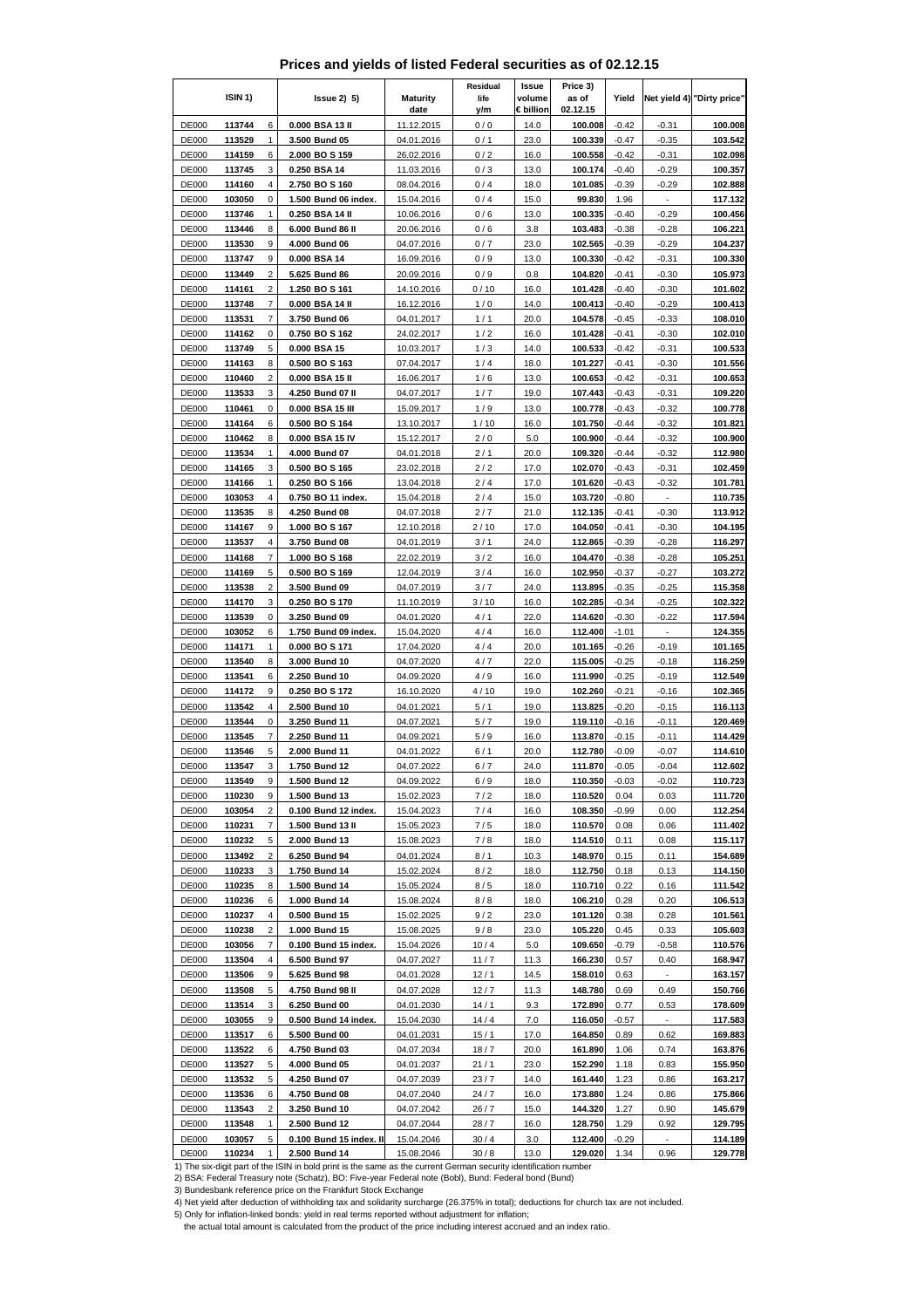# Prices and yields of listed Federal securities as of 02.12.15

| ISIN 1) | | | Issue 2) 5) | Maturity date | Residual life y/m | Issue volume € billion | Price 3) as of 02.12.15 | Yield | Net yield 4) | "Dirty price" |
|---|---|---|---|---|---|---|---|---|---|---|
| DE000 | 113744 | 6 | 0.000 BSA 13 II | 11.12.2015 | 0 / 0 | 14.0 | 100.008 | -0.42 | -0.31 | 100.008 |
| DE000 | 113529 | 1 | 3.500 Bund 05 | 04.01.2016 | 0 / 1 | 23.0 | 100.339 | -0.47 | -0.35 | 103.542 |
| DE000 | 114159 | 6 | 2.000 BO S 159 | 26.02.2016 | 0 / 2 | 16.0 | 100.558 | -0.42 | -0.31 | 102.098 |
| DE000 | 113745 | 3 | 0.250 BSA 14 | 11.03.2016 | 0 / 3 | 13.0 | 100.174 | -0.40 | -0.29 | 100.357 |
| DE000 | 114160 | 4 | 2.750 BO S 160 | 08.04.2016 | 0 / 4 | 18.0 | 101.085 | -0.39 | -0.29 | 102.888 |
| DE000 | 103050 | 0 | 1.500 Bund 06 index. | 15.04.2016 | 0 / 4 | 15.0 | 99.830 | 1.96 | - | 117.132 |
| DE000 | 113746 | 1 | 0.250 BSA 14 II | 10.06.2016 | 0 / 6 | 13.0 | 100.335 | -0.40 | -0.29 | 100.456 |
| DE000 | 113446 | 8 | 6.000 Bund 86 II | 20.06.2016 | 0 / 6 | 3.8 | 103.483 | -0.38 | -0.28 | 106.221 |
| DE000 | 113530 | 9 | 4.000 Bund 06 | 04.07.2016 | 0 / 7 | 23.0 | 102.565 | -0.39 | -0.29 | 104.237 |
| DE000 | 113747 | 9 | 0.000 BSA 14 | 16.09.2016 | 0 / 9 | 13.0 | 100.330 | -0.42 | -0.31 | 100.330 |
| DE000 | 113449 | 2 | 5.625 Bund 86 | 20.09.2016 | 0 / 9 | 0.8 | 104.820 | -0.41 | -0.30 | 105.973 |
| DE000 | 114161 | 2 | 1.250 BO S 161 | 14.10.2016 | 0 / 10 | 16.0 | 101.428 | -0.40 | -0.30 | 101.602 |
| DE000 | 113748 | 7 | 0.000 BSA 14 II | 16.12.2016 | 1 / 0 | 14.0 | 100.413 | -0.40 | -0.29 | 100.413 |
| DE000 | 113531 | 7 | 3.750 Bund 06 | 04.01.2017 | 1 / 1 | 20.0 | 104.578 | -0.45 | -0.33 | 108.010 |
| DE000 | 114162 | 0 | 0.750 BO S 162 | 24.02.2017 | 1 / 2 | 16.0 | 101.428 | -0.41 | -0.30 | 102.010 |
| DE000 | 113749 | 5 | 0.000 BSA 15 | 10.03.2017 | 1 / 3 | 14.0 | 100.533 | -0.42 | -0.31 | 100.533 |
| DE000 | 114163 | 8 | 0.500 BO S 163 | 07.04.2017 | 1 / 4 | 18.0 | 101.227 | -0.41 | -0.30 | 101.556 |
| DE000 | 110460 | 2 | 0.000 BSA 15 II | 16.06.2017 | 1 / 6 | 13.0 | 100.653 | -0.42 | -0.31 | 100.653 |
| DE000 | 113533 | 3 | 4.250 Bund 07 II | 04.07.2017 | 1 / 7 | 19.0 | 107.443 | -0.43 | -0.31 | 109.220 |
| DE000 | 110461 | 0 | 0.000 BSA 15 III | 15.09.2017 | 1 / 9 | 13.0 | 100.778 | -0.43 | -0.32 | 100.778 |
| DE000 | 114164 | 6 | 0.500 BO S 164 | 13.10.2017 | 1 / 10 | 16.0 | 101.750 | -0.44 | -0.32 | 101.821 |
| DE000 | 110462 | 8 | 0.000 BSA 15 IV | 15.12.2017 | 2 / 0 | 5.0 | 100.900 | -0.44 | -0.32 | 100.900 |
| DE000 | 113534 | 1 | 4.000 Bund 07 | 04.01.2018 | 2 / 1 | 20.0 | 109.320 | -0.44 | -0.32 | 112.980 |
| DE000 | 114165 | 3 | 0.500 BO S 165 | 23.02.2018 | 2 / 2 | 17.0 | 102.070 | -0.43 | -0.31 | 102.459 |
| DE000 | 114166 | 1 | 0.250 BO S 166 | 13.04.2018 | 2 / 4 | 17.0 | 101.620 | -0.43 | -0.32 | 101.781 |
| DE000 | 103053 | 4 | 0.750 BO 11 index. | 15.04.2018 | 2 / 4 | 15.0 | 103.720 | -0.80 | - | 110.735 |
| DE000 | 113535 | 8 | 4.250 Bund 08 | 04.07.2018 | 2 / 7 | 21.0 | 112.135 | -0.41 | -0.30 | 113.912 |
| DE000 | 114167 | 9 | 1.000 BO S 167 | 12.10.2018 | 2 / 10 | 17.0 | 104.050 | -0.41 | -0.30 | 104.195 |
| DE000 | 113537 | 4 | 3.750 Bund 08 | 04.01.2019 | 3 / 1 | 24.0 | 112.865 | -0.39 | -0.28 | 116.297 |
| DE000 | 114168 | 7 | 1.000 BO S 168 | 22.02.2019 | 3 / 2 | 16.0 | 104.470 | -0.38 | -0.28 | 105.251 |
| DE000 | 114169 | 5 | 0.500 BO S 169 | 12.04.2019 | 3 / 4 | 16.0 | 102.950 | -0.37 | -0.27 | 103.272 |
| DE000 | 113538 | 2 | 3.500 Bund 09 | 04.07.2019 | 3 / 7 | 24.0 | 113.895 | -0.35 | -0.25 | 115.358 |
| DE000 | 114170 | 3 | 0.250 BO S 170 | 11.10.2019 | 3 / 10 | 16.0 | 102.285 | -0.34 | -0.25 | 102.322 |
| DE000 | 113539 | 0 | 3.250 Bund 09 | 04.01.2020 | 4 / 1 | 22.0 | 114.620 | -0.30 | -0.22 | 117.594 |
| DE000 | 103052 | 6 | 1.750 Bund 09 index. | 15.04.2020 | 4 / 4 | 16.0 | 112.400 | -1.01 | - | 124.355 |
| DE000 | 114171 | 1 | 0.000 BO S 171 | 17.04.2020 | 4 / 4 | 20.0 | 101.165 | -0.26 | -0.19 | 101.165 |
| DE000 | 113540 | 8 | 3.000 Bund 10 | 04.07.2020 | 4 / 7 | 22.0 | 115.005 | -0.25 | -0.18 | 116.259 |
| DE000 | 113541 | 6 | 2.250 Bund 10 | 04.09.2020 | 4 / 9 | 16.0 | 111.990 | -0.25 | -0.19 | 112.549 |
| DE000 | 114172 | 9 | 0.250 BO S 172 | 16.10.2020 | 4 / 10 | 19.0 | 102.260 | -0.21 | -0.16 | 102.365 |
| DE000 | 113542 | 4 | 2.500 Bund 10 | 04.01.2021 | 5 / 1 | 19.0 | 113.825 | -0.20 | -0.15 | 116.113 |
| DE000 | 113544 | 0 | 3.250 Bund 11 | 04.07.2021 | 5 / 7 | 19.0 | 119.110 | -0.16 | -0.11 | 120.469 |
| DE000 | 113545 | 7 | 2.250 Bund 11 | 04.09.2021 | 5 / 9 | 16.0 | 113.870 | -0.15 | -0.11 | 114.429 |
| DE000 | 113546 | 5 | 2.000 Bund 11 | 04.01.2022 | 6 / 1 | 20.0 | 112.780 | -0.09 | -0.07 | 114.610 |
| DE000 | 113547 | 3 | 1.750 Bund 12 | 04.07.2022 | 6 / 7 | 24.0 | 111.870 | -0.05 | -0.04 | 112.602 |
| DE000 | 113549 | 9 | 1.500 Bund 12 | 04.09.2022 | 6 / 9 | 18.0 | 110.350 | -0.03 | -0.02 | 110.723 |
| DE000 | 110230 | 9 | 1.500 Bund 13 | 15.02.2023 | 7 / 2 | 18.0 | 110.520 | 0.04 | 0.03 | 111.720 |
| DE000 | 103054 | 2 | 0.100 Bund 12 index. | 15.04.2023 | 7 / 4 | 16.0 | 108.350 | -0.99 | 0.00 | 112.254 |
| DE000 | 110231 | 7 | 1.500 Bund 13 II | 15.05.2023 | 7 / 5 | 18.0 | 110.570 | 0.08 | 0.06 | 111.402 |
| DE000 | 110232 | 5 | 2.000 Bund 13 | 15.08.2023 | 7 / 8 | 18.0 | 114.510 | 0.11 | 0.08 | 115.117 |
| DE000 | 113492 | 2 | 6.250 Bund 94 | 04.01.2024 | 8 / 1 | 10.3 | 148.970 | 0.15 | 0.11 | 154.689 |
| DE000 | 110233 | 3 | 1.750 Bund 14 | 15.02.2024 | 8 / 2 | 18.0 | 112.750 | 0.18 | 0.13 | 114.150 |
| DE000 | 110235 | 8 | 1.500 Bund 14 | 15.05.2024 | 8 / 5 | 18.0 | 110.710 | 0.22 | 0.16 | 111.542 |
| DE000 | 110236 | 6 | 1.000 Bund 14 | 15.08.2024 | 8 / 8 | 18.0 | 106.210 | 0.28 | 0.20 | 106.513 |
| DE000 | 110237 | 4 | 0.500 Bund 15 | 15.02.2025 | 9 / 2 | 23.0 | 101.120 | 0.38 | 0.28 | 101.561 |
| DE000 | 110238 | 2 | 1.000 Bund 15 | 15.08.2025 | 9 / 8 | 23.0 | 105.220 | 0.45 | 0.33 | 105.603 |
| DE000 | 103056 | 7 | 0.100 Bund 15 index. | 15.04.2026 | 10 / 4 | 5.0 | 109.650 | -0.79 | -0.58 | 110.576 |
| DE000 | 113504 | 4 | 6.500 Bund 97 | 04.07.2027 | 11 / 7 | 11.3 | 166.230 | 0.57 | 0.40 | 168.947 |
| DE000 | 113506 | 9 | 5.625 Bund 98 | 04.01.2028 | 12 / 1 | 14.5 | 158.010 | 0.63 | - | 163.157 |
| DE000 | 113508 | 5 | 4.750 Bund 98 II | 04.07.2028 | 12 / 7 | 11.3 | 148.780 | 0.69 | 0.49 | 150.766 |
| DE000 | 113514 | 3 | 6.250 Bund 00 | 04.01.2030 | 14 / 1 | 9.3 | 172.890 | 0.77 | 0.53 | 178.609 |
| DE000 | 103055 | 9 | 0.500 Bund 14 index. | 15.04.2030 | 14 / 4 | 7.0 | 116.050 | -0.57 | - | 117.583 |
| DE000 | 113517 | 6 | 5.500 Bund 00 | 04.01.2031 | 15 / 1 | 17.0 | 164.850 | 0.89 | 0.62 | 169.883 |
| DE000 | 113522 | 6 | 4.750 Bund 03 | 04.07.2034 | 18 / 7 | 20.0 | 161.890 | 1.06 | 0.74 | 163.876 |
| DE000 | 113527 | 5 | 4.000 Bund 05 | 04.01.2037 | 21 / 1 | 23.0 | 152.290 | 1.18 | 0.83 | 155.950 |
| DE000 | 113532 | 5 | 4.250 Bund 07 | 04.07.2039 | 23 / 7 | 14.0 | 161.440 | 1.23 | 0.86 | 163.217 |
| DE000 | 113536 | 6 | 4.750 Bund 08 | 04.07.2040 | 24 / 7 | 16.0 | 173.880 | 1.24 | 0.86 | 175.866 |
| DE000 | 113543 | 2 | 3.250 Bund 10 | 04.07.2042 | 26 / 7 | 15.0 | 144.320 | 1.27 | 0.90 | 145.679 |
| DE000 | 113548 | 1 | 2.500 Bund 12 | 04.07.2044 | 28 / 7 | 16.0 | 128.750 | 1.29 | 0.92 | 129.795 |
| DE000 | 103057 | 5 | 0.100 Bund 15 index. II | 15.04.2046 | 30 / 4 | 3.0 | 112.400 | -0.29 | - | 114.189 |
| DE000 | 110234 | 1 | 2.500 Bund 14 | 15.08.2046 | 30 / 8 | 13.0 | 129.020 | 1.34 | 0.96 | 129.778 |

1) The six-digit part of the ISIN in bold print is the same as the current German security identification number

2) BSA: Federal Treasury note (Schatz), BO: Five-year Federal note (Bobl), Bund: Federal bond (Bund)

3) Bundesbank reference price on the Frankfurt Stock Exchange

4) Net yield after deduction of withholding tax and solidarity surcharge (26.375% in total); deductions for church tax are not included.

5) Only for inflation-linked bonds: yield in real terms reported without adjustment for inflation;
the actual total amount is calculated from the product of the price including interest accrued and an index ratio.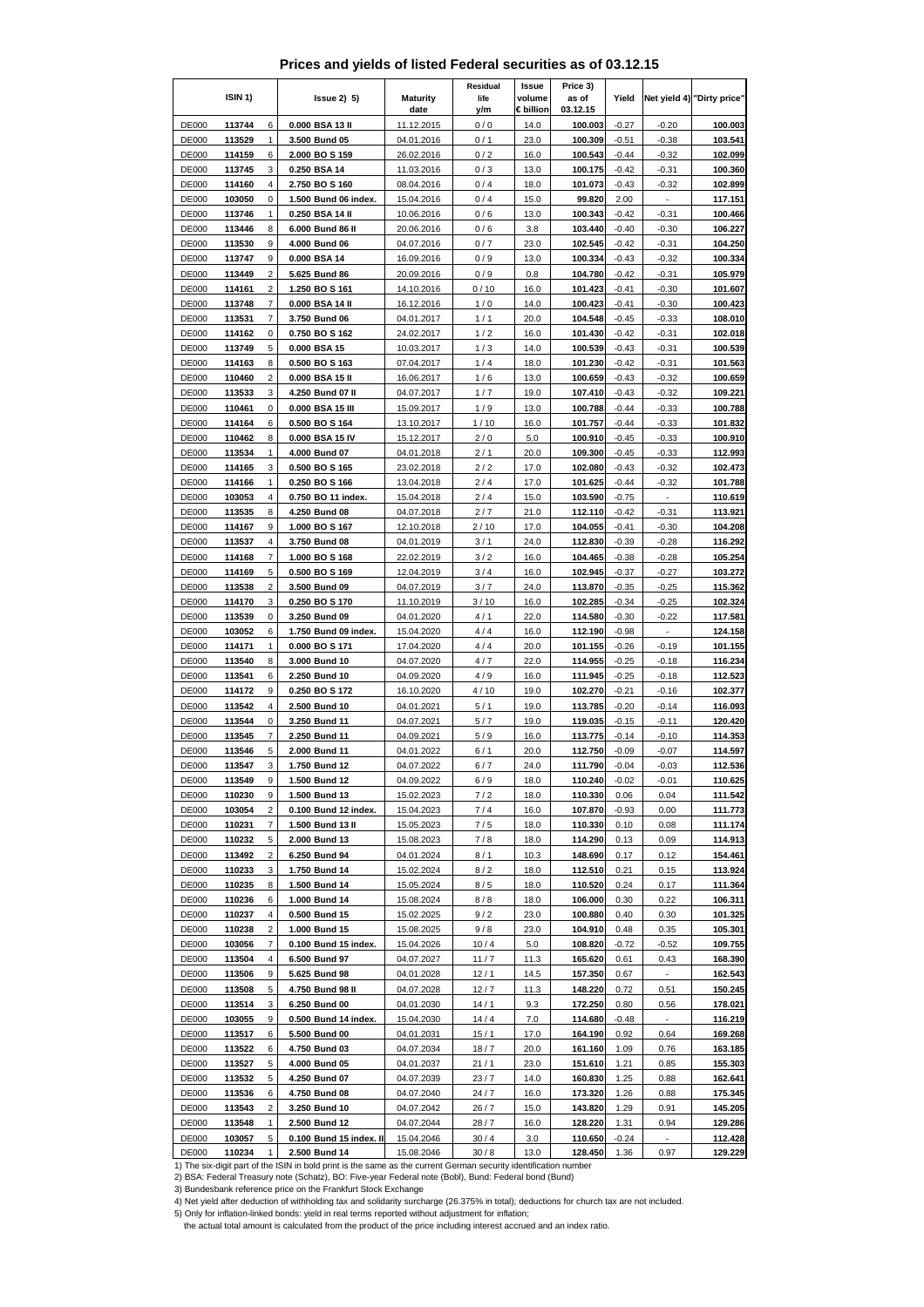# Prices and yields of listed Federal securities as of 03.12.15

| ISIN 1) | | | Issue 2) 5) | Maturity date | Residual life y/m | Issue volume € billion | Price 3) as of 03.12.15 | Yield | Net yield 4) | "Dirty price" |
|---|---|---|---|---|---|---|---|---|---|---|
| DE000 | **113744** | 6 | **0.000 BSA 13 II** | 11.12.2015 | 0 / 0 | 14.0 | **100.003** | -0.27 | -0.20 | **100.003** |
| DE000 | **113529** | 1 | **3.500 Bund 05** | 04.01.2016 | 0 / 1 | 23.0 | **100.309** | -0.51 | -0.38 | **103.541** |
| DE000 | **114159** | 6 | **2.000 BO S 159** | 26.02.2016 | 0 / 2 | 16.0 | **100.543** | -0.44 | -0.32 | **102.099** |
| DE000 | **113745** | 3 | **0.250 BSA 14** | 11.03.2016 | 0 / 3 | 13.0 | **100.175** | -0.42 | -0.31 | **100.360** |
| DE000 | **114160** | 4 | **2.750 BO S 160** | 08.04.2016 | 0 / 4 | 18.0 | **101.073** | -0.43 | -0.32 | **102.899** |
| DE000 | **103050** | 0 | **1.500 Bund 06 index.** | 15.04.2016 | 0 / 4 | 15.0 | **99.820** | 2.00 | - | **117.151** |
| DE000 | **113746** | 1 | **0.250 BSA 14 II** | 10.06.2016 | 0 / 6 | 13.0 | **100.343** | -0.42 | -0.31 | **100.466** |
| DE000 | **113446** | 8 | **6.000 Bund 86 II** | 20.06.2016 | 0 / 6 | 3.8 | **103.440** | -0.40 | -0.30 | **106.227** |
| DE000 | **113530** | 9 | **4.000 Bund 06** | 04.07.2016 | 0 / 7 | 23.0 | **102.545** | -0.42 | -0.31 | **104.250** |
| DE000 | **113747** | 9 | **0.000 BSA 14** | 16.09.2016 | 0 / 9 | 13.0 | **100.334** | -0.43 | -0.32 | **100.334** |
| DE000 | **113449** | 2 | **5.625 Bund 86** | 20.09.2016 | 0 / 9 | 0.8 | **104.780** | -0.42 | -0.31 | **105.979** |
| DE000 | **114161** | 2 | **1.250 BO S 161** | 14.10.2016 | 0 / 10 | 16.0 | **101.423** | -0.41 | -0.30 | **101.607** |
| DE000 | **113748** | 7 | **0.000 BSA 14 II** | 16.12.2016 | 1 / 0 | 14.0 | **100.423** | -0.41 | -0.30 | **100.423** |
| DE000 | **113531** | 7 | **3.750 Bund 06** | 04.01.2017 | 1 / 1 | 20.0 | **104.548** | -0.45 | -0.33 | **108.010** |
| DE000 | **114162** | 0 | **0.750 BO S 162** | 24.02.2017 | 1 / 2 | 16.0 | **101.430** | -0.42 | -0.31 | **102.018** |
| DE000 | **113749** | 5 | **0.000 BSA 15** | 10.03.2017 | 1 / 3 | 14.0 | **100.539** | -0.43 | -0.31 | **100.539** |
| DE000 | **114163** | 8 | **0.500 BO S 163** | 07.04.2017 | 1 / 4 | 18.0 | **101.230** | -0.42 | -0.31 | **101.563** |
| DE000 | **110460** | 2 | **0.000 BSA 15 II** | 16.06.2017 | 1 / 6 | 13.0 | **100.659** | -0.43 | -0.32 | **100.659** |
| DE000 | **113533** | 3 | **4.250 Bund 07 II** | 04.07.2017 | 1 / 7 | 19.0 | **107.410** | -0.43 | -0.32 | **109.221** |
| DE000 | **110461** | 0 | **0.000 BSA 15 III** | 15.09.2017 | 1 / 9 | 13.0 | **100.788** | -0.44 | -0.33 | **100.788** |
| DE000 | **114164** | 6 | **0.500 BO S 164** | 13.10.2017 | 1 / 10 | 16.0 | **101.757** | -0.44 | -0.33 | **101.832** |
| DE000 | **110462** | 8 | **0.000 BSA 15 IV** | 15.12.2017 | 2 / 0 | 5.0 | **100.910** | -0.45 | -0.33 | **100.910** |
| DE000 | **113534** | 1 | **4.000 Bund 07** | 04.01.2018 | 2 / 1 | 20.0 | **109.300** | -0.45 | -0.33 | **112.993** |
| DE000 | **114165** | 3 | **0.500 BO S 165** | 23.02.2018 | 2 / 2 | 17.0 | **102.080** | -0.43 | -0.32 | **102.473** |
| DE000 | **114166** | 1 | **0.250 BO S 166** | 13.04.2018 | 2 / 4 | 17.0 | **101.625** | -0.44 | -0.32 | **101.788** |
| DE000 | **103053** | 4 | **0.750 BO 11 index.** | 15.04.2018 | 2 / 4 | 15.0 | **103.590** | -0.75 | - | **110.619** |
| DE000 | **113535** | 8 | **4.250 Bund 08** | 04.07.2018 | 2 / 7 | 21.0 | **112.110** | -0.42 | -0.31 | **113.921** |
| DE000 | **114167** | 9 | **1.000 BO S 167** | 12.10.2018 | 2 / 10 | 17.0 | **104.055** | -0.41 | -0.30 | **104.208** |
| DE000 | **113537** | 4 | **3.750 Bund 08** | 04.01.2019 | 3 / 1 | 24.0 | **112.830** | -0.39 | -0.28 | **116.292** |
| DE000 | **114168** | 7 | **1.000 BO S 168** | 22.02.2019 | 3 / 2 | 16.0 | **104.465** | -0.38 | -0.28 | **105.254** |
| DE000 | **114169** | 5 | **0.500 BO S 169** | 12.04.2019 | 3 / 4 | 16.0 | **102.945** | -0.37 | -0.27 | **103.272** |
| DE000 | **113538** | 2 | **3.500 Bund 09** | 04.07.2019 | 3 / 7 | 24.0 | **113.870** | -0.35 | -0.25 | **115.362** |
| DE000 | **114170** | 3 | **0.250 BO S 170** | 11.10.2019 | 3 / 10 | 16.0 | **102.285** | -0.34 | -0.25 | **102.324** |
| DE000 | **113539** | 0 | **3.250 Bund 09** | 04.01.2020 | 4 / 1 | 22.0 | **114.580** | -0.30 | -0.22 | **117.581** |
| DE000 | **103052** | 6 | **1.750 Bund 09 index.** | 15.04.2020 | 4 / 4 | 16.0 | **112.190** | -0.98 | - | **124.158** |
| DE000 | **114171** | 1 | **0.000 BO S 171** | 17.04.2020 | 4 / 4 | 20.0 | **101.155** | -0.26 | -0.19 | **101.155** |
| DE000 | **113540** | 8 | **3.000 Bund 10** | 04.07.2020 | 4 / 7 | 22.0 | **114.955** | -0.25 | -0.18 | **116.234** |
| DE000 | **113541** | 6 | **2.250 Bund 10** | 04.09.2020 | 4 / 9 | 16.0 | **111.945** | -0.25 | -0.18 | **112.523** |
| DE000 | **114172** | 9 | **0.250 BO S 172** | 16.10.2020 | 4 / 10 | 19.0 | **102.270** | -0.21 | -0.16 | **102.377** |
| DE000 | **113542** | 4 | **2.500 Bund 10** | 04.01.2021 | 5 / 1 | 19.0 | **113.785** | -0.20 | -0.14 | **116.093** |
| DE000 | **113544** | 0 | **3.250 Bund 11** | 04.07.2021 | 5 / 7 | 19.0 | **119.035** | -0.15 | -0.11 | **120.420** |
| DE000 | **113545** | 7 | **2.250 Bund 11** | 04.09.2021 | 5 / 9 | 16.0 | **113.775** | -0.14 | -0.10 | **114.353** |
| DE000 | **113546** | 5 | **2.000 Bund 11** | 04.01.2022 | 6 / 1 | 20.0 | **112.750** | -0.09 | -0.07 | **114.597** |
| DE000 | **113547** | 3 | **1.750 Bund 12** | 04.07.2022 | 6 / 7 | 24.0 | **111.790** | -0.04 | -0.03 | **112.536** |
| DE000 | **113549** | 9 | **1.500 Bund 12** | 04.09.2022 | 6 / 9 | 18.0 | **110.240** | -0.02 | -0.01 | **110.625** |
| DE000 | **110230** | 9 | **1.500 Bund 13** | 15.02.2023 | 7 / 2 | 18.0 | **110.330** | 0.06 | 0.04 | **111.542** |
| DE000 | **103054** | 2 | **0.100 Bund 12 index.** | 15.04.2023 | 7 / 4 | 16.0 | **107.870** | -0.93 | 0.00 | **111.773** |
| DE000 | **110231** | 7 | **1.500 Bund 13 II** | 15.05.2023 | 7 / 5 | 18.0 | **110.330** | 0.10 | 0.08 | **111.174** |
| DE000 | **110232** | 5 | **2.000 Bund 13** | 15.08.2023 | 7 / 8 | 18.0 | **114.290** | 0.13 | 0.09 | **114.913** |
| DE000 | **113492** | 2 | **6.250 Bund 94** | 04.01.2024 | 8 / 1 | 10.3 | **148.690** | 0.17 | 0.12 | **154.461** |
| DE000 | **110233** | 3 | **1.750 Bund 14** | 15.02.2024 | 8 / 2 | 18.0 | **112.510** | 0.21 | 0.15 | **113.924** |
| DE000 | **110235** | 8 | **1.500 Bund 14** | 15.05.2024 | 8 / 5 | 18.0 | **110.520** | 0.24 | 0.17 | **111.364** |
| DE000 | **110236** | 6 | **1.000 Bund 14** | 15.08.2024 | 8 / 8 | 18.0 | **106.000** | 0.30 | 0.22 | **106.311** |
| DE000 | **110237** | 4 | **0.500 Bund 15** | 15.02.2025 | 9 / 2 | 23.0 | **100.880** | 0.40 | 0.30 | **101.325** |
| DE000 | **110238** | 2 | **1.000 Bund 15** | 15.08.2025 | 9 / 8 | 23.0 | **104.910** | 0.48 | 0.35 | **105.301** |
| DE000 | **103056** | 7 | **0.100 Bund 15 index.** | 15.04.2026 | 10 / 4 | 5.0 | **108.820** | -0.72 | -0.52 | **109.755** |
| DE000 | **113504** | 4 | **6.500 Bund 97** | 04.07.2027 | 11 / 7 | 11.3 | **165.620** | 0.61 | 0.43 | **168.390** |
| DE000 | **113506** | 9 | **5.625 Bund 98** | 04.01.2028 | 12 / 1 | 14.5 | **157.350** | 0.67 | - | **162.543** |
| DE000 | **113508** | 5 | **4.750 Bund 98 II** | 04.07.2028 | 12 / 7 | 11.3 | **148.220** | 0.72 | 0.51 | **150.245** |
| DE000 | **113514** | 3 | **6.250 Bund 00** | 04.01.2030 | 14 / 1 | 9.3 | **172.250** | 0.80 | 0.56 | **178.021** |
| DE000 | **103055** | 9 | **0.500 Bund 14 index.** | 15.04.2030 | 14 / 4 | 7.0 | **114.680** | -0.48 | - | **116.219** |
| DE000 | **113517** | 6 | **5.500 Bund 00** | 04.01.2031 | 15 / 1 | 17.0 | **164.190** | 0.92 | 0.64 | **169.268** |
| DE000 | **113522** | 6 | **4.750 Bund 03** | 04.07.2034 | 18 / 7 | 20.0 | **161.160** | 1.09 | 0.76 | **163.185** |
| DE000 | **113527** | 5 | **4.000 Bund 05** | 04.01.2037 | 21 / 1 | 23.0 | **151.610** | 1.21 | 0.85 | **155.303** |
| DE000 | **113532** | 5 | **4.250 Bund 07** | 04.07.2039 | 23 / 7 | 14.0 | **160.830** | 1.25 | 0.88 | **162.641** |
| DE000 | **113536** | 6 | **4.750 Bund 08** | 04.07.2040 | 24 / 7 | 16.0 | **173.320** | 1.26 | 0.88 | **175.345** |
| DE000 | **113543** | 2 | **3.250 Bund 10** | 04.07.2042 | 26 / 7 | 15.0 | **143.820** | 1.29 | 0.91 | **145.205** |
| DE000 | **113548** | 1 | **2.500 Bund 12** | 04.07.2044 | 28 / 7 | 16.0 | **128.220** | 1.31 | 0.94 | **129.286** |
| DE000 | **103057** | 5 | **0.100 Bund 15 index. II** | 15.04.2046 | 30 / 4 | 3.0 | **110.650** | -0.24 | - | **112.428** |
| DE000 | **110234** | 1 | **2.500 Bund 14** | 15.08.2046 | 30 / 8 | 13.0 | **128.450** | 1.36 | 0.97 | **129.229** |

1) The six-digit part of the ISIN in bold print is the same as the current German security identification number

2) BSA: Federal Treasury note (Schatz), BO: Five-year Federal note (Bobl), Bund: Federal bond (Bund)

3) Bundesbank reference price on the Frankfurt Stock Exchange

4) Net yield after deduction of withholding tax and solidarity surcharge (26.375% in total); deductions for church tax are not included.

5) Only for inflation-linked bonds: yield in real terms reported without adjustment for inflation;

the actual total amount is calculated from the product of the price including interest accrued and an index ratio.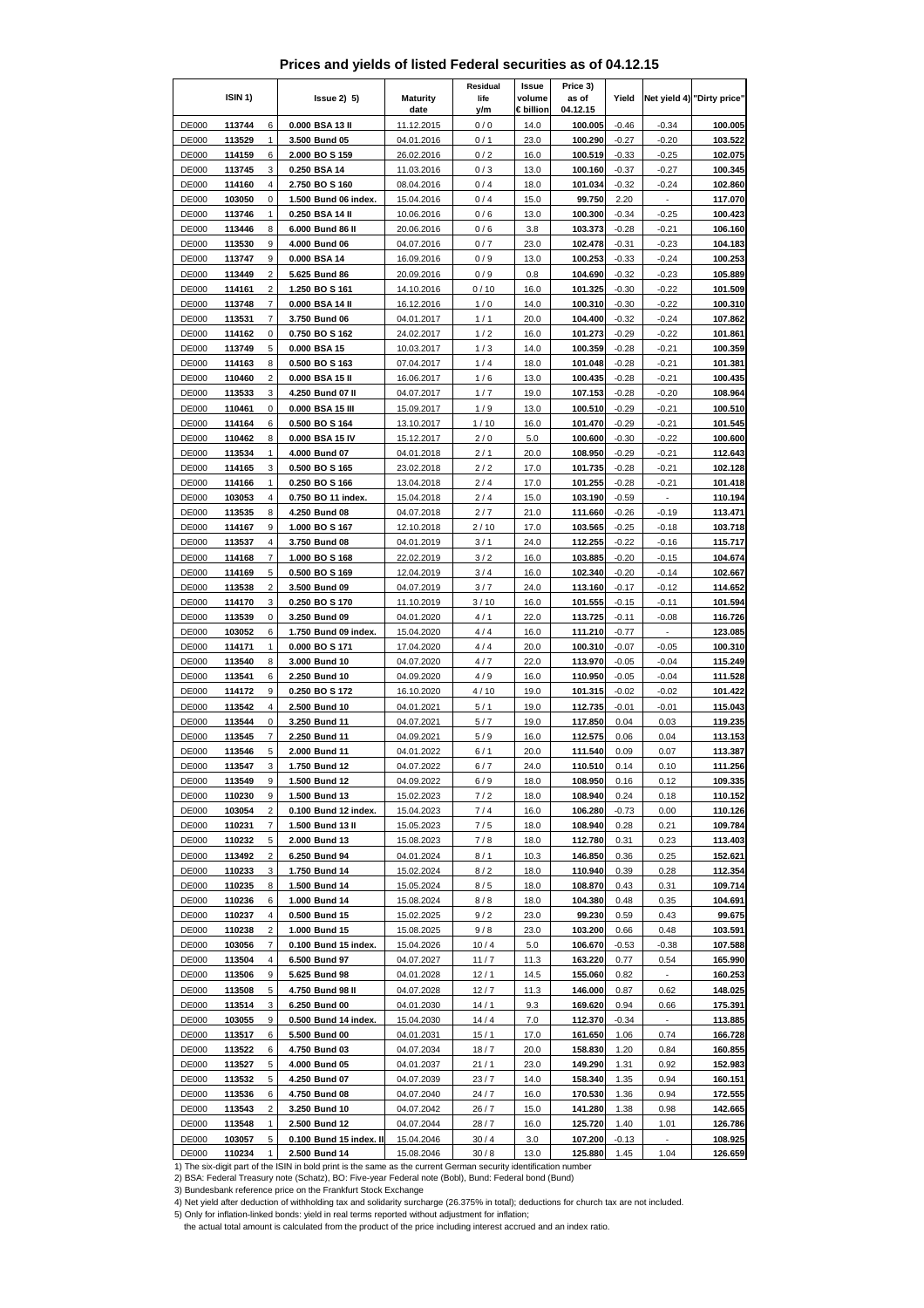# Prices and yields of listed Federal securities as of 04.12.15

| ISIN 1) | | | Issue 2) 5) | Maturity date | Residual life y/m | Issue volume € billion | Price 3) as of 04.12.15 | Yield | Net yield 4) | "Dirty price" |
|---|---|---|---|---|---|---|---|---|---|---|
| DE000 | **113744** | 6 | **0.000 BSA 13 II** | 11.12.2015 | 0 / 0 | 14.0 | **100.005** | -0.46 | -0.34 | **100.005** |
| DE000 | **113529** | 1 | **3.500 Bund 05** | 04.01.2016 | 0 / 1 | 23.0 | **100.290** | -0.27 | -0.20 | **103.522** |
| DE000 | **114159** | 6 | **2.000 BO S 159** | 26.02.2016 | 0 / 2 | 16.0 | **100.519** | -0.33 | -0.25 | **102.075** |
| DE000 | **113745** | 3 | **0.250 BSA 14** | 11.03.2016 | 0 / 3 | 13.0 | **100.160** | -0.37 | -0.27 | **100.345** |
| DE000 | **114160** | 4 | **2.750 BO S 160** | 08.04.2016 | 0 / 4 | 18.0 | **101.034** | -0.32 | -0.24 | **102.860** |
| DE000 | **103050** | 0 | **1.500 Bund 06 index.** | 15.04.2016 | 0 / 4 | 15.0 | **99.750** | 2.20 | - | **117.070** |
| DE000 | **113746** | 1 | **0.250 BSA 14 II** | 10.06.2016 | 0 / 6 | 13.0 | **100.300** | -0.34 | -0.25 | **100.423** |
| DE000 | **113446** | 8 | **6.000 Bund 86 II** | 20.06.2016 | 0 / 6 | 3.8 | **103.373** | -0.28 | -0.21 | **106.160** |
| DE000 | **113530** | 9 | **4.000 Bund 06** | 04.07.2016 | 0 / 7 | 23.0 | **102.478** | -0.31 | -0.23 | **104.183** |
| DE000 | **113747** | 9 | **0.000 BSA 14** | 16.09.2016 | 0 / 9 | 13.0 | **100.253** | -0.33 | -0.24 | **100.253** |
| DE000 | **113449** | 2 | **5.625 Bund 86** | 20.09.2016 | 0 / 9 | 0.8 | **104.690** | -0.32 | -0.23 | **105.889** |
| DE000 | **114161** | 2 | **1.250 BO S 161** | 14.10.2016 | 0 / 10 | 16.0 | **101.325** | -0.30 | -0.22 | **101.509** |
| DE000 | **113748** | 7 | **0.000 BSA 14 II** | 16.12.2016 | 1 / 0 | 14.0 | **100.310** | -0.30 | -0.22 | **100.310** |
| DE000 | **113531** | 7 | **3.750 Bund 06** | 04.01.2017 | 1 / 1 | 20.0 | **104.400** | -0.32 | -0.24 | **107.862** |
| DE000 | **114162** | 0 | **0.750 BO S 162** | 24.02.2017 | 1 / 2 | 16.0 | **101.273** | -0.29 | -0.22 | **101.861** |
| DE000 | **113749** | 5 | **0.000 BSA 15** | 10.03.2017 | 1 / 3 | 14.0 | **100.359** | -0.28 | -0.21 | **100.359** |
| DE000 | **114163** | 8 | **0.500 BO S 163** | 07.04.2017 | 1 / 4 | 18.0 | **101.048** | -0.28 | -0.21 | **101.381** |
| DE000 | **110460** | 2 | **0.000 BSA 15 II** | 16.06.2017 | 1 / 6 | 13.0 | **100.435** | -0.28 | -0.21 | **100.435** |
| DE000 | **113533** | 3 | **4.250 Bund 07 II** | 04.07.2017 | 1 / 7 | 19.0 | **107.153** | -0.28 | -0.20 | **108.964** |
| DE000 | **110461** | 0 | **0.000 BSA 15 III** | 15.09.2017 | 1 / 9 | 13.0 | **100.510** | -0.29 | -0.21 | **100.510** |
| DE000 | **114164** | 6 | **0.500 BO S 164** | 13.10.2017 | 1 / 10 | 16.0 | **101.470** | -0.29 | -0.21 | **101.545** |
| DE000 | **110462** | 8 | **0.000 BSA 15 IV** | 15.12.2017 | 2 / 0 | 5.0 | **100.600** | -0.30 | -0.22 | **100.600** |
| DE000 | **113534** | 1 | **4.000 Bund 07** | 04.01.2018 | 2 / 1 | 20.0 | **108.950** | -0.29 | -0.21 | **112.643** |
| DE000 | **114165** | 3 | **0.500 BO S 165** | 23.02.2018 | 2 / 2 | 17.0 | **101.735** | -0.28 | -0.21 | **102.128** |
| DE000 | **114166** | 1 | **0.250 BO S 166** | 13.04.2018 | 2 / 4 | 17.0 | **101.255** | -0.28 | -0.21 | **101.418** |
| DE000 | **103053** | 4 | **0.750 BO 11 index.** | 15.04.2018 | 2 / 4 | 15.0 | **103.190** | -0.59 | - | **110.194** |
| DE000 | **113535** | 8 | **4.250 Bund 08** | 04.07.2018 | 2 / 7 | 21.0 | **111.660** | -0.26 | -0.19 | **113.471** |
| DE000 | **114167** | 9 | **1.000 BO S 167** | 12.10.2018 | 2 / 10 | 17.0 | **103.565** | -0.25 | -0.18 | **103.718** |
| DE000 | **113537** | 4 | **3.750 Bund 08** | 04.01.2019 | 3 / 1 | 24.0 | **112.255** | -0.22 | -0.16 | **115.717** |
| DE000 | **114168** | 7 | **1.000 BO S 168** | 22.02.2019 | 3 / 2 | 16.0 | **103.885** | -0.20 | -0.15 | **104.674** |
| DE000 | **114169** | 5 | **0.500 BO S 169** | 12.04.2019 | 3 / 4 | 16.0 | **102.340** | -0.20 | -0.14 | **102.667** |
| DE000 | **113538** | 2 | **3.500 Bund 09** | 04.07.2019 | 3 / 7 | 24.0 | **113.160** | -0.17 | -0.12 | **114.652** |
| DE000 | **114170** | 3 | **0.250 BO S 170** | 11.10.2019 | 3 / 10 | 16.0 | **101.555** | -0.15 | -0.11 | **101.594** |
| DE000 | **113539** | 0 | **3.250 Bund 09** | 04.01.2020 | 4 / 1 | 22.0 | **113.725** | -0.11 | -0.08 | **116.726** |
| DE000 | **103052** | 6 | **1.750 Bund 09 index.** | 15.04.2020 | 4 / 4 | 16.0 | **111.210** | -0.77 | - | **123.085** |
| DE000 | **114171** | 1 | **0.000 BO S 171** | 17.04.2020 | 4 / 4 | 20.0 | **100.310** | -0.07 | -0.05 | **100.310** |
| DE000 | **113540** | 8 | **3.000 Bund 10** | 04.07.2020 | 4 / 7 | 22.0 | **113.970** | -0.05 | -0.04 | **115.249** |
| DE000 | **113541** | 6 | **2.250 Bund 10** | 04.09.2020 | 4 / 9 | 16.0 | **110.950** | -0.05 | -0.04 | **111.528** |
| DE000 | **114172** | 9 | **0.250 BO S 172** | 16.10.2020 | 4 / 10 | 19.0 | **101.315** | -0.02 | -0.02 | **101.422** |
| DE000 | **113542** | 4 | **2.500 Bund 10** | 04.01.2021 | 5 / 1 | 19.0 | **112.735** | -0.01 | -0.01 | **115.043** |
| DE000 | **113544** | 0 | **3.250 Bund 11** | 04.07.2021 | 5 / 7 | 19.0 | **117.850** | 0.04 | 0.03 | **119.235** |
| DE000 | **113545** | 7 | **2.250 Bund 11** | 04.09.2021 | 5 / 9 | 16.0 | **112.575** | 0.06 | 0.04 | **113.153** |
| DE000 | **113546** | 5 | **2.000 Bund 11** | 04.01.2022 | 6 / 1 | 20.0 | **111.540** | 0.09 | 0.07 | **113.387** |
| DE000 | **113547** | 3 | **1.750 Bund 12** | 04.07.2022 | 6 / 7 | 24.0 | **110.510** | 0.14 | 0.10 | **111.256** |
| DE000 | **113549** | 9 | **1.500 Bund 12** | 04.09.2022 | 6 / 9 | 18.0 | **108.950** | 0.16 | 0.12 | **109.335** |
| DE000 | **110230** | 9 | **1.500 Bund 13** | 15.02.2023 | 7 / 2 | 18.0 | **108.940** | 0.24 | 0.18 | **110.152** |
| DE000 | **103054** | 2 | **0.100 Bund 12 index.** | 15.04.2023 | 7 / 4 | 16.0 | **106.280** | -0.73 | 0.00 | **110.126** |
| DE000 | **110231** | 7 | **1.500 Bund 13 II** | 15.05.2023 | 7 / 5 | 18.0 | **108.940** | 0.28 | 0.21 | **109.784** |
| DE000 | **110232** | 5 | **2.000 Bund 13** | 15.08.2023 | 7 / 8 | 18.0 | **112.780** | 0.31 | 0.23 | **113.403** |
| DE000 | **113492** | 2 | **6.250 Bund 94** | 04.01.2024 | 8 / 1 | 10.3 | **146.850** | 0.36 | 0.25 | **152.621** |
| DE000 | **110233** | 3 | **1.750 Bund 14** | 15.02.2024 | 8 / 2 | 18.0 | **110.940** | 0.39 | 0.28 | **112.354** |
| DE000 | **110235** | 8 | **1.500 Bund 14** | 15.05.2024 | 8 / 5 | 18.0 | **108.870** | 0.43 | 0.31 | **109.714** |
| DE000 | **110236** | 6 | **1.000 Bund 14** | 15.08.2024 | 8 / 8 | 18.0 | **104.380** | 0.48 | 0.35 | **104.691** |
| DE000 | **110237** | 4 | **0.500 Bund 15** | 15.02.2025 | 9 / 2 | 23.0 | **99.230** | 0.59 | 0.43 | **99.675** |
| DE000 | **110238** | 2 | **1.000 Bund 15** | 15.08.2025 | 9 / 8 | 23.0 | **103.200** | 0.66 | 0.48 | **103.591** |
| DE000 | **103056** | 7 | **0.100 Bund 15 index.** | 15.04.2026 | 10 / 4 | 5.0 | **106.670** | -0.53 | -0.38 | **107.588** |
| DE000 | **113504** | 4 | **6.500 Bund 97** | 04.07.2027 | 11 / 7 | 11.3 | **163.220** | 0.77 | 0.54 | **165.990** |
| DE000 | **113506** | 9 | **5.625 Bund 98** | 04.01.2028 | 12 / 1 | 14.5 | **155.060** | 0.82 | - | **160.253** |
| DE000 | **113508** | 5 | **4.750 Bund 98 II** | 04.07.2028 | 12 / 7 | 11.3 | **146.000** | 0.87 | 0.62 | **148.025** |
| DE000 | **113514** | 3 | **6.250 Bund 00** | 04.01.2030 | 14 / 1 | 9.3 | **169.620** | 0.94 | 0.66 | **175.391** |
| DE000 | **103055** | 9 | **0.500 Bund 14 index.** | 15.04.2030 | 14 / 4 | 7.0 | **112.370** | -0.34 | - | **113.885** |
| DE000 | **113517** | 6 | **5.500 Bund 00** | 04.01.2031 | 15 / 1 | 17.0 | **161.650** | 1.06 | 0.74 | **166.728** |
| DE000 | **113522** | 6 | **4.750 Bund 03** | 04.07.2034 | 18 / 7 | 20.0 | **158.830** | 1.20 | 0.84 | **160.855** |
| DE000 | **113527** | 5 | **4.000 Bund 05** | 04.01.2037 | 21 / 1 | 23.0 | **149.290** | 1.31 | 0.92 | **152.983** |
| DE000 | **113532** | 5 | **4.250 Bund 07** | 04.07.2039 | 23 / 7 | 14.0 | **158.340** | 1.35 | 0.94 | **160.151** |
| DE000 | **113536** | 6 | **4.750 Bund 08** | 04.07.2040 | 24 / 7 | 16.0 | **170.530** | 1.36 | 0.94 | **172.555** |
| DE000 | **113543** | 2 | **3.250 Bund 10** | 04.07.2042 | 26 / 7 | 15.0 | **141.280** | 1.38 | 0.98 | **142.665** |
| DE000 | **113548** | 1 | **2.500 Bund 12** | 04.07.2044 | 28 / 7 | 16.0 | **125.720** | 1.40 | 1.01 | **126.786** |
| DE000 | **103057** | 5 | **0.100 Bund 15 index. II** | 15.04.2046 | 30 / 4 | 3.0 | **107.200** | -0.13 | - | **108.925** |
| DE000 | **110234** | 1 | **2.500 Bund 14** | 15.08.2046 | 30 / 8 | 13.0 | **125.880** | 1.45 | 1.04 | **126.659** |

1) The six-digit part of the ISIN in bold print is the same as the current German security identification number

2) BSA: Federal Treasury note (Schatz), BO: Five-year Federal note (Bobl), Bund: Federal bond (Bund)

3) Bundesbank reference price on the Frankfurt Stock Exchange

4) Net yield after deduction of withholding tax and solidarity surcharge (26.375% in total); deductions for church tax are not included.

5) Only for inflation-linked bonds: yield in real terms reported without adjustment for inflation;
the actual total amount is calculated from the product of the price including interest accrued and an index ratio.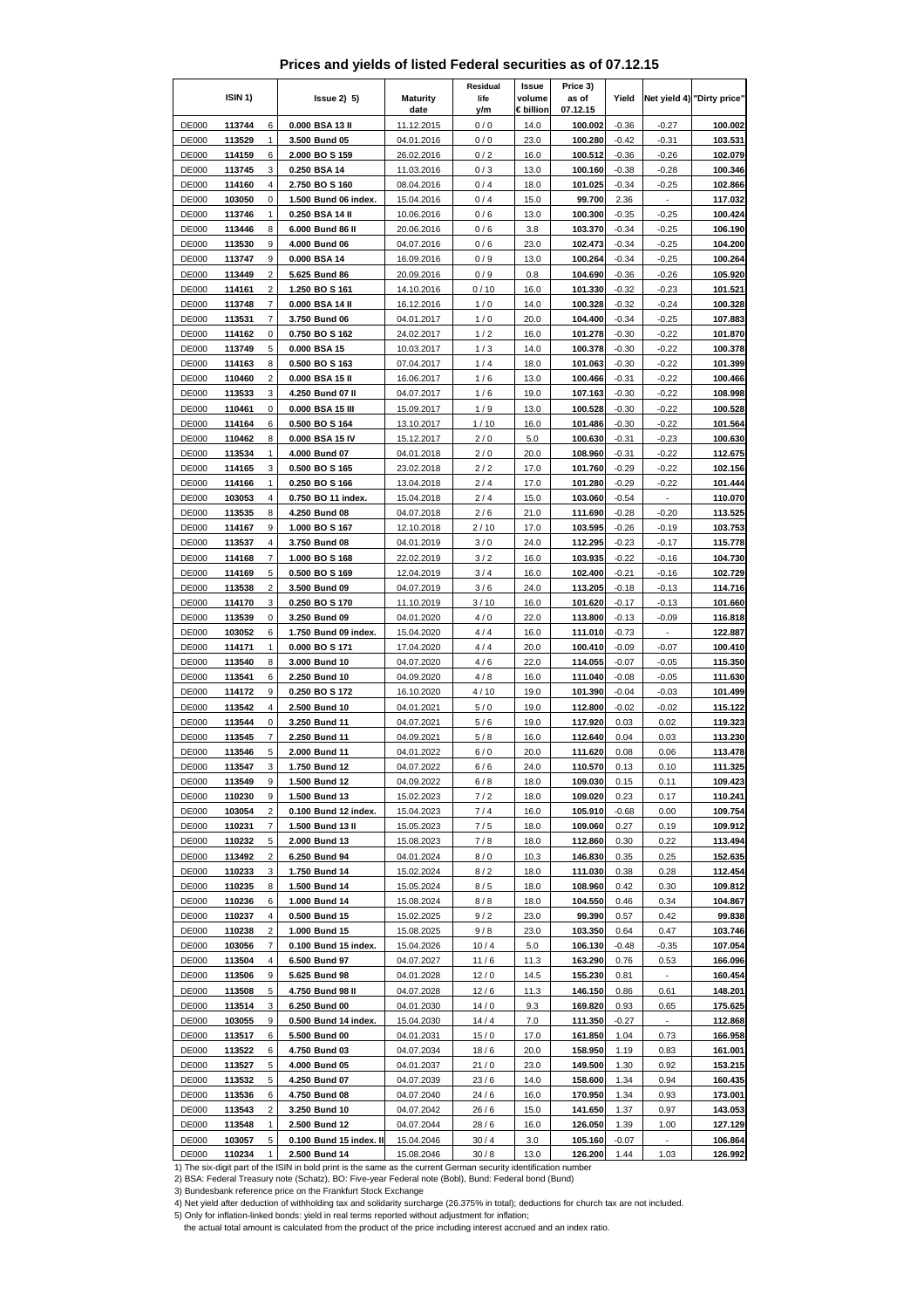# Prices and yields of listed Federal securities as of 07.12.15

| ISIN 1) | | | Issue 2) 5) | Maturity date | Residual life y/m | Issue volume € billion | Price 3) as of 07.12.15 | Yield | Net yield 4) | "Dirty price" |
|---|---|---|---|---|---|---|---|---|---|---|
| DE000 | 113744 | 6 | 0.000 BSA 13 II | 11.12.2015 | 0 / 0 | 14.0 | 100.002 | -0.36 | -0.27 | 100.002 |
| DE000 | 113529 | 1 | 3.500 Bund 05 | 04.01.2016 | 0 / 0 | 23.0 | 100.280 | -0.42 | -0.31 | 103.531 |
| DE000 | 114159 | 6 | 2.000 BO S 159 | 26.02.2016 | 0 / 2 | 16.0 | 100.512 | -0.36 | -0.26 | 102.079 |
| DE000 | 113745 | 3 | 0.250 BSA 14 | 11.03.2016 | 0 / 3 | 13.0 | 100.160 | -0.38 | -0.28 | 100.346 |
| DE000 | 114160 | 4 | 2.750 BO S 160 | 08.04.2016 | 0 / 4 | 18.0 | 101.025 | -0.34 | -0.25 | 102.866 |
| DE000 | 103050 | 0 | 1.500 Bund 06 index. | 15.04.2016 | 0 / 4 | 15.0 | 99.700 | 2.36 | - | 117.032 |
| DE000 | 113746 | 1 | 0.250 BSA 14 II | 10.06.2016 | 0 / 6 | 13.0 | 100.300 | -0.35 | -0.25 | 100.424 |
| DE000 | 113446 | 8 | 6.000 Bund 86 II | 20.06.2016 | 0 / 6 | 3.8 | 103.370 | -0.34 | -0.25 | 106.190 |
| DE000 | 113530 | 9 | 4.000 Bund 06 | 04.07.2016 | 0 / 6 | 23.0 | 102.473 | -0.34 | -0.25 | 104.200 |
| DE000 | 113747 | 9 | 0.000 BSA 14 | 16.09.2016 | 0 / 9 | 13.0 | 100.264 | -0.34 | -0.25 | 100.264 |
| DE000 | 113449 | 2 | 5.625 Bund 86 | 20.09.2016 | 0 / 9 | 0.8 | 104.690 | -0.36 | -0.26 | 105.920 |
| DE000 | 114161 | 2 | 1.250 BO S 161 | 14.10.2016 | 0 / 10 | 16.0 | 101.330 | -0.32 | -0.23 | 101.521 |
| DE000 | 113748 | 7 | 0.000 BSA 14 II | 16.12.2016 | 1 / 0 | 14.0 | 100.328 | -0.32 | -0.24 | 100.328 |
| DE000 | 113531 | 7 | 3.750 Bund 06 | 04.01.2017 | 1 / 0 | 20.0 | 104.400 | -0.34 | -0.25 | 107.883 |
| DE000 | 114162 | 0 | 0.750 BO S 162 | 24.02.2017 | 1 / 2 | 16.0 | 101.278 | -0.30 | -0.22 | 101.870 |
| DE000 | 113749 | 5 | 0.000 BSA 15 | 10.03.2017 | 1 / 3 | 14.0 | 100.378 | -0.30 | -0.22 | 100.378 |
| DE000 | 114163 | 8 | 0.500 BO S 163 | 07.04.2017 | 1 / 4 | 18.0 | 101.063 | -0.30 | -0.22 | 101.399 |
| DE000 | 110460 | 2 | 0.000 BSA 15 II | 16.06.2017 | 1 / 6 | 13.0 | 100.466 | -0.31 | -0.22 | 100.466 |
| DE000 | 113533 | 3 | 4.250 Bund 07 II | 04.07.2017 | 1 / 6 | 19.0 | 107.163 | -0.30 | -0.22 | 108.998 |
| DE000 | 110461 | 0 | 0.000 BSA 15 III | 15.09.2017 | 1 / 9 | 13.0 | 100.528 | -0.30 | -0.22 | 100.528 |
| DE000 | 114164 | 6 | 0.500 BO S 164 | 13.10.2017 | 1 / 10 | 16.0 | 101.486 | -0.30 | -0.22 | 101.564 |
| DE000 | 110462 | 8 | 0.000 BSA 15 IV | 15.12.2017 | 2 / 0 | 5.0 | 100.630 | -0.31 | -0.23 | 100.630 |
| DE000 | 113534 | 1 | 4.000 Bund 07 | 04.01.2018 | 2 / 0 | 20.0 | 108.960 | -0.31 | -0.22 | 112.675 |
| DE000 | 114165 | 3 | 0.500 BO S 165 | 23.02.2018 | 2 / 2 | 17.0 | 101.760 | -0.29 | -0.22 | 102.156 |
| DE000 | 114166 | 1 | 0.250 BO S 166 | 13.04.2018 | 2 / 4 | 17.0 | 101.280 | -0.29 | -0.22 | 101.444 |
| DE000 | 103053 | 4 | 0.750 BO 11 index. | 15.04.2018 | 2 / 4 | 15.0 | 103.060 | -0.54 | - | 110.070 |
| DE000 | 113535 | 8 | 4.250 Bund 08 | 04.07.2018 | 2 / 6 | 21.0 | 111.690 | -0.28 | -0.20 | 113.525 |
| DE000 | 114167 | 9 | 1.000 BO S 167 | 12.10.2018 | 2 / 10 | 17.0 | 103.595 | -0.26 | -0.19 | 103.753 |
| DE000 | 113537 | 4 | 3.750 Bund 08 | 04.01.2019 | 3 / 0 | 24.0 | 112.295 | -0.23 | -0.17 | 115.778 |
| DE000 | 114168 | 7 | 1.000 BO S 168 | 22.02.2019 | 3 / 2 | 16.0 | 103.935 | -0.22 | -0.16 | 104.730 |
| DE000 | 114169 | 5 | 0.500 BO S 169 | 12.04.2019 | 3 / 4 | 16.0 | 102.400 | -0.21 | -0.16 | 102.729 |
| DE000 | 113538 | 2 | 3.500 Bund 09 | 04.07.2019 | 3 / 6 | 24.0 | 113.205 | -0.18 | -0.13 | 114.716 |
| DE000 | 114170 | 3 | 0.250 BO S 170 | 11.10.2019 | 3 / 10 | 16.0 | 101.620 | -0.17 | -0.13 | 101.660 |
| DE000 | 113539 | 0 | 3.250 Bund 09 | 04.01.2020 | 4 / 0 | 22.0 | 113.800 | -0.13 | -0.09 | 116.818 |
| DE000 | 103052 | 6 | 1.750 Bund 09 index. | 15.04.2020 | 4 / 4 | 16.0 | 111.010 | -0.73 | - | 122.887 |
| DE000 | 114171 | 1 | 0.000 BO S 171 | 17.04.2020 | 4 / 4 | 20.0 | 100.410 | -0.09 | -0.07 | 100.410 |
| DE000 | 113540 | 8 | 3.000 Bund 10 | 04.07.2020 | 4 / 6 | 22.0 | 114.055 | -0.07 | -0.05 | 115.350 |
| DE000 | 113541 | 6 | 2.250 Bund 10 | 04.09.2020 | 4 / 8 | 16.0 | 111.040 | -0.08 | -0.05 | 111.630 |
| DE000 | 114172 | 9 | 0.250 BO S 172 | 16.10.2020 | 4 / 10 | 19.0 | 101.390 | -0.04 | -0.03 | 101.499 |
| DE000 | 113542 | 4 | 2.500 Bund 10 | 04.01.2021 | 5 / 0 | 19.0 | 112.800 | -0.02 | -0.02 | 115.122 |
| DE000 | 113544 | 0 | 3.250 Bund 11 | 04.07.2021 | 5 / 6 | 19.0 | 117.920 | 0.03 | 0.02 | 119.323 |
| DE000 | 113545 | 7 | 2.250 Bund 11 | 04.09.2021 | 5 / 8 | 16.0 | 112.640 | 0.04 | 0.03 | 113.230 |
| DE000 | 113546 | 5 | 2.000 Bund 11 | 04.01.2022 | 6 / 0 | 20.0 | 111.620 | 0.08 | 0.06 | 113.478 |
| DE000 | 113547 | 3 | 1.750 Bund 12 | 04.07.2022 | 6 / 6 | 24.0 | 110.570 | 0.13 | 0.10 | 111.325 |
| DE000 | 113549 | 9 | 1.500 Bund 12 | 04.09.2022 | 6 / 8 | 18.0 | 109.030 | 0.15 | 0.11 | 109.423 |
| DE000 | 110230 | 9 | 1.500 Bund 13 | 15.02.2023 | 7 / 2 | 18.0 | 109.020 | 0.23 | 0.17 | 110.241 |
| DE000 | 103054 | 2 | 0.100 Bund 12 index. | 15.04.2023 | 7 / 4 | 16.0 | 105.910 | -0.68 | 0.00 | 109.754 |
| DE000 | 110231 | 7 | 1.500 Bund 13 II | 15.05.2023 | 7 / 5 | 18.0 | 109.060 | 0.27 | 0.19 | 109.912 |
| DE000 | 110232 | 5 | 2.000 Bund 13 | 15.08.2023 | 7 / 8 | 18.0 | 112.860 | 0.30 | 0.22 | 113.494 |
| DE000 | 113492 | 2 | 6.250 Bund 94 | 04.01.2024 | 8 / 0 | 10.3 | 146.830 | 0.35 | 0.25 | 152.635 |
| DE000 | 110233 | 3 | 1.750 Bund 14 | 15.02.2024 | 8 / 2 | 18.0 | 111.030 | 0.38 | 0.28 | 112.454 |
| DE000 | 110235 | 8 | 1.500 Bund 14 | 15.05.2024 | 8 / 5 | 18.0 | 108.960 | 0.42 | 0.30 | 109.812 |
| DE000 | 110236 | 6 | 1.000 Bund 14 | 15.08.2024 | 8 / 8 | 18.0 | 104.550 | 0.46 | 0.34 | 104.867 |
| DE000 | 110237 | 4 | 0.500 Bund 15 | 15.02.2025 | 9 / 2 | 23.0 | 99.390 | 0.57 | 0.42 | 99.838 |
| DE000 | 110238 | 2 | 1.000 Bund 15 | 15.08.2025 | 9 / 8 | 23.0 | 103.350 | 0.64 | 0.47 | 103.746 |
| DE000 | 103056 | 7 | 0.100 Bund 15 index. | 15.04.2026 | 10 / 4 | 5.0 | 106.130 | -0.48 | -0.35 | 107.054 |
| DE000 | 113504 | 4 | 6.500 Bund 97 | 04.07.2027 | 11 / 6 | 11.3 | 163.290 | 0.76 | 0.53 | 166.096 |
| DE000 | 113506 | 9 | 5.625 Bund 98 | 04.01.2028 | 12 / 0 | 14.5 | 155.230 | 0.81 | - | 160.454 |
| DE000 | 113508 | 5 | 4.750 Bund 98 II | 04.07.2028 | 12 / 6 | 11.3 | 146.150 | 0.86 | 0.61 | 148.201 |
| DE000 | 113514 | 3 | 6.250 Bund 00 | 04.01.2030 | 14 / 0 | 9.3 | 169.820 | 0.93 | 0.65 | 175.625 |
| DE000 | 103055 | 9 | 0.500 Bund 14 index. | 15.04.2030 | 14 / 4 | 7.0 | 111.350 | -0.27 | - | 112.868 |
| DE000 | 113517 | 6 | 5.500 Bund 00 | 04.01.2031 | 15 / 0 | 17.0 | 161.850 | 1.04 | 0.73 | 166.958 |
| DE000 | 113522 | 6 | 4.750 Bund 03 | 04.07.2034 | 18 / 6 | 20.0 | 158.950 | 1.19 | 0.83 | 161.001 |
| DE000 | 113527 | 5 | 4.000 Bund 05 | 04.01.2037 | 21 / 0 | 23.0 | 149.500 | 1.30 | 0.92 | 153.215 |
| DE000 | 113532 | 5 | 4.250 Bund 07 | 04.07.2039 | 23 / 6 | 14.0 | 158.600 | 1.34 | 0.94 | 160.435 |
| DE000 | 113536 | 6 | 4.750 Bund 08 | 04.07.2040 | 24 / 6 | 16.0 | 170.950 | 1.34 | 0.93 | 173.001 |
| DE000 | 113543 | 2 | 3.250 Bund 10 | 04.07.2042 | 26 / 6 | 15.0 | 141.650 | 1.37 | 0.97 | 143.053 |
| DE000 | 113548 | 1 | 2.500 Bund 12 | 04.07.2044 | 28 / 6 | 16.0 | 126.050 | 1.39 | 1.00 | 127.129 |
| DE000 | 103057 | 5 | 0.100 Bund 15 index. II | 15.04.2046 | 30 / 4 | 3.0 | 105.160 | -0.07 | - | 106.864 |
| DE000 | 110234 | 1 | 2.500 Bund 14 | 15.08.2046 | 30 / 8 | 13.0 | 126.200 | 1.44 | 1.03 | 126.992 |

1) The six-digit part of the ISIN in bold print is the same as the current German security identification number

2) BSA: Federal Treasury note (Schatz), BO: Five-year Federal note (Bobl), Bund: Federal bond (Bund)

3) Bundesbank reference price on the Frankfurt Stock Exchange

4) Net yield after deduction of withholding tax and solidarity surcharge (26.375% in total); deductions for church tax are not included.

5) Only for inflation-linked bonds: yield in real terms reported without adjustment for inflation;

the actual total amount is calculated from the product of the price including interest accrued and an index ratio.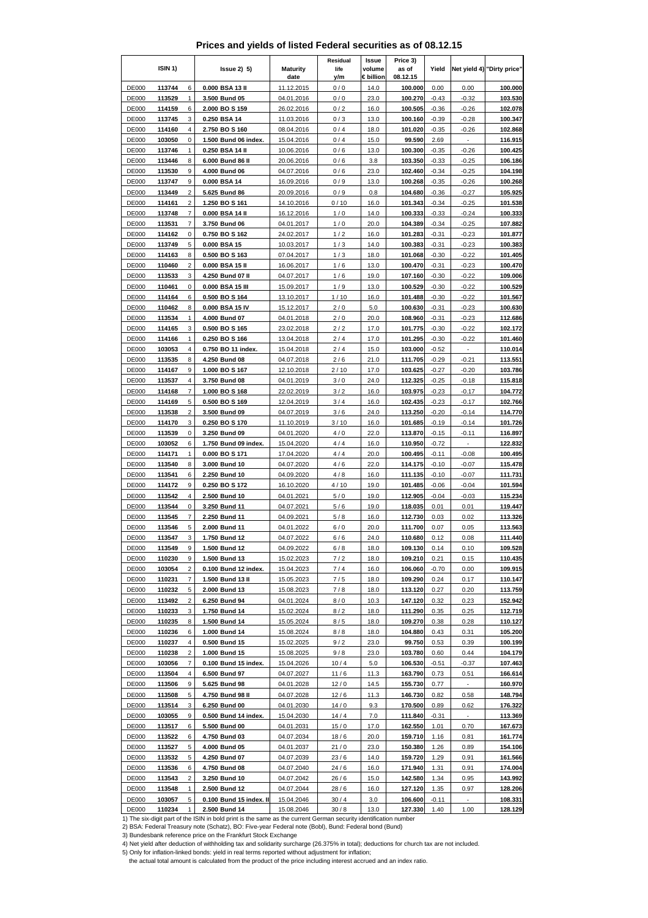# Prices and yields of listed Federal securities as of 08.12.15

| ISIN 1) | | | Issue 2) 5) | Maturity date | Residual life y/m | Issue volume € billion | Price 3) as of 08.12.15 | Yield | Net yield 4) | "Dirty price" |
|---|---|---|---|---|---|---|---|---|---|---|
| DE000 | 113744 | 6 | 0.000 BSA 13 II | 11.12.2015 | 0 / 0 | 14.0 | 100.000 | 0.00 | 0.00 | 100.000 |
| DE000 | 113529 | 1 | 3.500 Bund 05 | 04.01.2016 | 0 / 0 | 23.0 | 100.270 | -0.43 | -0.32 | 103.530 |
| DE000 | 114159 | 6 | 2.000 BO S 159 | 26.02.2016 | 0 / 2 | 16.0 | 100.505 | -0.36 | -0.26 | 102.078 |
| DE000 | 113745 | 3 | 0.250 BSA 14 | 11.03.2016 | 0 / 3 | 13.0 | 100.160 | -0.39 | -0.28 | 100.347 |
| DE000 | 114160 | 4 | 2.750 BO S 160 | 08.04.2016 | 0 / 4 | 18.0 | 101.020 | -0.35 | -0.26 | 102.868 |
| DE000 | 103050 | 0 | 1.500 Bund 06 index. | 15.04.2016 | 0 / 4 | 15.0 | 99.590 | 2.69 | - | 116.915 |
| DE000 | 113746 | 1 | 0.250 BSA 14 II | 10.06.2016 | 0 / 6 | 13.0 | 100.300 | -0.35 | -0.26 | 100.425 |
| DE000 | 113446 | 8 | 6.000 Bund 86 II | 20.06.2016 | 0 / 6 | 3.8 | 103.350 | -0.33 | -0.25 | 106.186 |
| DE000 | 113530 | 9 | 4.000 Bund 06 | 04.07.2016 | 0 / 6 | 23.0 | 102.460 | -0.34 | -0.25 | 104.198 |
| DE000 | 113747 | 9 | 0.000 BSA 14 | 16.09.2016 | 0 / 9 | 13.0 | 100.268 | -0.35 | -0.26 | 100.268 |
| DE000 | 113449 | 2 | 5.625 Bund 86 | 20.09.2016 | 0 / 9 | 0.8 | 104.680 | -0.36 | -0.27 | 105.925 |
| DE000 | 114161 | 2 | 1.250 BO S 161 | 14.10.2016 | 0 / 10 | 16.0 | 101.343 | -0.34 | -0.25 | 101.538 |
| DE000 | 113748 | 7 | 0.000 BSA 14 II | 16.12.2016 | 1 / 0 | 14.0 | 100.333 | -0.33 | -0.24 | 100.333 |
| DE000 | 113531 | 7 | 3.750 Bund 06 | 04.01.2017 | 1 / 0 | 20.0 | 104.389 | -0.34 | -0.25 | 107.882 |
| DE000 | 114162 | 0 | 0.750 BO S 162 | 24.02.2017 | 1 / 2 | 16.0 | 101.283 | -0.31 | -0.23 | 101.877 |
| DE000 | 113749 | 5 | 0.000 BSA 15 | 10.03.2017 | 1 / 3 | 14.0 | 100.383 | -0.31 | -0.23 | 100.383 |
| DE000 | 114163 | 8 | 0.500 BO S 163 | 07.04.2017 | 1 / 3 | 18.0 | 101.068 | -0.30 | -0.22 | 101.405 |
| DE000 | 110460 | 2 | 0.000 BSA 15 II | 16.06.2017 | 1 / 6 | 13.0 | 100.470 | -0.31 | -0.23 | 100.470 |
| DE000 | 113533 | 3 | 4.250 Bund 07 II | 04.07.2017 | 1 / 6 | 19.0 | 107.160 | -0.30 | -0.22 | 109.006 |
| DE000 | 110461 | 0 | 0.000 BSA 15 III | 15.09.2017 | 1 / 9 | 13.0 | 100.529 | -0.30 | -0.22 | 100.529 |
| DE000 | 114164 | 6 | 0.500 BO S 164 | 13.10.2017 | 1 / 10 | 16.0 | 101.488 | -0.30 | -0.22 | 101.567 |
| DE000 | 110462 | 8 | 0.000 BSA 15 IV | 15.12.2017 | 2 / 0 | 5.0 | 100.630 | -0.31 | -0.23 | 100.630 |
| DE000 | 113534 | 1 | 4.000 Bund 07 | 04.01.2018 | 2 / 0 | 20.0 | 108.960 | -0.31 | -0.23 | 112.686 |
| DE000 | 114165 | 3 | 0.500 BO S 165 | 23.02.2018 | 2 / 2 | 17.0 | 101.775 | -0.30 | -0.22 | 102.172 |
| DE000 | 114166 | 1 | 0.250 BO S 166 | 13.04.2018 | 2 / 4 | 17.0 | 101.295 | -0.30 | -0.22 | 101.460 |
| DE000 | 103053 | 4 | 0.750 BO 11 index. | 15.04.2018 | 2 / 4 | 15.0 | 103.000 | -0.52 | - | 110.014 |
| DE000 | 113535 | 8 | 4.250 Bund 08 | 04.07.2018 | 2 / 6 | 21.0 | 111.705 | -0.29 | -0.21 | 113.551 |
| DE000 | 114167 | 9 | 1.000 BO S 167 | 12.10.2018 | 2 / 10 | 17.0 | 103.625 | -0.27 | -0.20 | 103.786 |
| DE000 | 113537 | 4 | 3.750 Bund 08 | 04.01.2019 | 3 / 0 | 24.0 | 112.325 | -0.25 | -0.18 | 115.818 |
| DE000 | 114168 | 7 | 1.000 BO S 168 | 22.02.2019 | 3 / 2 | 16.0 | 103.975 | -0.23 | -0.17 | 104.772 |
| DE000 | 114169 | 5 | 0.500 BO S 169 | 12.04.2019 | 3 / 4 | 16.0 | 102.435 | -0.23 | -0.17 | 102.766 |
| DE000 | 113538 | 2 | 3.500 Bund 09 | 04.07.2019 | 3 / 6 | 24.0 | 113.250 | -0.20 | -0.14 | 114.770 |
| DE000 | 114170 | 3 | 0.250 BO S 170 | 11.10.2019 | 3 / 10 | 16.0 | 101.685 | -0.19 | -0.14 | 101.726 |
| DE000 | 113539 | 0 | 3.250 Bund 09 | 04.01.2020 | 4 / 0 | 22.0 | 113.870 | -0.15 | -0.11 | 116.897 |
| DE000 | 103052 | 6 | 1.750 Bund 09 index. | 15.04.2020 | 4 / 4 | 16.0 | 110.950 | -0.72 | - | 122.832 |
| DE000 | 114171 | 1 | 0.000 BO S 171 | 17.04.2020 | 4 / 4 | 20.0 | 100.495 | -0.11 | -0.08 | 100.495 |
| DE000 | 113540 | 8 | 3.000 Bund 10 | 04.07.2020 | 4 / 6 | 22.0 | 114.175 | -0.10 | -0.07 | 115.478 |
| DE000 | 113541 | 6 | 2.250 Bund 10 | 04.09.2020 | 4 / 8 | 16.0 | 111.135 | -0.10 | -0.07 | 111.731 |
| DE000 | 114172 | 9 | 0.250 BO S 172 | 16.10.2020 | 4 / 10 | 19.0 | 101.485 | -0.06 | -0.04 | 101.594 |
| DE000 | 113542 | 4 | 2.500 Bund 10 | 04.01.2021 | 5 / 0 | 19.0 | 112.905 | -0.04 | -0.03 | 115.234 |
| DE000 | 113544 | 0 | 3.250 Bund 11 | 04.07.2021 | 5 / 6 | 19.0 | 118.035 | 0.01 | 0.01 | 119.447 |
| DE000 | 113545 | 7 | 2.250 Bund 11 | 04.09.2021 | 5 / 8 | 16.0 | 112.730 | 0.03 | 0.02 | 113.326 |
| DE000 | 113546 | 5 | 2.000 Bund 11 | 04.01.2022 | 6 / 0 | 20.0 | 111.700 | 0.07 | 0.05 | 113.563 |
| DE000 | 113547 | 3 | 1.750 Bund 12 | 04.07.2022 | 6 / 6 | 24.0 | 110.680 | 0.12 | 0.08 | 111.440 |
| DE000 | 113549 | 9 | 1.500 Bund 12 | 04.09.2022 | 6 / 8 | 18.0 | 109.130 | 0.14 | 0.10 | 109.528 |
| DE000 | 110230 | 9 | 1.500 Bund 13 | 15.02.2023 | 7 / 2 | 18.0 | 109.210 | 0.21 | 0.15 | 110.435 |
| DE000 | 103054 | 2 | 0.100 Bund 12 index. | 15.04.2023 | 7 / 4 | 16.0 | 106.060 | -0.70 | 0.00 | 109.915 |
| DE000 | 110231 | 7 | 1.500 Bund 13 II | 15.05.2023 | 7 / 5 | 18.0 | 109.290 | 0.24 | 0.17 | 110.147 |
| DE000 | 110232 | 5 | 2.000 Bund 13 | 15.08.2023 | 7 / 8 | 18.0 | 113.120 | 0.27 | 0.20 | 113.759 |
| DE000 | 113492 | 2 | 6.250 Bund 94 | 04.01.2024 | 8 / 0 | 10.3 | 147.120 | 0.32 | 0.23 | 152.942 |
| DE000 | 110233 | 3 | 1.750 Bund 14 | 15.02.2024 | 8 / 2 | 18.0 | 111.290 | 0.35 | 0.25 | 112.719 |
| DE000 | 110235 | 8 | 1.500 Bund 14 | 15.05.2024 | 8 / 5 | 18.0 | 109.270 | 0.38 | 0.28 | 110.127 |
| DE000 | 110236 | 6 | 1.000 Bund 14 | 15.08.2024 | 8 / 8 | 18.0 | 104.880 | 0.43 | 0.31 | 105.200 |
| DE000 | 110237 | 4 | 0.500 Bund 15 | 15.02.2025 | 9 / 2 | 23.0 | 99.750 | 0.53 | 0.39 | 100.199 |
| DE000 | 110238 | 2 | 1.000 Bund 15 | 15.08.2025 | 9 / 8 | 23.0 | 103.780 | 0.60 | 0.44 | 104.179 |
| DE000 | 103056 | 7 | 0.100 Bund 15 index. | 15.04.2026 | 10 / 4 | 5.0 | 106.530 | -0.51 | -0.37 | 107.463 |
| DE000 | 113504 | 4 | 6.500 Bund 97 | 04.07.2027 | 11 / 6 | 11.3 | 163.790 | 0.73 | 0.51 | 166.614 |
| DE000 | 113506 | 9 | 5.625 Bund 98 | 04.01.2028 | 12 / 0 | 14.5 | 155.730 | 0.77 | - | 160.970 |
| DE000 | 113508 | 5 | 4.750 Bund 98 II | 04.07.2028 | 12 / 6 | 11.3 | 146.730 | 0.82 | 0.58 | 148.794 |
| DE000 | 113514 | 3 | 6.250 Bund 00 | 04.01.2030 | 14 / 0 | 9.3 | 170.500 | 0.89 | 0.62 | 176.322 |
| DE000 | 103055 | 9 | 0.500 Bund 14 index. | 15.04.2030 | 14 / 4 | 7.0 | 111.840 | -0.31 | - | 113.369 |
| DE000 | 113517 | 6 | 5.500 Bund 00 | 04.01.2031 | 15 / 0 | 17.0 | 162.550 | 1.01 | 0.70 | 167.673 |
| DE000 | 113522 | 6 | 4.750 Bund 03 | 04.07.2034 | 18 / 6 | 20.0 | 159.710 | 1.16 | 0.81 | 161.774 |
| DE000 | 113527 | 5 | 4.000 Bund 05 | 04.01.2037 | 21 / 0 | 23.0 | 150.380 | 1.26 | 0.89 | 154.106 |
| DE000 | 113532 | 5 | 4.250 Bund 07 | 04.07.2039 | 23 / 6 | 14.0 | 159.720 | 1.29 | 0.91 | 161.566 |
| DE000 | 113536 | 6 | 4.750 Bund 08 | 04.07.2040 | 24 / 6 | 16.0 | 171.940 | 1.31 | 0.91 | 174.004 |
| DE000 | 113543 | 2 | 3.250 Bund 10 | 04.07.2042 | 26 / 6 | 15.0 | 142.580 | 1.34 | 0.95 | 143.992 |
| DE000 | 113548 | 1 | 2.500 Bund 12 | 04.07.2044 | 28 / 6 | 16.0 | 127.120 | 1.35 | 0.97 | 128.206 |
| DE000 | 103057 | 5 | 0.100 Bund 15 index. II | 15.04.2046 | 30 / 4 | 3.0 | 106.600 | -0.11 | - | 108.331 |
| DE000 | 110234 | 1 | 2.500 Bund 14 | 15.08.2046 | 30 / 8 | 13.0 | 127.330 | 1.40 | 1.00 | 128.129 |

1) The six-digit part of the ISIN in bold print is the same as the current German security identification number

2) BSA: Federal Treasury note (Schatz), BO: Five-year Federal note (Bobl), Bund: Federal bond (Bund)

3) Bundesbank reference price on the Frankfurt Stock Exchange

4) Net yield after deduction of withholding tax and solidarity surcharge (26.375% in total); deductions for church tax are not included.

5) Only for inflation-linked bonds: yield in real terms reported without adjustment for inflation;

the actual total amount is calculated from the product of the price including interest accrued and an index ratio.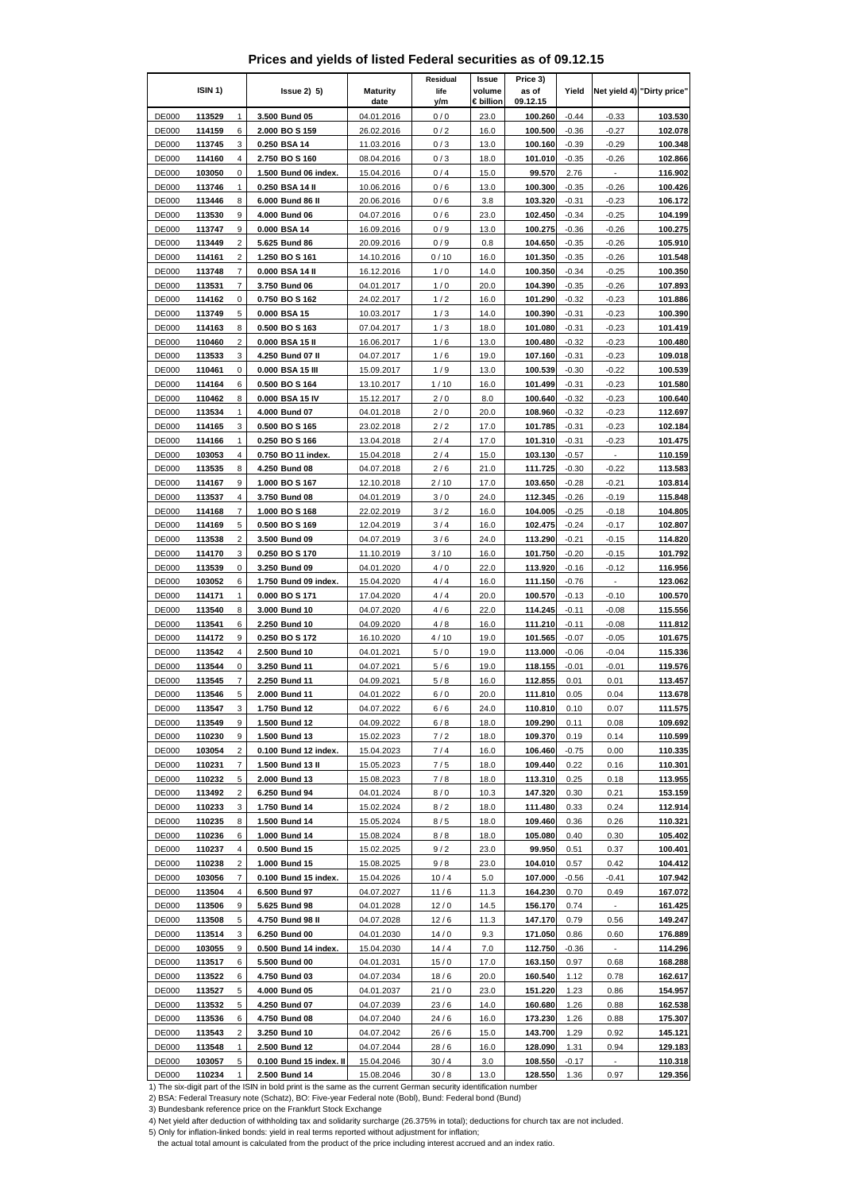# Prices and yields of listed Federal securities as of 09.12.15

| ISIN 1) | | | Issue 2) 5) | Maturity date | Residual life y/m | Issue volume € billion | Price 3) as of 09.12.15 | Yield | Net yield 4) | "Dirty price" |
|---|---|---|---|---|---|---|---|---|---|---|
| DE000 | **113529** | 1 | **3.500 Bund 05** | 04.01.2016 | 0 / 0 | 23.0 | **100.260** | -0.44 | -0.33 | **103.530** |
| DE000 | **114159** | 6 | **2.000 BO S 159** | 26.02.2016 | 0 / 2 | 16.0 | **100.500** | -0.36 | -0.27 | **102.078** |
| DE000 | **113745** | 3 | **0.250 BSA 14** | 11.03.2016 | 0 / 3 | 13.0 | **100.160** | -0.39 | -0.29 | **100.348** |
| DE000 | **114160** | 4 | **2.750 BO S 160** | 08.04.2016 | 0 / 3 | 18.0 | **101.010** | -0.35 | -0.26 | **102.866** |
| DE000 | **103050** | 0 | **1.500 Bund 06 index.** | 15.04.2016 | 0 / 4 | 15.0 | **99.570** | 2.76 | - | **116.902** |
| DE000 | **113746** | 1 | **0.250 BSA 14 II** | 10.06.2016 | 0 / 6 | 13.0 | **100.300** | -0.35 | -0.26 | **100.426** |
| DE000 | **113446** | 8 | **6.000 Bund 86 II** | 20.06.2016 | 0 / 6 | 3.8 | **103.320** | -0.31 | -0.23 | **106.172** |
| DE000 | **113530** | 9 | **4.000 Bund 06** | 04.07.2016 | 0 / 6 | 23.0 | **102.450** | -0.34 | -0.25 | **104.199** |
| DE000 | **113747** | 9 | **0.000 BSA 14** | 16.09.2016 | 0 / 9 | 13.0 | **100.275** | -0.36 | -0.26 | **100.275** |
| DE000 | **113449** | 2 | **5.625 Bund 86** | 20.09.2016 | 0 / 9 | 0.8 | **104.650** | -0.35 | -0.26 | **105.910** |
| DE000 | **114161** | 2 | **1.250 BO S 161** | 14.10.2016 | 0 / 10 | 16.0 | **101.350** | -0.35 | -0.26 | **101.548** |
| DE000 | **113748** | 7 | **0.000 BSA 14 II** | 16.12.2016 | 1 / 0 | 14.0 | **100.350** | -0.34 | -0.25 | **100.350** |
| DE000 | **113531** | 7 | **3.750 Bund 06** | 04.01.2017 | 1 / 0 | 20.0 | **104.390** | -0.35 | -0.26 | **107.893** |
| DE000 | **114162** | 0 | **0.750 BO S 162** | 24.02.2017 | 1 / 2 | 16.0 | **101.290** | -0.32 | -0.23 | **101.886** |
| DE000 | **113749** | 5 | **0.000 BSA 15** | 10.03.2017 | 1 / 3 | 14.0 | **100.390** | -0.31 | -0.23 | **100.390** |
| DE000 | **114163** | 8 | **0.500 BO S 163** | 07.04.2017 | 1 / 3 | 18.0 | **101.080** | -0.31 | -0.23 | **101.419** |
| DE000 | **110460** | 2 | **0.000 BSA 15 II** | 16.06.2017 | 1 / 6 | 13.0 | **100.480** | -0.32 | -0.23 | **100.480** |
| DE000 | **113533** | 3 | **4.250 Bund 07 II** | 04.07.2017 | 1 / 6 | 19.0 | **107.160** | -0.31 | -0.23 | **109.018** |
| DE000 | **110461** | 0 | **0.000 BSA 15 III** | 15.09.2017 | 1 / 9 | 13.0 | **100.539** | -0.30 | -0.22 | **100.539** |
| DE000 | **114164** | 6 | **0.500 BO S 164** | 13.10.2017 | 1 / 10 | 16.0 | **101.499** | -0.31 | -0.23 | **101.580** |
| DE000 | **110462** | 8 | **0.000 BSA 15 IV** | 15.12.2017 | 2 / 0 | 8.0 | **100.640** | -0.32 | -0.23 | **100.640** |
| DE000 | **113534** | 1 | **4.000 Bund 07** | 04.01.2018 | 2 / 0 | 20.0 | **108.960** | -0.32 | -0.23 | **112.697** |
| DE000 | **114165** | 3 | **0.500 BO S 165** | 23.02.2018 | 2 / 2 | 17.0 | **101.785** | -0.31 | -0.23 | **102.184** |
| DE000 | **114166** | 1 | **0.250 BO S 166** | 13.04.2018 | 2 / 4 | 17.0 | **101.310** | -0.31 | -0.23 | **101.475** |
| DE000 | **103053** | 4 | **0.750 BO 11 index.** | 15.04.2018 | 2 / 4 | 15.0 | **103.130** | -0.57 | - | **110.159** |
| DE000 | **113535** | 8 | **4.250 Bund 08** | 04.07.2018 | 2 / 6 | 21.0 | **111.725** | -0.30 | -0.22 | **113.583** |
| DE000 | **114167** | 9 | **1.000 BO S 167** | 12.10.2018 | 2 / 10 | 17.0 | **103.650** | -0.28 | -0.21 | **103.814** |
| DE000 | **113537** | 4 | **3.750 Bund 08** | 04.01.2019 | 3 / 0 | 24.0 | **112.345** | -0.26 | -0.19 | **115.848** |
| DE000 | **114168** | 7 | **1.000 BO S 168** | 22.02.2019 | 3 / 2 | 16.0 | **104.005** | -0.25 | -0.18 | **104.805** |
| DE000 | **114169** | 5 | **0.500 BO S 169** | 12.04.2019 | 3 / 4 | 16.0 | **102.475** | -0.24 | -0.17 | **102.807** |
| DE000 | **113538** | 2 | **3.500 Bund 09** | 04.07.2019 | 3 / 6 | 24.0 | **113.290** | -0.21 | -0.15 | **114.820** |
| DE000 | **114170** | 3 | **0.250 BO S 170** | 11.10.2019 | 3 / 10 | 16.0 | **101.750** | -0.20 | -0.15 | **101.792** |
| DE000 | **113539** | 0 | **3.250 Bund 09** | 04.01.2020 | 4 / 0 | 22.0 | **113.920** | -0.16 | -0.12 | **116.956** |
| DE000 | **103052** | 6 | **1.750 Bund 09 index.** | 15.04.2020 | 4 / 4 | 16.0 | **111.150** | -0.76 | - | **123.062** |
| DE000 | **114171** | 1 | **0.000 BO S 171** | 17.04.2020 | 4 / 4 | 20.0 | **100.570** | -0.13 | -0.10 | **100.570** |
| DE000 | **113540** | 8 | **3.000 Bund 10** | 04.07.2020 | 4 / 6 | 22.0 | **114.245** | -0.11 | -0.08 | **115.556** |
| DE000 | **113541** | 6 | **2.250 Bund 10** | 04.09.2020 | 4 / 8 | 16.0 | **111.210** | -0.11 | -0.08 | **111.812** |
| DE000 | **114172** | 9 | **0.250 BO S 172** | 16.10.2020 | 4 / 10 | 19.0 | **101.565** | -0.07 | -0.05 | **101.675** |
| DE000 | **113542** | 4 | **2.500 Bund 10** | 04.01.2021 | 5 / 0 | 19.0 | **113.000** | -0.06 | -0.04 | **115.336** |
| DE000 | **113544** | 0 | **3.250 Bund 11** | 04.07.2021 | 5 / 6 | 19.0 | **118.155** | -0.01 | -0.01 | **119.576** |
| DE000 | **113545** | 7 | **2.250 Bund 11** | 04.09.2021 | 5 / 8 | 16.0 | **112.855** | 0.01 | 0.01 | **113.457** |
| DE000 | **113546** | 5 | **2.000 Bund 11** | 04.01.2022 | 6 / 0 | 20.0 | **111.810** | 0.05 | 0.04 | **113.678** |
| DE000 | **113547** | 3 | **1.750 Bund 12** | 04.07.2022 | 6 / 6 | 24.0 | **110.810** | 0.10 | 0.07 | **111.575** |
| DE000 | **113549** | 9 | **1.500 Bund 12** | 04.09.2022 | 6 / 8 | 18.0 | **109.290** | 0.11 | 0.08 | **109.692** |
| DE000 | **110230** | 9 | **1.500 Bund 13** | 15.02.2023 | 7 / 2 | 18.0 | **109.370** | 0.19 | 0.14 | **110.599** |
| DE000 | **103054** | 2 | **0.100 Bund 12 index.** | 15.04.2023 | 7 / 4 | 16.0 | **106.460** | -0.75 | 0.00 | **110.335** |
| DE000 | **110231** | 7 | **1.500 Bund 13 II** | 15.05.2023 | 7 / 5 | 18.0 | **109.440** | 0.22 | 0.16 | **110.301** |
| DE000 | **110232** | 5 | **2.000 Bund 13** | 15.08.2023 | 7 / 8 | 18.0 | **113.310** | 0.25 | 0.18 | **113.955** |
| DE000 | **113492** | 2 | **6.250 Bund 94** | 04.01.2024 | 8 / 0 | 10.3 | **147.320** | 0.30 | 0.21 | **153.159** |
| DE000 | **110233** | 3 | **1.750 Bund 14** | 15.02.2024 | 8 / 2 | 18.0 | **111.480** | 0.33 | 0.24 | **112.914** |
| DE000 | **110235** | 8 | **1.500 Bund 14** | 15.05.2024 | 8 / 5 | 18.0 | **109.460** | 0.36 | 0.26 | **110.321** |
| DE000 | **110236** | 6 | **1.000 Bund 14** | 15.08.2024 | 8 / 8 | 18.0 | **105.080** | 0.40 | 0.30 | **105.402** |
| DE000 | **110237** | 4 | **0.500 Bund 15** | 15.02.2025 | 9 / 2 | 23.0 | **99.950** | 0.51 | 0.37 | **100.401** |
| DE000 | **110238** | 2 | **1.000 Bund 15** | 15.08.2025 | 9 / 8 | 23.0 | **104.010** | 0.57 | 0.42 | **104.412** |
| DE000 | **103056** | 7 | **0.100 Bund 15 index.** | 15.04.2026 | 10 / 4 | 5.0 | **107.000** | -0.56 | -0.41 | **107.942** |
| DE000 | **113504** | 4 | **6.500 Bund 97** | 04.07.2027 | 11 / 6 | 11.3 | **164.230** | 0.70 | 0.49 | **167.072** |
| DE000 | **113506** | 9 | **5.625 Bund 98** | 04.01.2028 | 12 / 0 | 14.5 | **156.170** | 0.74 | - | **161.425** |
| DE000 | **113508** | 5 | **4.750 Bund 98 II** | 04.07.2028 | 12 / 6 | 11.3 | **147.170** | 0.79 | 0.56 | **149.247** |
| DE000 | **113514** | 3 | **6.250 Bund 00** | 04.01.2030 | 14 / 0 | 9.3 | **171.050** | 0.86 | 0.60 | **176.889** |
| DE000 | **103055** | 9 | **0.500 Bund 14 index.** | 15.04.2030 | 14 / 4 | 7.0 | **112.750** | -0.36 | - | **114.296** |
| DE000 | **113517** | 6 | **5.500 Bund 00** | 04.01.2031 | 15 / 0 | 17.0 | **163.150** | 0.97 | 0.68 | **168.288** |
| DE000 | **113522** | 6 | **4.750 Bund 03** | 04.07.2034 | 18 / 6 | 20.0 | **160.540** | 1.12 | 0.78 | **162.617** |
| DE000 | **113527** | 5 | **4.000 Bund 05** | 04.01.2037 | 21 / 0 | 23.0 | **151.220** | 1.23 | 0.86 | **154.957** |
| DE000 | **113532** | 5 | **4.250 Bund 07** | 04.07.2039 | 23 / 6 | 14.0 | **160.680** | 1.26 | 0.88 | **162.538** |
| DE000 | **113536** | 6 | **4.750 Bund 08** | 04.07.2040 | 24 / 6 | 16.0 | **173.230** | 1.26 | 0.88 | **175.307** |
| DE000 | **113543** | 2 | **3.250 Bund 10** | 04.07.2042 | 26 / 6 | 15.0 | **143.700** | 1.29 | 0.92 | **145.121** |
| DE000 | **113548** | 1 | **2.500 Bund 12** | 04.07.2044 | 28 / 6 | 16.0 | **128.090** | 1.31 | 0.94 | **129.183** |
| DE000 | **103057** | 5 | **0.100 Bund 15 index. II** | 15.04.2046 | 30 / 4 | 3.0 | **108.550** | -0.17 | - | **110.318** |
| DE000 | **110234** | 1 | **2.500 Bund 14** | 15.08.2046 | 30 / 8 | 13.0 | **128.550** | 1.36 | 0.97 | **129.356** |

1) The six-digit part of the ISIN in bold print is the same as the current German security identification number

2) BSA: Federal Treasury note (Schatz), BO: Five-year Federal note (Bobl), Bund: Federal bond (Bund)

3) Bundesbank reference price on the Frankfurt Stock Exchange

4) Net yield after deduction of withholding tax and solidarity surcharge (26.375% in total); deductions for church tax are not included.

5) Only for inflation-linked bonds: yield in real terms reported without adjustment for inflation;
the actual total amount is calculated from the product of the price including interest accrued and an index ratio.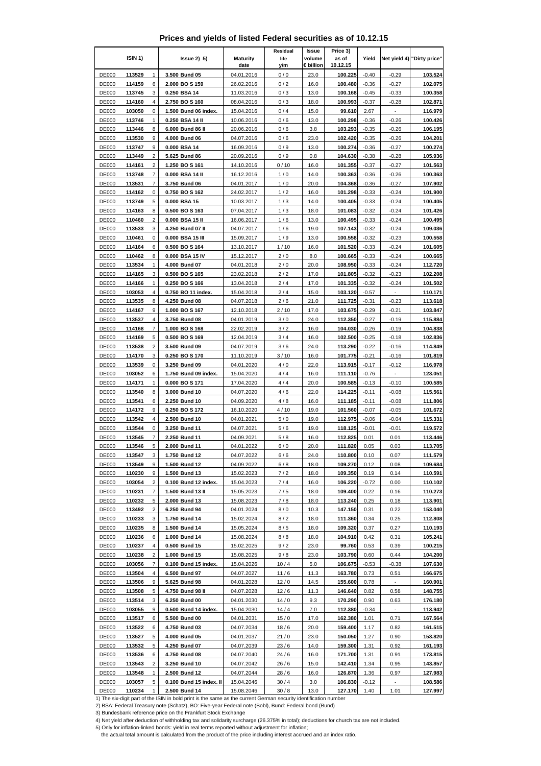# Prices and yields of listed Federal securities as of 10.12.15

| ISIN 1) | | | Issue 2) 5) | Maturity date | Residual life y/m | Issue volume € billion | Price 3) as of 10.12.15 | Yield | Net yield 4) | "Dirty price" |
|---|---|---|---|---|---|---|---|---|---|---|
| DE000 | **113529** | 1 | **3.500 Bund 05** | 04.01.2016 | 0 / 0 | 23.0 | **100.225** | -0.40 | -0.29 | **103.524** |
| DE000 | **114159** | 6 | **2.000 BO S 159** | 26.02.2016 | 0 / 2 | 16.0 | **100.480** | -0.36 | -0.27 | **102.075** |
| DE000 | **113745** | 3 | **0.250 BSA 14** | 11.03.2016 | 0 / 3 | 13.0 | **100.168** | -0.45 | -0.33 | **100.358** |
| DE000 | **114160** | 4 | **2.750 BO S 160** | 08.04.2016 | 0 / 3 | 18.0 | **100.993** | -0.37 | -0.28 | **102.871** |
| DE000 | **103050** | 0 | **1.500 Bund 06 index.** | 15.04.2016 | 0 / 4 | 15.0 | **99.610** | 2.67 | - | **116.979** |
| DE000 | **113746** | 1 | **0.250 BSA 14 II** | 10.06.2016 | 0 / 6 | 13.0 | **100.298** | -0.36 | -0.26 | **100.426** |
| DE000 | **113446** | 8 | **6.000 Bund 86 II** | 20.06.2016 | 0 / 6 | 3.8 | **103.293** | -0.35 | -0.26 | **106.195** |
| DE000 | **113530** | 9 | **4.000 Bund 06** | 04.07.2016 | 0 / 6 | 23.0 | **102.420** | -0.35 | -0.26 | **104.201** |
| DE000 | **113747** | 9 | **0.000 BSA 14** | 16.09.2016 | 0 / 9 | 13.0 | **100.274** | -0.36 | -0.27 | **100.274** |
| DE000 | **113449** | 2 | **5.625 Bund 86** | 20.09.2016 | 0 / 9 | 0.8 | **104.630** | -0.38 | -0.28 | **105.936** |
| DE000 | **114161** | 2 | **1.250 BO S 161** | 14.10.2016 | 0 / 10 | 16.0 | **101.355** | -0.37 | -0.27 | **101.563** |
| DE000 | **113748** | 7 | **0.000 BSA 14 II** | 16.12.2016 | 1 / 0 | 14.0 | **100.363** | -0.36 | -0.26 | **100.363** |
| DE000 | **113531** | 7 | **3.750 Bund 06** | 04.01.2017 | 1 / 0 | 20.0 | **104.368** | -0.36 | -0.27 | **107.902** |
| DE000 | **114162** | 0 | **0.750 BO S 162** | 24.02.2017 | 1 / 2 | 16.0 | **101.298** | -0.33 | -0.24 | **101.900** |
| DE000 | **113749** | 5 | **0.000 BSA 15** | 10.03.2017 | 1 / 3 | 14.0 | **100.405** | -0.33 | -0.24 | **100.405** |
| DE000 | **114163** | 8 | **0.500 BO S 163** | 07.04.2017 | 1 / 3 | 18.0 | **101.083** | -0.32 | -0.24 | **101.426** |
| DE000 | **110460** | 2 | **0.000 BSA 15 II** | 16.06.2017 | 1 / 6 | 13.0 | **100.495** | -0.33 | -0.24 | **100.495** |
| DE000 | **113533** | 3 | **4.250 Bund 07 II** | 04.07.2017 | 1 / 6 | 19.0 | **107.143** | -0.32 | -0.24 | **109.036** |
| DE000 | **110461** | 0 | **0.000 BSA 15 III** | 15.09.2017 | 1 / 9 | 13.0 | **100.558** | -0.32 | -0.23 | **100.558** |
| DE000 | **114164** | 6 | **0.500 BO S 164** | 13.10.2017 | 1 / 10 | 16.0 | **101.520** | -0.33 | -0.24 | **101.605** |
| DE000 | **110462** | 8 | **0.000 BSA 15 IV** | 15.12.2017 | 2 / 0 | 8.0 | **100.665** | -0.33 | -0.24 | **100.665** |
| DE000 | **113534** | 1 | **4.000 Bund 07** | 04.01.2018 | 2 / 0 | 20.0 | **108.950** | -0.33 | -0.24 | **112.720** |
| DE000 | **114165** | 3 | **0.500 BO S 165** | 23.02.2018 | 2 / 2 | 17.0 | **101.805** | -0.32 | -0.23 | **102.208** |
| DE000 | **114166** | 1 | **0.250 BO S 166** | 13.04.2018 | 2 / 4 | 17.0 | **101.335** | -0.32 | -0.24 | **101.502** |
| DE000 | **103053** | 4 | **0.750 BO 11 index.** | 15.04.2018 | 2 / 4 | 15.0 | **103.120** | -0.57 | - | **110.171** |
| DE000 | **113535** | 8 | **4.250 Bund 08** | 04.07.2018 | 2 / 6 | 21.0 | **111.725** | -0.31 | -0.23 | **113.618** |
| DE000 | **114167** | 9 | **1.000 BO S 167** | 12.10.2018 | 2 / 10 | 17.0 | **103.675** | -0.29 | -0.21 | **103.847** |
| DE000 | **113537** | 4 | **3.750 Bund 08** | 04.01.2019 | 3 / 0 | 24.0 | **112.350** | -0.27 | -0.19 | **115.884** |
| DE000 | **114168** | 7 | **1.000 BO S 168** | 22.02.2019 | 3 / 2 | 16.0 | **104.030** | -0.26 | -0.19 | **104.838** |
| DE000 | **114169** | 5 | **0.500 BO S 169** | 12.04.2019 | 3 / 4 | 16.0 | **102.500** | -0.25 | -0.18 | **102.836** |
| DE000 | **113538** | 2 | **3.500 Bund 09** | 04.07.2019 | 3 / 6 | 24.0 | **113.290** | -0.22 | -0.16 | **114.849** |
| DE000 | **114170** | 3 | **0.250 BO S 170** | 11.10.2019 | 3 / 10 | 16.0 | **101.775** | -0.21 | -0.16 | **101.819** |
| DE000 | **113539** | 0 | **3.250 Bund 09** | 04.01.2020 | 4 / 0 | 22.0 | **113.915** | -0.17 | -0.12 | **116.978** |
| DE000 | **103052** | 6 | **1.750 Bund 09 index.** | 15.04.2020 | 4 / 4 | 16.0 | **111.110** | -0.76 | - | **123.051** |
| DE000 | **114171** | 1 | **0.000 BO S 171** | 17.04.2020 | 4 / 4 | 20.0 | **100.585** | -0.13 | -0.10 | **100.585** |
| DE000 | **113540** | 8 | **3.000 Bund 10** | 04.07.2020 | 4 / 6 | 22.0 | **114.225** | -0.11 | -0.08 | **115.561** |
| DE000 | **113541** | 6 | **2.250 Bund 10** | 04.09.2020 | 4 / 8 | 16.0 | **111.185** | -0.11 | -0.08 | **111.806** |
| DE000 | **114172** | 9 | **0.250 BO S 172** | 16.10.2020 | 4 / 10 | 19.0 | **101.560** | -0.07 | -0.05 | **101.672** |
| DE000 | **113542** | 4 | **2.500 Bund 10** | 04.01.2021 | 5 / 0 | 19.0 | **112.975** | -0.06 | -0.04 | **115.331** |
| DE000 | **113544** | 0 | **3.250 Bund 11** | 04.07.2021 | 5 / 6 | 19.0 | **118.125** | -0.01 | -0.01 | **119.572** |
| DE000 | **113545** | 7 | **2.250 Bund 11** | 04.09.2021 | 5 / 8 | 16.0 | **112.825** | 0.01 | 0.01 | **113.446** |
| DE000 | **113546** | 5 | **2.000 Bund 11** | 04.01.2022 | 6 / 0 | 20.0 | **111.820** | 0.05 | 0.03 | **113.705** |
| DE000 | **113547** | 3 | **1.750 Bund 12** | 04.07.2022 | 6 / 6 | 24.0 | **110.800** | 0.10 | 0.07 | **111.579** |
| DE000 | **113549** | 9 | **1.500 Bund 12** | 04.09.2022 | 6 / 8 | 18.0 | **109.270** | 0.12 | 0.08 | **109.684** |
| DE000 | **110230** | 9 | **1.500 Bund 13** | 15.02.2023 | 7 / 2 | 18.0 | **109.350** | 0.19 | 0.14 | **110.591** |
| DE000 | **103054** | 2 | **0.100 Bund 12 index.** | 15.04.2023 | 7 / 4 | 16.0 | **106.220** | -0.72 | 0.00 | **110.102** |
| DE000 | **110231** | 7 | **1.500 Bund 13 II** | 15.05.2023 | 7 / 5 | 18.0 | **109.400** | 0.22 | 0.16 | **110.273** |
| DE000 | **110232** | 5 | **2.000 Bund 13** | 15.08.2023 | 7 / 8 | 18.0 | **113.240** | 0.25 | 0.18 | **113.901** |
| DE000 | **113492** | 2 | **6.250 Bund 94** | 04.01.2024 | 8 / 0 | 10.3 | **147.150** | 0.31 | 0.22 | **153.040** |
| DE000 | **110233** | 3 | **1.750 Bund 14** | 15.02.2024 | 8 / 2 | 18.0 | **111.360** | 0.34 | 0.25 | **112.808** |
| DE000 | **110235** | 8 | **1.500 Bund 14** | 15.05.2024 | 8 / 5 | 18.0 | **109.320** | 0.37 | 0.27 | **110.193** |
| DE000 | **110236** | 6 | **1.000 Bund 14** | 15.08.2024 | 8 / 8 | 18.0 | **104.910** | 0.42 | 0.31 | **105.241** |
| DE000 | **110237** | 4 | **0.500 Bund 15** | 15.02.2025 | 9 / 2 | 23.0 | **99.760** | 0.53 | 0.39 | **100.215** |
| DE000 | **110238** | 2 | **1.000 Bund 15** | 15.08.2025 | 9 / 8 | 23.0 | **103.790** | 0.60 | 0.44 | **104.200** |
| DE000 | **103056** | 7 | **0.100 Bund 15 index.** | 15.04.2026 | 10 / 4 | 5.0 | **106.675** | -0.53 | -0.38 | **107.630** |
| DE000 | **113504** | 4 | **6.500 Bund 97** | 04.07.2027 | 11 / 6 | 11.3 | **163.780** | 0.73 | 0.51 | **166.675** |
| DE000 | **113506** | 9 | **5.625 Bund 98** | 04.01.2028 | 12 / 0 | 14.5 | **155.600** | 0.78 | - | **160.901** |
| DE000 | **113508** | 5 | **4.750 Bund 98 II** | 04.07.2028 | 12 / 6 | 11.3 | **146.640** | 0.82 | 0.58 | **148.755** |
| DE000 | **113514** | 3 | **6.250 Bund 00** | 04.01.2030 | 14 / 0 | 9.3 | **170.290** | 0.90 | 0.63 | **176.180** |
| DE000 | **103055** | 9 | **0.500 Bund 14 index.** | 15.04.2030 | 14 / 4 | 7.0 | **112.380** | -0.34 | - | **113.942** |
| DE000 | **113517** | 6 | **5.500 Bund 00** | 04.01.2031 | 15 / 0 | 17.0 | **162.380** | 1.01 | 0.71 | **167.564** |
| DE000 | **113522** | 6 | **4.750 Bund 03** | 04.07.2034 | 18 / 6 | 20.0 | **159.400** | 1.17 | 0.82 | **161.515** |
| DE000 | **113527** | 5 | **4.000 Bund 05** | 04.01.2037 | 21 / 0 | 23.0 | **150.050** | 1.27 | 0.90 | **153.820** |
| DE000 | **113532** | 5 | **4.250 Bund 07** | 04.07.2039 | 23 / 6 | 14.0 | **159.300** | 1.31 | 0.92 | **161.193** |
| DE000 | **113536** | 6 | **4.750 Bund 08** | 04.07.2040 | 24 / 6 | 16.0 | **171.700** | 1.31 | 0.91 | **173.815** |
| DE000 | **113543** | 2 | **3.250 Bund 10** | 04.07.2042 | 26 / 6 | 15.0 | **142.410** | 1.34 | 0.95 | **143.857** |
| DE000 | **113548** | 1 | **2.500 Bund 12** | 04.07.2044 | 28 / 6 | 16.0 | **126.870** | 1.36 | 0.97 | **127.983** |
| DE000 | **103057** | 5 | **0.100 Bund 15 index. II** | 15.04.2046 | 30 / 4 | 3.0 | **106.830** | -0.12 | - | **108.586** |
| DE000 | **110234** | 1 | **2.500 Bund 14** | 15.08.2046 | 30 / 8 | 13.0 | **127.170** | 1.40 | 1.01 | **127.997** |

1) The six-digit part of the ISIN in bold print is the same as the current German security identification number

2) BSA: Federal Treasury note (Schatz), BO: Five-year Federal note (Bobl), Bund: Federal bond (Bund)

3) Bundesbank reference price on the Frankfurt Stock Exchange

4) Net yield after deduction of withholding tax and solidarity surcharge (26.375% in total); deductions for church tax are not included.

5) Only for inflation-linked bonds: yield in real terms reported without adjustment for inflation;
the actual total amount is calculated from the product of the price including interest accrued and an index ratio.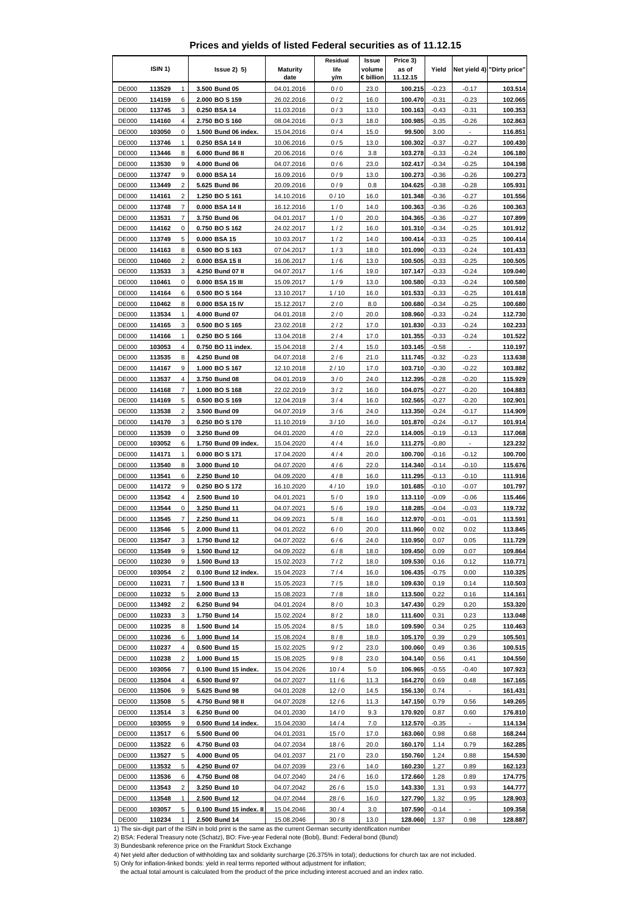# Prices and yields of listed Federal securities as of 11.12.15

| ISIN 1) | | | Issue 2) 5) | Maturity date | Residual life y/m | Issue volume € billion | Price 3) as of 11.12.15 | Yield | Net yield 4) | "Dirty price" |
|---|---|---|---|---|---|---|---|---|---|---|
| DE000 | **113529** | 1 | **3.500 Bund 05** | 04.01.2016 | 0 / 0 | 23.0 | **100.215** | -0.23 | -0.17 | **103.514** |
| DE000 | **114159** | 6 | **2.000 BO S 159** | 26.02.2016 | 0 / 2 | 16.0 | **100.470** | -0.31 | -0.23 | **102.065** |
| DE000 | **113745** | 3 | **0.250 BSA 14** | 11.03.2016 | 0 / 3 | 13.0 | **100.163** | -0.43 | -0.31 | **100.353** |
| DE000 | **114160** | 4 | **2.750 BO S 160** | 08.04.2016 | 0 / 3 | 18.0 | **100.985** | -0.35 | -0.26 | **102.863** |
| DE000 | **103050** | 0 | **1.500 Bund 06 index.** | 15.04.2016 | 0 / 4 | 15.0 | **99.500** | 3.00 | - | **116.851** |
| DE000 | **113746** | 1 | **0.250 BSA 14 II** | 10.06.2016 | 0 / 5 | 13.0 | **100.302** | -0.37 | -0.27 | **100.430** |
| DE000 | **113446** | 8 | **6.000 Bund 86 II** | 20.06.2016 | 0 / 6 | 3.8 | **103.278** | -0.33 | -0.24 | **106.180** |
| DE000 | **113530** | 9 | **4.000 Bund 06** | 04.07.2016 | 0 / 6 | 23.0 | **102.417** | -0.34 | -0.25 | **104.198** |
| DE000 | **113747** | 9 | **0.000 BSA 14** | 16.09.2016 | 0 / 9 | 13.0 | **100.273** | -0.36 | -0.26 | **100.273** |
| DE000 | **113449** | 2 | **5.625 Bund 86** | 20.09.2016 | 0 / 9 | 0.8 | **104.625** | -0.38 | -0.28 | **105.931** |
| DE000 | **114161** | 2 | **1.250 BO S 161** | 14.10.2016 | 0 / 10 | 16.0 | **101.348** | -0.36 | -0.27 | **101.556** |
| DE000 | **113748** | 7 | **0.000 BSA 14 II** | 16.12.2016 | 1 / 0 | 14.0 | **100.363** | -0.36 | -0.26 | **100.363** |
| DE000 | **113531** | 7 | **3.750 Bund 06** | 04.01.2017 | 1 / 0 | 20.0 | **104.365** | -0.36 | -0.27 | **107.899** |
| DE000 | **114162** | 0 | **0.750 BO S 162** | 24.02.2017 | 1 / 2 | 16.0 | **101.310** | -0.34 | -0.25 | **101.912** |
| DE000 | **113749** | 5 | **0.000 BSA 15** | 10.03.2017 | 1 / 2 | 14.0 | **100.414** | -0.33 | -0.25 | **100.414** |
| DE000 | **114163** | 8 | **0.500 BO S 163** | 07.04.2017 | 1 / 3 | 18.0 | **101.090** | -0.33 | -0.24 | **101.433** |
| DE000 | **110460** | 2 | **0.000 BSA 15 II** | 16.06.2017 | 1 / 6 | 13.0 | **100.505** | -0.33 | -0.25 | **100.505** |
| DE000 | **113533** | 3 | **4.250 Bund 07 II** | 04.07.2017 | 1 / 6 | 19.0 | **107.147** | -0.33 | -0.24 | **109.040** |
| DE000 | **110461** | 0 | **0.000 BSA 15 III** | 15.09.2017 | 1 / 9 | 13.0 | **100.580** | -0.33 | -0.24 | **100.580** |
| DE000 | **114164** | 6 | **0.500 BO S 164** | 13.10.2017 | 1 / 10 | 16.0 | **101.533** | -0.33 | -0.25 | **101.618** |
| DE000 | **110462** | 8 | **0.000 BSA 15 IV** | 15.12.2017 | 2 / 0 | 8.0 | **100.680** | -0.34 | -0.25 | **100.680** |
| DE000 | **113534** | 1 | **4.000 Bund 07** | 04.01.2018 | 2 / 0 | 20.0 | **108.960** | -0.33 | -0.24 | **112.730** |
| DE000 | **114165** | 3 | **0.500 BO S 165** | 23.02.2018 | 2 / 2 | 17.0 | **101.830** | -0.33 | -0.24 | **102.233** |
| DE000 | **114166** | 1 | **0.250 BO S 166** | 13.04.2018 | 2 / 4 | 17.0 | **101.355** | -0.33 | -0.24 | **101.522** |
| DE000 | **103053** | 4 | **0.750 BO 11 index.** | 15.04.2018 | 2 / 4 | 15.0 | **103.145** | -0.58 | - | **110.197** |
| DE000 | **113535** | 8 | **4.250 Bund 08** | 04.07.2018 | 2 / 6 | 21.0 | **111.745** | -0.32 | -0.23 | **113.638** |
| DE000 | **114167** | 9 | **1.000 BO S 167** | 12.10.2018 | 2 / 10 | 17.0 | **103.710** | -0.30 | -0.22 | **103.882** |
| DE000 | **113537** | 4 | **3.750 Bund 08** | 04.01.2019 | 3 / 0 | 24.0 | **112.395** | -0.28 | -0.20 | **115.929** |
| DE000 | **114168** | 7 | **1.000 BO S 168** | 22.02.2019 | 3 / 2 | 16.0 | **104.075** | -0.27 | -0.20 | **104.883** |
| DE000 | **114169** | 5 | **0.500 BO S 169** | 12.04.2019 | 3 / 4 | 16.0 | **102.565** | -0.27 | -0.20 | **102.901** |
| DE000 | **113538** | 2 | **3.500 Bund 09** | 04.07.2019 | 3 / 6 | 24.0 | **113.350** | -0.24 | -0.17 | **114.909** |
| DE000 | **114170** | 3 | **0.250 BO S 170** | 11.10.2019 | 3 / 10 | 16.0 | **101.870** | -0.24 | -0.17 | **101.914** |
| DE000 | **113539** | 0 | **3.250 Bund 09** | 04.01.2020 | 4 / 0 | 22.0 | **114.005** | -0.19 | -0.13 | **117.068** |
| DE000 | **103052** | 6 | **1.750 Bund 09 index.** | 15.04.2020 | 4 / 4 | 16.0 | **111.275** | -0.80 | - | **123.232** |
| DE000 | **114171** | 1 | **0.000 BO S 171** | 17.04.2020 | 4 / 4 | 20.0 | **100.700** | -0.16 | -0.12 | **100.700** |
| DE000 | **113540** | 8 | **3.000 Bund 10** | 04.07.2020 | 4 / 6 | 22.0 | **114.340** | -0.14 | -0.10 | **115.676** |
| DE000 | **113541** | 6 | **2.250 Bund 10** | 04.09.2020 | 4 / 8 | 16.0 | **111.295** | -0.13 | -0.10 | **111.916** |
| DE000 | **114172** | 9 | **0.250 BO S 172** | 16.10.2020 | 4 / 10 | 19.0 | **101.685** | -0.10 | -0.07 | **101.797** |
| DE000 | **113542** | 4 | **2.500 Bund 10** | 04.01.2021 | 5 / 0 | 19.0 | **113.110** | -0.09 | -0.06 | **115.466** |
| DE000 | **113544** | 0 | **3.250 Bund 11** | 04.07.2021 | 5 / 6 | 19.0 | **118.285** | -0.04 | -0.03 | **119.732** |
| DE000 | **113545** | 7 | **2.250 Bund 11** | 04.09.2021 | 5 / 8 | 16.0 | **112.970** | -0.01 | -0.01 | **113.591** |
| DE000 | **113546** | 5 | **2.000 Bund 11** | 04.01.2022 | 6 / 0 | 20.0 | **111.960** | 0.02 | 0.02 | **113.845** |
| DE000 | **113547** | 3 | **1.750 Bund 12** | 04.07.2022 | 6 / 6 | 24.0 | **110.950** | 0.07 | 0.05 | **111.729** |
| DE000 | **113549** | 9 | **1.500 Bund 12** | 04.09.2022 | 6 / 8 | 18.0 | **109.450** | 0.09 | 0.07 | **109.864** |
| DE000 | **110230** | 9 | **1.500 Bund 13** | 15.02.2023 | 7 / 2 | 18.0 | **109.530** | 0.16 | 0.12 | **110.771** |
| DE000 | **103054** | 2 | **0.100 Bund 12 index.** | 15.04.2023 | 7 / 4 | 16.0 | **106.435** | -0.75 | 0.00 | **110.325** |
| DE000 | **110231** | 7 | **1.500 Bund 13 II** | 15.05.2023 | 7 / 5 | 18.0 | **109.630** | 0.19 | 0.14 | **110.503** |
| DE000 | **110232** | 5 | **2.000 Bund 13** | 15.08.2023 | 7 / 8 | 18.0 | **113.500** | 0.22 | 0.16 | **114.161** |
| DE000 | **113492** | 2 | **6.250 Bund 94** | 04.01.2024 | 8 / 0 | 10.3 | **147.430** | 0.29 | 0.20 | **153.320** |
| DE000 | **110233** | 3 | **1.750 Bund 14** | 15.02.2024 | 8 / 2 | 18.0 | **111.600** | 0.31 | 0.23 | **113.048** |
| DE000 | **110235** | 8 | **1.500 Bund 14** | 15.05.2024 | 8 / 5 | 18.0 | **109.590** | 0.34 | 0.25 | **110.463** |
| DE000 | **110236** | 6 | **1.000 Bund 14** | 15.08.2024 | 8 / 8 | 18.0 | **105.170** | 0.39 | 0.29 | **105.501** |
| DE000 | **110237** | 4 | **0.500 Bund 15** | 15.02.2025 | 9 / 2 | 23.0 | **100.060** | 0.49 | 0.36 | **100.515** |
| DE000 | **110238** | 2 | **1.000 Bund 15** | 15.08.2025 | 9 / 8 | 23.0 | **104.140** | 0.56 | 0.41 | **104.550** |
| DE000 | **103056** | 7 | **0.100 Bund 15 index.** | 15.04.2026 | 10 / 4 | 5.0 | **106.965** | -0.55 | -0.40 | **107.923** |
| DE000 | **113504** | 4 | **6.500 Bund 97** | 04.07.2027 | 11 / 6 | 11.3 | **164.270** | 0.69 | 0.48 | **167.165** |
| DE000 | **113506** | 9 | **5.625 Bund 98** | 04.01.2028 | 12 / 0 | 14.5 | **156.130** | 0.74 | - | **161.431** |
| DE000 | **113508** | 5 | **4.750 Bund 98 II** | 04.07.2028 | 12 / 6 | 11.3 | **147.150** | 0.79 | 0.56 | **149.265** |
| DE000 | **113514** | 3 | **6.250 Bund 00** | 04.01.2030 | 14 / 0 | 9.3 | **170.920** | 0.87 | 0.60 | **176.810** |
| DE000 | **103055** | 9 | **0.500 Bund 14 index.** | 15.04.2030 | 14 / 4 | 7.0 | **112.570** | -0.35 | - | **114.134** |
| DE000 | **113517** | 6 | **5.500 Bund 00** | 04.01.2031 | 15 / 0 | 17.0 | **163.060** | 0.98 | 0.68 | **168.244** |
| DE000 | **113522** | 6 | **4.750 Bund 03** | 04.07.2034 | 18 / 6 | 20.0 | **160.170** | 1.14 | 0.79 | **162.285** |
| DE000 | **113527** | 5 | **4.000 Bund 05** | 04.01.2037 | 21 / 0 | 23.0 | **150.760** | 1.24 | 0.88 | **154.530** |
| DE000 | **113532** | 5 | **4.250 Bund 07** | 04.07.2039 | 23 / 6 | 14.0 | **160.230** | 1.27 | 0.89 | **162.123** |
| DE000 | **113536** | 6 | **4.750 Bund 08** | 04.07.2040 | 24 / 6 | 16.0 | **172.660** | 1.28 | 0.89 | **174.775** |
| DE000 | **113543** | 2 | **3.250 Bund 10** | 04.07.2042 | 26 / 6 | 15.0 | **143.330** | 1.31 | 0.93 | **144.777** |
| DE000 | **113548** | 1 | **2.500 Bund 12** | 04.07.2044 | 28 / 6 | 16.0 | **127.790** | 1.32 | 0.95 | **128.903** |
| DE000 | **103057** | 5 | **0.100 Bund 15 index. II** | 15.04.2046 | 30 / 4 | 3.0 | **107.590** | -0.14 | - | **109.358** |
| DE000 | **110234** | 1 | **2.500 Bund 14** | 15.08.2046 | 30 / 8 | 13.0 | **128.060** | 1.37 | 0.98 | **128.887** |

1) The six-digit part of the ISIN in bold print is the same as the current German security identification number

2) BSA: Federal Treasury note (Schatz), BO: Five-year Federal note (Bobl), Bund: Federal bond (Bund)

3) Bundesbank reference price on the Frankfurt Stock Exchange

4) Net yield after deduction of withholding tax and solidarity surcharge (26.375% in total); deductions for church tax are not included.

5) Only for inflation-linked bonds: yield in real terms reported without adjustment for inflation;
the actual total amount is calculated from the product of the price including interest accrued and an index ratio.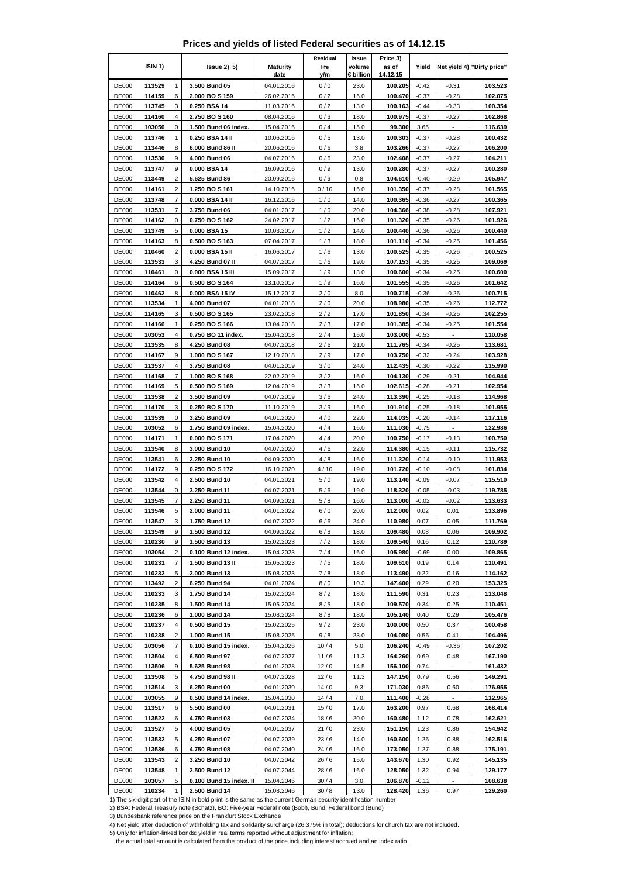# Prices and yields of listed Federal securities as of 14.12.15

| ISIN 1) | | | Issue 2) 5) | Maturity date | Residual life y/m | Issue volume € billion | Price 3) as of 14.12.15 | Yield | Net yield 4) | "Dirty price" |
|---|---|---|---|---|---|---|---|---|---|---|
| DE000 | **113529** | 1 | **3.500 Bund 05** | 04.01.2016 | 0 / 0 | 23.0 | **100.205** | -0.42 | -0.31 | **103.523** |
| DE000 | **114159** | 6 | **2.000 BO S 159** | 26.02.2016 | 0 / 2 | 16.0 | **100.470** | -0.37 | -0.28 | **102.075** |
| DE000 | **113745** | 3 | **0.250 BSA 14** | 11.03.2016 | 0 / 2 | 13.0 | **100.163** | -0.44 | -0.33 | **100.354** |
| DE000 | **114160** | 4 | **2.750 BO S 160** | 08.04.2016 | 0 / 3 | 18.0 | **100.975** | -0.37 | -0.27 | **102.868** |
| DE000 | **103050** | 0 | **1.500 Bund 06 index.** | 15.04.2016 | 0 / 4 | 15.0 | **99.300** | 3.65 | - | **116.639** |
| DE000 | **113746** | 1 | **0.250 BSA 14 II** | 10.06.2016 | 0 / 5 | 13.0 | **100.303** | -0.37 | -0.28 | **100.432** |
| DE000 | **113446** | 8 | **6.000 Bund 86 II** | 20.06.2016 | 0 / 6 | 3.8 | **103.266** | -0.37 | -0.27 | **106.200** |
| DE000 | **113530** | 9 | **4.000 Bund 06** | 04.07.2016 | 0 / 6 | 23.0 | **102.408** | -0.37 | -0.27 | **104.211** |
| DE000 | **113747** | 9 | **0.000 BSA 14** | 16.09.2016 | 0 / 9 | 13.0 | **100.280** | -0.37 | -0.27 | **100.280** |
| DE000 | **113449** | 2 | **5.625 Bund 86** | 20.09.2016 | 0 / 9 | 0.8 | **104.610** | -0.40 | -0.29 | **105.947** |
| DE000 | **114161** | 2 | **1.250 BO S 161** | 14.10.2016 | 0 / 10 | 16.0 | **101.350** | -0.37 | -0.28 | **101.565** |
| DE000 | **113748** | 7 | **0.000 BSA 14 II** | 16.12.2016 | 1 / 0 | 14.0 | **100.365** | -0.36 | -0.27 | **100.365** |
| DE000 | **113531** | 7 | **3.750 Bund 06** | 04.01.2017 | 1 / 0 | 20.0 | **104.366** | -0.38 | -0.28 | **107.921** |
| DE000 | **114162** | 0 | **0.750 BO S 162** | 24.02.2017 | 1 / 2 | 16.0 | **101.320** | -0.35 | -0.26 | **101.926** |
| DE000 | **113749** | 5 | **0.000 BSA 15** | 10.03.2017 | 1 / 2 | 14.0 | **100.440** | -0.36 | -0.26 | **100.440** |
| DE000 | **114163** | 8 | **0.500 BO S 163** | 07.04.2017 | 1 / 3 | 18.0 | **101.110** | -0.34 | -0.25 | **101.456** |
| DE000 | **110460** | 2 | **0.000 BSA 15 II** | 16.06.2017 | 1 / 6 | 13.0 | **100.525** | -0.35 | -0.26 | **100.525** |
| DE000 | **113533** | 3 | **4.250 Bund 07 II** | 04.07.2017 | 1 / 6 | 19.0 | **107.153** | -0.35 | -0.25 | **109.069** |
| DE000 | **110461** | 0 | **0.000 BSA 15 III** | 15.09.2017 | 1 / 9 | 13.0 | **100.600** | -0.34 | -0.25 | **100.600** |
| DE000 | **114164** | 6 | **0.500 BO S 164** | 13.10.2017 | 1 / 9 | 16.0 | **101.555** | -0.35 | -0.26 | **101.642** |
| DE000 | **110462** | 8 | **0.000 BSA 15 IV** | 15.12.2017 | 2 / 0 | 8.0 | **100.715** | -0.36 | -0.26 | **100.715** |
| DE000 | **113534** | 1 | **4.000 Bund 07** | 04.01.2018 | 2 / 0 | 20.0 | **108.980** | -0.35 | -0.26 | **112.772** |
| DE000 | **114165** | 3 | **0.500 BO S 165** | 23.02.2018 | 2 / 2 | 17.0 | **101.850** | -0.34 | -0.25 | **102.255** |
| DE000 | **114166** | 1 | **0.250 BO S 166** | 13.04.2018 | 2 / 3 | 17.0 | **101.385** | -0.34 | -0.25 | **101.554** |
| DE000 | **103053** | 4 | **0.750 BO 11 index.** | 15.04.2018 | 2 / 4 | 15.0 | **103.000** | -0.53 | - | **110.058** |
| DE000 | **113535** | 8 | **4.250 Bund 08** | 04.07.2018 | 2 / 6 | 21.0 | **111.765** | -0.34 | -0.25 | **113.681** |
| DE000 | **114167** | 9 | **1.000 BO S 167** | 12.10.2018 | 2 / 9 | 17.0 | **103.750** | -0.32 | -0.24 | **103.928** |
| DE000 | **113537** | 4 | **3.750 Bund 08** | 04.01.2019 | 3 / 0 | 24.0 | **112.435** | -0.30 | -0.22 | **115.990** |
| DE000 | **114168** | 7 | **1.000 BO S 168** | 22.02.2019 | 3 / 2 | 16.0 | **104.130** | -0.29 | -0.21 | **104.944** |
| DE000 | **114169** | 5 | **0.500 BO S 169** | 12.04.2019 | 3 / 3 | 16.0 | **102.615** | -0.28 | -0.21 | **102.954** |
| DE000 | **113538** | 2 | **3.500 Bund 09** | 04.07.2019 | 3 / 6 | 24.0 | **113.390** | -0.25 | -0.18 | **114.968** |
| DE000 | **114170** | 3 | **0.250 BO S 170** | 11.10.2019 | 3 / 9 | 16.0 | **101.910** | -0.25 | -0.18 | **101.955** |
| DE000 | **113539** | 0 | **3.250 Bund 09** | 04.01.2020 | 4 / 0 | 22.0 | **114.035** | -0.20 | -0.14 | **117.116** |
| DE000 | **103052** | 6 | **1.750 Bund 09 index.** | 15.04.2020 | 4 / 4 | 16.0 | **111.030** | -0.75 | - | **122.986** |
| DE000 | **114171** | 1 | **0.000 BO S 171** | 17.04.2020 | 4 / 4 | 20.0 | **100.750** | -0.17 | -0.13 | **100.750** |
| DE000 | **113540** | 8 | **3.000 Bund 10** | 04.07.2020 | 4 / 6 | 22.0 | **114.380** | -0.15 | -0.11 | **115.732** |
| DE000 | **113541** | 6 | **2.250 Bund 10** | 04.09.2020 | 4 / 8 | 16.0 | **111.320** | -0.14 | -0.10 | **111.953** |
| DE000 | **114172** | 9 | **0.250 BO S 172** | 16.10.2020 | 4 / 10 | 19.0 | **101.720** | -0.10 | -0.08 | **101.834** |
| DE000 | **113542** | 4 | **2.500 Bund 10** | 04.01.2021 | 5 / 0 | 19.0 | **113.140** | -0.09 | -0.07 | **115.510** |
| DE000 | **113544** | 0 | **3.250 Bund 11** | 04.07.2021 | 5 / 6 | 19.0 | **118.320** | -0.05 | -0.03 | **119.785** |
| DE000 | **113545** | 7 | **2.250 Bund 11** | 04.09.2021 | 5 / 8 | 16.0 | **113.000** | -0.02 | -0.02 | **113.633** |
| DE000 | **113546** | 5 | **2.000 Bund 11** | 04.01.2022 | 6 / 0 | 20.0 | **112.000** | 0.02 | 0.01 | **113.896** |
| DE000 | **113547** | 3 | **1.750 Bund 12** | 04.07.2022 | 6 / 6 | 24.0 | **110.980** | 0.07 | 0.05 | **111.769** |
| DE000 | **113549** | 9 | **1.500 Bund 12** | 04.09.2022 | 6 / 8 | 18.0 | **109.480** | 0.08 | 0.06 | **109.902** |
| DE000 | **110230** | 9 | **1.500 Bund 13** | 15.02.2023 | 7 / 2 | 18.0 | **109.540** | 0.16 | 0.12 | **110.789** |
| DE000 | **103054** | 2 | **0.100 Bund 12 index.** | 15.04.2023 | 7 / 4 | 16.0 | **105.980** | -0.69 | 0.00 | **109.865** |
| DE000 | **110231** | 7 | **1.500 Bund 13 II** | 15.05.2023 | 7 / 5 | 18.0 | **109.610** | 0.19 | 0.14 | **110.491** |
| DE000 | **110232** | 5 | **2.000 Bund 13** | 15.08.2023 | 7 / 8 | 18.0 | **113.490** | 0.22 | 0.16 | **114.162** |
| DE000 | **113492** | 2 | **6.250 Bund 94** | 04.01.2024 | 8 / 0 | 10.3 | **147.400** | 0.29 | 0.20 | **153.325** |
| DE000 | **110233** | 3 | **1.750 Bund 14** | 15.02.2024 | 8 / 2 | 18.0 | **111.590** | 0.31 | 0.23 | **113.048** |
| DE000 | **110235** | 8 | **1.500 Bund 14** | 15.05.2024 | 8 / 5 | 18.0 | **109.570** | 0.34 | 0.25 | **110.451** |
| DE000 | **110236** | 6 | **1.000 Bund 14** | 15.08.2024 | 8 / 8 | 18.0 | **105.140** | 0.40 | 0.29 | **105.476** |
| DE000 | **110237** | 4 | **0.500 Bund 15** | 15.02.2025 | 9 / 2 | 23.0 | **100.000** | 0.50 | 0.37 | **100.458** |
| DE000 | **110238** | 2 | **1.000 Bund 15** | 15.08.2025 | 9 / 8 | 23.0 | **104.080** | 0.56 | 0.41 | **104.496** |
| DE000 | **103056** | 7 | **0.100 Bund 15 index.** | 15.04.2026 | 10 / 4 | 5.0 | **106.240** | -0.49 | -0.36 | **107.202** |
| DE000 | **113504** | 4 | **6.500 Bund 97** | 04.07.2027 | 11 / 6 | 11.3 | **164.260** | 0.69 | 0.48 | **167.190** |
| DE000 | **113506** | 9 | **5.625 Bund 98** | 04.01.2028 | 12 / 0 | 14.5 | **156.100** | 0.74 | - | **161.432** |
| DE000 | **113508** | 5 | **4.750 Bund 98 II** | 04.07.2028 | 12 / 6 | 11.3 | **147.150** | 0.79 | 0.56 | **149.291** |
| DE000 | **113514** | 3 | **6.250 Bund 00** | 04.01.2030 | 14 / 0 | 9.3 | **171.030** | 0.86 | 0.60 | **176.955** |
| DE000 | **103055** | 9 | **0.500 Bund 14 index.** | 15.04.2030 | 14 / 4 | 7.0 | **111.400** | -0.28 | - | **112.965** |
| DE000 | **113517** | 6 | **5.500 Bund 00** | 04.01.2031 | 15 / 0 | 17.0 | **163.200** | 0.97 | 0.68 | **168.414** |
| DE000 | **113522** | 6 | **4.750 Bund 03** | 04.07.2034 | 18 / 6 | 20.0 | **160.480** | 1.12 | 0.78 | **162.621** |
| DE000 | **113527** | 5 | **4.000 Bund 05** | 04.01.2037 | 21 / 0 | 23.0 | **151.150** | 1.23 | 0.86 | **154.942** |
| DE000 | **113532** | 5 | **4.250 Bund 07** | 04.07.2039 | 23 / 6 | 14.0 | **160.600** | 1.26 | 0.88 | **162.516** |
| DE000 | **113536** | 6 | **4.750 Bund 08** | 04.07.2040 | 24 / 6 | 16.0 | **173.050** | 1.27 | 0.88 | **175.191** |
| DE000 | **113543** | 2 | **3.250 Bund 10** | 04.07.2042 | 26 / 6 | 15.0 | **143.670** | 1.30 | 0.92 | **145.135** |
| DE000 | **113548** | 1 | **2.500 Bund 12** | 04.07.2044 | 28 / 6 | 16.0 | **128.050** | 1.32 | 0.94 | **129.177** |
| DE000 | **103057** | 5 | **0.100 Bund 15 index. II** | 15.04.2046 | 30 / 4 | 3.0 | **106.870** | -0.12 | - | **108.638** |
| DE000 | **110234** | 1 | **2.500 Bund 14** | 15.08.2046 | 30 / 8 | 13.0 | **128.420** | 1.36 | 0.97 | **129.260** |

1) The six-digit part of the ISIN in bold print is the same as the current German security identification number

2) BSA: Federal Treasury note (Schatz), BO: Five-year Federal note (Bobl), Bund: Federal bond (Bund)

3) Bundesbank reference price on the Frankfurt Stock Exchange

4) Net yield after deduction of withholding tax and solidarity surcharge (26.375% in total); deductions for church tax are not included.

5) Only for inflation-linked bonds: yield in real terms reported without adjustment for inflation;
the actual total amount is calculated from the product of the price including interest accrued and an index ratio.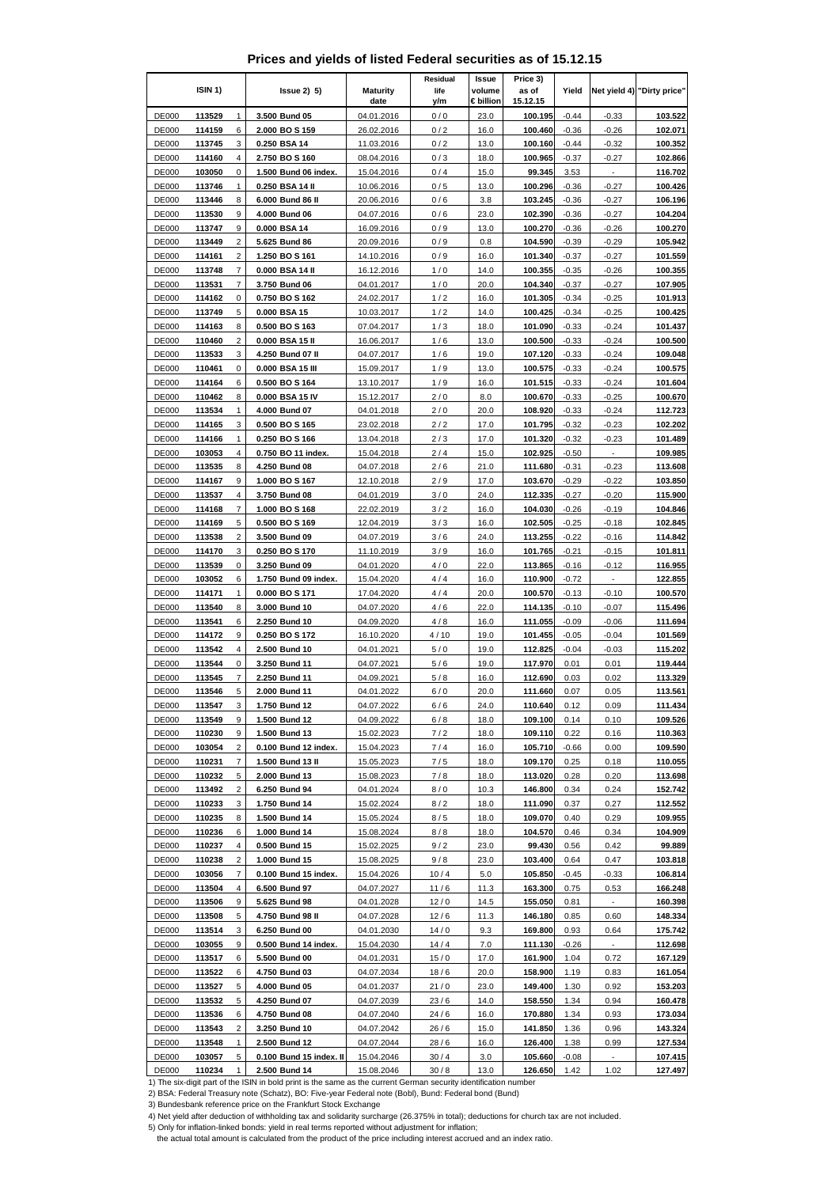# Prices and yields of listed Federal securities as of 15.12.15

| ISIN 1) | | | Issue 2) 5) | Maturity date | Residual life y/m | Issue volume € billion | Price 3) as of 15.12.15 | Yield | Net yield 4) | "Dirty price" |
|---|---|---|---|---|---|---|---|---|---|---|
| DE000 | 113529 | 1 | 3.500 Bund 05 | 04.01.2016 | 0 / 0 | 23.0 | 100.195 | -0.44 | -0.33 | 103.522 |
| DE000 | 114159 | 6 | 2.000 BO S 159 | 26.02.2016 | 0 / 2 | 16.0 | 100.460 | -0.36 | -0.26 | 102.071 |
| DE000 | 113745 | 3 | 0.250 BSA 14 | 11.03.2016 | 0 / 2 | 13.0 | 100.160 | -0.44 | -0.32 | 100.352 |
| DE000 | 114160 | 4 | 2.750 BO S 160 | 08.04.2016 | 0 / 3 | 18.0 | 100.965 | -0.37 | -0.27 | 102.866 |
| DE000 | 103050 | 0 | 1.500 Bund 06 index. | 15.04.2016 | 0 / 4 | 15.0 | 99.345 | 3.53 | - | 116.702 |
| DE000 | 113746 | 1 | 0.250 BSA 14 II | 10.06.2016 | 0 / 5 | 13.0 | 100.296 | -0.36 | -0.27 | 100.426 |
| DE000 | 113446 | 8 | 6.000 Bund 86 II | 20.06.2016 | 0 / 6 | 3.8 | 103.245 | -0.36 | -0.27 | 106.196 |
| DE000 | 113530 | 9 | 4.000 Bund 06 | 04.07.2016 | 0 / 6 | 23.0 | 102.390 | -0.36 | -0.27 | 104.204 |
| DE000 | 113747 | 9 | 0.000 BSA 14 | 16.09.2016 | 0 / 9 | 13.0 | 100.270 | -0.36 | -0.26 | 100.270 |
| DE000 | 113449 | 2 | 5.625 Bund 86 | 20.09.2016 | 0 / 9 | 0.8 | 104.590 | -0.39 | -0.29 | 105.942 |
| DE000 | 114161 | 2 | 1.250 BO S 161 | 14.10.2016 | 0 / 9 | 16.0 | 101.340 | -0.37 | -0.27 | 101.559 |
| DE000 | 113748 | 7 | 0.000 BSA 14 II | 16.12.2016 | 1 / 0 | 14.0 | 100.355 | -0.35 | -0.26 | 100.355 |
| DE000 | 113531 | 7 | 3.750 Bund 06 | 04.01.2017 | 1 / 0 | 20.0 | 104.340 | -0.37 | -0.27 | 107.905 |
| DE000 | 114162 | 0 | 0.750 BO S 162 | 24.02.2017 | 1 / 2 | 16.0 | 101.305 | -0.34 | -0.25 | 101.913 |
| DE000 | 113749 | 5 | 0.000 BSA 15 | 10.03.2017 | 1 / 2 | 14.0 | 100.425 | -0.34 | -0.25 | 100.425 |
| DE000 | 114163 | 8 | 0.500 BO S 163 | 07.04.2017 | 1 / 3 | 18.0 | 101.090 | -0.33 | -0.24 | 101.437 |
| DE000 | 110460 | 2 | 0.000 BSA 15 II | 16.06.2017 | 1 / 6 | 13.0 | 100.500 | -0.33 | -0.24 | 100.500 |
| DE000 | 113533 | 3 | 4.250 Bund 07 II | 04.07.2017 | 1 / 6 | 19.0 | 107.120 | -0.33 | -0.24 | 109.048 |
| DE000 | 110461 | 0 | 0.000 BSA 15 III | 15.09.2017 | 1 / 9 | 13.0 | 100.575 | -0.33 | -0.24 | 100.575 |
| DE000 | 114164 | 6 | 0.500 BO S 164 | 13.10.2017 | 1 / 9 | 16.0 | 101.515 | -0.33 | -0.24 | 101.604 |
| DE000 | 110462 | 8 | 0.000 BSA 15 IV | 15.12.2017 | 2 / 0 | 8.0 | 100.670 | -0.33 | -0.25 | 100.670 |
| DE000 | 113534 | 1 | 4.000 Bund 07 | 04.01.2018 | 2 / 0 | 20.0 | 108.920 | -0.33 | -0.24 | 112.723 |
| DE000 | 114165 | 3 | 0.500 BO S 165 | 23.02.2018 | 2 / 2 | 17.0 | 101.795 | -0.32 | -0.23 | 102.202 |
| DE000 | 114166 | 1 | 0.250 BO S 166 | 13.04.2018 | 2 / 3 | 17.0 | 101.320 | -0.32 | -0.23 | 101.489 |
| DE000 | 103053 | 4 | 0.750 BO 11 index. | 15.04.2018 | 2 / 4 | 15.0 | 102.925 | -0.50 | - | 109.985 |
| DE000 | 113535 | 8 | 4.250 Bund 08 | 04.07.2018 | 2 / 6 | 21.0 | 111.680 | -0.31 | -0.23 | 113.608 |
| DE000 | 114167 | 9 | 1.000 BO S 167 | 12.10.2018 | 2 / 9 | 17.0 | 103.670 | -0.29 | -0.22 | 103.850 |
| DE000 | 113537 | 4 | 3.750 Bund 08 | 04.01.2019 | 3 / 0 | 24.0 | 112.335 | -0.27 | -0.20 | 115.900 |
| DE000 | 114168 | 7 | 1.000 BO S 168 | 22.02.2019 | 3 / 2 | 16.0 | 104.030 | -0.26 | -0.19 | 104.846 |
| DE000 | 114169 | 5 | 0.500 BO S 169 | 12.04.2019 | 3 / 3 | 16.0 | 102.505 | -0.25 | -0.18 | 102.845 |
| DE000 | 113538 | 2 | 3.500 Bund 09 | 04.07.2019 | 3 / 6 | 24.0 | 113.255 | -0.22 | -0.16 | 114.842 |
| DE000 | 114170 | 3 | 0.250 BO S 170 | 11.10.2019 | 3 / 9 | 16.0 | 101.765 | -0.21 | -0.15 | 101.811 |
| DE000 | 113539 | 0 | 3.250 Bund 09 | 04.01.2020 | 4 / 0 | 22.0 | 113.865 | -0.16 | -0.12 | 116.955 |
| DE000 | 103052 | 6 | 1.750 Bund 09 index. | 15.04.2020 | 4 / 4 | 16.0 | 110.900 | -0.72 | - | 122.855 |
| DE000 | 114171 | 1 | 0.000 BO S 171 | 17.04.2020 | 4 / 4 | 20.0 | 100.570 | -0.13 | -0.10 | 100.570 |
| DE000 | 113540 | 8 | 3.000 Bund 10 | 04.07.2020 | 4 / 6 | 22.0 | 114.135 | -0.10 | -0.07 | 115.496 |
| DE000 | 113541 | 6 | 2.250 Bund 10 | 04.09.2020 | 4 / 8 | 16.0 | 111.055 | -0.09 | -0.06 | 111.694 |
| DE000 | 114172 | 9 | 0.250 BO S 172 | 16.10.2020 | 4 / 10 | 19.0 | 101.455 | -0.05 | -0.04 | 101.569 |
| DE000 | 113542 | 4 | 2.500 Bund 10 | 04.01.2021 | 5 / 0 | 19.0 | 112.825 | -0.04 | -0.03 | 115.202 |
| DE000 | 113544 | 0 | 3.250 Bund 11 | 04.07.2021 | 5 / 6 | 19.0 | 117.970 | 0.01 | 0.01 | 119.444 |
| DE000 | 113545 | 7 | 2.250 Bund 11 | 04.09.2021 | 5 / 8 | 16.0 | 112.690 | 0.03 | 0.02 | 113.329 |
| DE000 | 113546 | 5 | 2.000 Bund 11 | 04.01.2022 | 6 / 0 | 20.0 | 111.660 | 0.07 | 0.05 | 113.561 |
| DE000 | 113547 | 3 | 1.750 Bund 12 | 04.07.2022 | 6 / 6 | 24.0 | 110.640 | 0.12 | 0.09 | 111.434 |
| DE000 | 113549 | 9 | 1.500 Bund 12 | 04.09.2022 | 6 / 8 | 18.0 | 109.100 | 0.14 | 0.10 | 109.526 |
| DE000 | 110230 | 9 | 1.500 Bund 13 | 15.02.2023 | 7 / 2 | 18.0 | 109.110 | 0.22 | 0.16 | 110.363 |
| DE000 | 103054 | 2 | 0.100 Bund 12 index. | 15.04.2023 | 7 / 4 | 16.0 | 105.710 | -0.66 | 0.00 | 109.590 |
| DE000 | 110231 | 7 | 1.500 Bund 13 II | 15.05.2023 | 7 / 5 | 18.0 | 109.170 | 0.25 | 0.18 | 110.055 |
| DE000 | 110232 | 5 | 2.000 Bund 13 | 15.08.2023 | 7 / 8 | 18.0 | 113.020 | 0.28 | 0.20 | 113.698 |
| DE000 | 113492 | 2 | 6.250 Bund 94 | 04.01.2024 | 8 / 0 | 10.3 | 146.800 | 0.34 | 0.24 | 152.742 |
| DE000 | 110233 | 3 | 1.750 Bund 14 | 15.02.2024 | 8 / 2 | 18.0 | 111.090 | 0.37 | 0.27 | 112.552 |
| DE000 | 110235 | 8 | 1.500 Bund 14 | 15.05.2024 | 8 / 5 | 18.0 | 109.070 | 0.40 | 0.29 | 109.955 |
| DE000 | 110236 | 6 | 1.000 Bund 14 | 15.08.2024 | 8 / 8 | 18.0 | 104.570 | 0.46 | 0.34 | 104.909 |
| DE000 | 110237 | 4 | 0.500 Bund 15 | 15.02.2025 | 9 / 2 | 23.0 | 99.430 | 0.56 | 0.42 | 99.889 |
| DE000 | 110238 | 2 | 1.000 Bund 15 | 15.08.2025 | 9 / 8 | 23.0 | 103.400 | 0.64 | 0.47 | 103.818 |
| DE000 | 103056 | 7 | 0.100 Bund 15 index. | 15.04.2026 | 10 / 4 | 5.0 | 105.850 | -0.45 | -0.33 | 106.814 |
| DE000 | 113504 | 4 | 6.500 Bund 97 | 04.07.2027 | 11 / 6 | 11.3 | 163.300 | 0.75 | 0.53 | 166.248 |
| DE000 | 113506 | 9 | 5.625 Bund 98 | 04.01.2028 | 12 / 0 | 14.5 | 155.050 | 0.81 | - | 160.398 |
| DE000 | 113508 | 5 | 4.750 Bund 98 II | 04.07.2028 | 12 / 6 | 11.3 | 146.180 | 0.85 | 0.60 | 148.334 |
| DE000 | 113514 | 3 | 6.250 Bund 00 | 04.01.2030 | 14 / 0 | 9.3 | 169.800 | 0.93 | 0.64 | 175.742 |
| DE000 | 103055 | 9 | 0.500 Bund 14 index. | 15.04.2030 | 14 / 4 | 7.0 | 111.130 | -0.26 | - | 112.698 |
| DE000 | 113517 | 6 | 5.500 Bund 00 | 04.01.2031 | 15 / 0 | 17.0 | 161.900 | 1.04 | 0.72 | 167.129 |
| DE000 | 113522 | 6 | 4.750 Bund 03 | 04.07.2034 | 18 / 6 | 20.0 | 158.900 | 1.19 | 0.83 | 161.054 |
| DE000 | 113527 | 5 | 4.000 Bund 05 | 04.01.2037 | 21 / 0 | 23.0 | 149.400 | 1.30 | 0.92 | 153.203 |
| DE000 | 113532 | 5 | 4.250 Bund 07 | 04.07.2039 | 23 / 6 | 14.0 | 158.550 | 1.34 | 0.94 | 160.478 |
| DE000 | 113536 | 6 | 4.750 Bund 08 | 04.07.2040 | 24 / 6 | 16.0 | 170.880 | 1.34 | 0.93 | 173.034 |
| DE000 | 113543 | 2 | 3.250 Bund 10 | 04.07.2042 | 26 / 6 | 15.0 | 141.850 | 1.36 | 0.96 | 143.324 |
| DE000 | 113548 | 1 | 2.500 Bund 12 | 04.07.2044 | 28 / 6 | 16.0 | 126.400 | 1.38 | 0.99 | 127.534 |
| DE000 | 103057 | 5 | 0.100 Bund 15 index. II | 15.04.2046 | 30 / 4 | 3.0 | 105.660 | -0.08 | - | 107.415 |
| DE000 | 110234 | 1 | 2.500 Bund 14 | 15.08.2046 | 30 / 8 | 13.0 | 126.650 | 1.42 | 1.02 | 127.497 |

1) The six-digit part of the ISIN in bold print is the same as the current German security identification number

2) BSA: Federal Treasury note (Schatz), BO: Five-year Federal note (Bobl), Bund: Federal bond (Bund)

3) Bundesbank reference price on the Frankfurt Stock Exchange

4) Net yield after deduction of withholding tax and solidarity surcharge (26.375% in total); deductions for church tax are not included.

5) Only for inflation-linked bonds: yield in real terms reported without adjustment for inflation;
the actual total amount is calculated from the product of the price including interest accrued and an index ratio.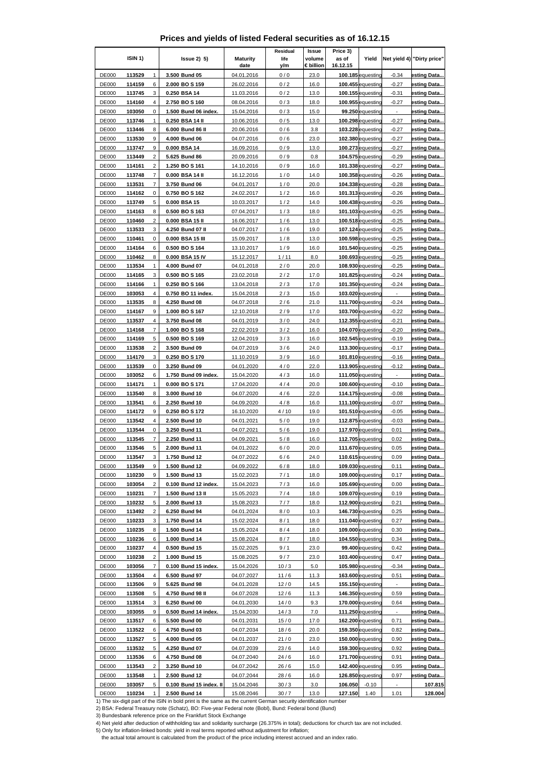# Prices and yields of listed Federal securities as of 16.12.15

| ISIN 1) | | | Issue 2) 5) | Maturity date | Residual life y/m | Issue volume € billion | Price 3) as of 16.12.15 | Yield | Net yield 4) | "Dirty price" |
|---|---|---|---|---|---|---|---|---|---|---|
| DE000 | 113529 | 1 | 3.500 Bund 05 | 04.01.2016 | 0 / 0 | 23.0 | 100.185 | equesting | -0.34 | esting Data... |
| DE000 | 114159 | 6 | 2.000 BO S 159 | 26.02.2016 | 0 / 2 | 16.0 | 100.455 | equesting | -0.27 | esting Data... |
| DE000 | 113745 | 3 | 0.250 BSA 14 | 11.03.2016 | 0 / 2 | 13.0 | 100.155 | equesting | -0.31 | esting Data... |
| DE000 | 114160 | 4 | 2.750 BO S 160 | 08.04.2016 | 0 / 3 | 18.0 | 100.955 | equesting | -0.27 | esting Data... |
| DE000 | 103050 | 0 | 1.500 Bund 06 index. | 15.04.2016 | 0 / 3 | 15.0 | 99.250 | equesting | - | esting Data... |
| DE000 | 113746 | 1 | 0.250 BSA 14 II | 10.06.2016 | 0 / 5 | 13.0 | 100.298 | equesting | -0.27 | esting Data... |
| DE000 | 113446 | 8 | 6.000 Bund 86 II | 20.06.2016 | 0 / 6 | 3.8 | 103.228 | equesting | -0.27 | esting Data... |
| DE000 | 113530 | 9 | 4.000 Bund 06 | 04.07.2016 | 0 / 6 | 23.0 | 102.380 | equesting | -0.27 | esting Data... |
| DE000 | 113747 | 9 | 0.000 BSA 14 | 16.09.2016 | 0 / 9 | 13.0 | 100.273 | equesting | -0.27 | esting Data... |
| DE000 | 113449 | 2 | 5.625 Bund 86 | 20.09.2016 | 0 / 9 | 0.8 | 104.575 | equesting | -0.29 | esting Data... |
| DE000 | 114161 | 2 | 1.250 BO S 161 | 14.10.2016 | 0 / 9 | 16.0 | 101.338 | equesting | -0.27 | esting Data... |
| DE000 | 113748 | 7 | 0.000 BSA 14 II | 16.12.2016 | 1 / 0 | 14.0 | 100.358 | equesting | -0.26 | esting Data... |
| DE000 | 113531 | 7 | 3.750 Bund 06 | 04.01.2017 | 1 / 0 | 20.0 | 104.338 | equesting | -0.28 | esting Data... |
| DE000 | 114162 | 0 | 0.750 BO S 162 | 24.02.2017 | 1 / 2 | 16.0 | 101.313 | equesting | -0.26 | esting Data... |
| DE000 | 113749 | 5 | 0.000 BSA 15 | 10.03.2017 | 1 / 2 | 14.0 | 100.438 | equesting | -0.26 | esting Data... |
| DE000 | 114163 | 8 | 0.500 BO S 163 | 07.04.2017 | 1 / 3 | 18.0 | 101.103 | equesting | -0.25 | esting Data... |
| DE000 | 110460 | 2 | 0.000 BSA 15 II | 16.06.2017 | 1 / 6 | 13.0 | 100.518 | equesting | -0.25 | esting Data... |
| DE000 | 113533 | 3 | 4.250 Bund 07 II | 04.07.2017 | 1 / 6 | 19.0 | 107.124 | equesting | -0.25 | esting Data... |
| DE000 | 110461 | 0 | 0.000 BSA 15 III | 15.09.2017 | 1 / 8 | 13.0 | 100.598 | equesting | -0.25 | esting Data... |
| DE000 | 114164 | 6 | 0.500 BO S 164 | 13.10.2017 | 1 / 9 | 16.0 | 101.540 | equesting | -0.25 | esting Data... |
| DE000 | 110462 | 8 | 0.000 BSA 15 IV | 15.12.2017 | 1 / 11 | 8.0 | 100.693 | equesting | -0.25 | esting Data... |
| DE000 | 113534 | 1 | 4.000 Bund 07 | 04.01.2018 | 2 / 0 | 20.0 | 108.930 | equesting | -0.25 | esting Data... |
| DE000 | 114165 | 3 | 0.500 BO S 165 | 23.02.2018 | 2 / 2 | 17.0 | 101.825 | equesting | -0.24 | esting Data... |
| DE000 | 114166 | 1 | 0.250 BO S 166 | 13.04.2018 | 2 / 3 | 17.0 | 101.350 | equesting | -0.24 | esting Data... |
| DE000 | 103053 | 4 | 0.750 BO 11 index. | 15.04.2018 | 2 / 3 | 15.0 | 103.020 | equesting | - | esting Data... |
| DE000 | 113535 | 8 | 4.250 Bund 08 | 04.07.2018 | 2 / 6 | 21.0 | 111.700 | equesting | -0.24 | esting Data... |
| DE000 | 114167 | 9 | 1.000 BO S 167 | 12.10.2018 | 2 / 9 | 17.0 | 103.700 | equesting | -0.22 | esting Data... |
| DE000 | 113537 | 4 | 3.750 Bund 08 | 04.01.2019 | 3 / 0 | 24.0 | 112.355 | equesting | -0.21 | esting Data... |
| DE000 | 114168 | 7 | 1.000 BO S 168 | 22.02.2019 | 3 / 2 | 16.0 | 104.070 | equesting | -0.20 | esting Data... |
| DE000 | 114169 | 5 | 0.500 BO S 169 | 12.04.2019 | 3 / 3 | 16.0 | 102.545 | equesting | -0.19 | esting Data... |
| DE000 | 113538 | 2 | 3.500 Bund 09 | 04.07.2019 | 3 / 6 | 24.0 | 113.300 | equesting | -0.17 | esting Data... |
| DE000 | 114170 | 3 | 0.250 BO S 170 | 11.10.2019 | 3 / 9 | 16.0 | 101.810 | equesting | -0.16 | esting Data... |
| DE000 | 113539 | 0 | 3.250 Bund 09 | 04.01.2020 | 4 / 0 | 22.0 | 113.905 | equesting | -0.12 | esting Data... |
| DE000 | 103052 | 6 | 1.750 Bund 09 index. | 15.04.2020 | 4 / 3 | 16.0 | 111.050 | equesting | - | esting Data... |
| DE000 | 114171 | 1 | 0.000 BO S 171 | 17.04.2020 | 4 / 4 | 20.0 | 100.600 | equesting | -0.10 | esting Data... |
| DE000 | 113540 | 8 | 3.000 Bund 10 | 04.07.2020 | 4 / 6 | 22.0 | 114.175 | equesting | -0.08 | esting Data... |
| DE000 | 113541 | 6 | 2.250 Bund 10 | 04.09.2020 | 4 / 8 | 16.0 | 111.100 | equesting | -0.07 | esting Data... |
| DE000 | 114172 | 9 | 0.250 BO S 172 | 16.10.2020 | 4 / 10 | 19.0 | 101.510 | equesting | -0.05 | esting Data... |
| DE000 | 113542 | 4 | 2.500 Bund 10 | 04.01.2021 | 5 / 0 | 19.0 | 112.875 | equesting | -0.03 | esting Data... |
| DE000 | 113544 | 0 | 3.250 Bund 11 | 04.07.2021 | 5 / 6 | 19.0 | 117.970 | equesting | 0.01 | esting Data... |
| DE000 | 113545 | 7 | 2.250 Bund 11 | 04.09.2021 | 5 / 8 | 16.0 | 112.705 | equesting | 0.02 | esting Data... |
| DE000 | 113546 | 5 | 2.000 Bund 11 | 04.01.2022 | 6 / 0 | 20.0 | 111.670 | equesting | 0.05 | esting Data... |
| DE000 | 113547 | 3 | 1.750 Bund 12 | 04.07.2022 | 6 / 6 | 24.0 | 110.615 | equesting | 0.09 | esting Data... |
| DE000 | 113549 | 9 | 1.500 Bund 12 | 04.09.2022 | 6 / 8 | 18.0 | 109.030 | equesting | 0.11 | esting Data... |
| DE000 | 110230 | 9 | 1.500 Bund 13 | 15.02.2023 | 7 / 1 | 18.0 | 109.000 | equesting | 0.17 | esting Data... |
| DE000 | 103054 | 2 | 0.100 Bund 12 index. | 15.04.2023 | 7 / 3 | 16.0 | 105.690 | equesting | 0.00 | esting Data... |
| DE000 | 110231 | 7 | 1.500 Bund 13 II | 15.05.2023 | 7 / 4 | 18.0 | 109.070 | equesting | 0.19 | esting Data... |
| DE000 | 110232 | 5 | 2.000 Bund 13 | 15.08.2023 | 7 / 7 | 18.0 | 112.900 | equesting | 0.21 | esting Data... |
| DE000 | 113492 | 2 | 6.250 Bund 94 | 04.01.2024 | 8 / 0 | 10.3 | 146.730 | equesting | 0.25 | esting Data... |
| DE000 | 110233 | 3 | 1.750 Bund 14 | 15.02.2024 | 8 / 1 | 18.0 | 111.040 | equesting | 0.27 | esting Data... |
| DE000 | 110235 | 8 | 1.500 Bund 14 | 15.05.2024 | 8 / 4 | 18.0 | 109.000 | equesting | 0.30 | esting Data... |
| DE000 | 110236 | 6 | 1.000 Bund 14 | 15.08.2024 | 8 / 7 | 18.0 | 104.550 | equesting | 0.34 | esting Data... |
| DE000 | 110237 | 4 | 0.500 Bund 15 | 15.02.2025 | 9 / 1 | 23.0 | 99.400 | equesting | 0.42 | esting Data... |
| DE000 | 110238 | 2 | 1.000 Bund 15 | 15.08.2025 | 9 / 7 | 23.0 | 103.400 | equesting | 0.47 | esting Data... |
| DE000 | 103056 | 7 | 0.100 Bund 15 index. | 15.04.2026 | 10 / 3 | 5.0 | 105.980 | equesting | -0.34 | esting Data... |
| DE000 | 113504 | 4 | 6.500 Bund 97 | 04.07.2027 | 11 / 6 | 11.3 | 163.600 | equesting | 0.51 | esting Data... |
| DE000 | 113506 | 9 | 5.625 Bund 98 | 04.01.2028 | 12 / 0 | 14.5 | 155.150 | equesting | - | esting Data... |
| DE000 | 113508 | 5 | 4.750 Bund 98 II | 04.07.2028 | 12 / 6 | 11.3 | 146.350 | equesting | 0.59 | esting Data... |
| DE000 | 113514 | 3 | 6.250 Bund 00 | 04.01.2030 | 14 / 0 | 9.3 | 170.000 | equesting | 0.64 | esting Data... |
| DE000 | 103055 | 9 | 0.500 Bund 14 index. | 15.04.2030 | 14 / 3 | 7.0 | 111.250 | equesting | - | esting Data... |
| DE000 | 113517 | 6 | 5.500 Bund 00 | 04.01.2031 | 15 / 0 | 17.0 | 162.200 | equesting | 0.71 | esting Data... |
| DE000 | 113522 | 6 | 4.750 Bund 03 | 04.07.2034 | 18 / 6 | 20.0 | 159.350 | equesting | 0.82 | esting Data... |
| DE000 | 113527 | 5 | 4.000 Bund 05 | 04.01.2037 | 21 / 0 | 23.0 | 150.000 | equesting | 0.90 | esting Data... |
| DE000 | 113532 | 5 | 4.250 Bund 07 | 04.07.2039 | 23 / 6 | 14.0 | 159.300 | equesting | 0.92 | esting Data... |
| DE000 | 113536 | 6 | 4.750 Bund 08 | 04.07.2040 | 24 / 6 | 16.0 | 171.700 | equesting | 0.91 | esting Data... |
| DE000 | 113543 | 2 | 3.250 Bund 10 | 04.07.2042 | 26 / 6 | 15.0 | 142.400 | equesting | 0.95 | esting Data... |
| DE000 | 113548 | 1 | 2.500 Bund 12 | 04.07.2044 | 28 / 6 | 16.0 | 126.850 | equesting | 0.97 | esting Data... |
| DE000 | 103057 | 5 | 0.100 Bund 15 index. II | 15.04.2046 | 30 / 3 | 3.0 | 106.050 | -0.10 | - | 107.815 |
| DE000 | 110234 | 1 | 2.500 Bund 14 | 15.08.2046 | 30 / 7 | 13.0 | 127.150 | 1.40 | 1.01 | 128.004 |

1) The six-digit part of the ISIN in bold print is the same as the current German security identification number

2) BSA: Federal Treasury note (Schatz), BO: Five-year Federal note (Bobl), Bund: Federal bond (Bund)

3) Bundesbank reference price on the Frankfurt Stock Exchange

4) Net yield after deduction of withholding tax and solidarity surcharge (26.375% in total); deductions for church tax are not included.

5) Only for inflation-linked bonds: yield in real terms reported without adjustment for inflation;
the actual total amount is calculated from the product of the price including interest accrued and an index ratio.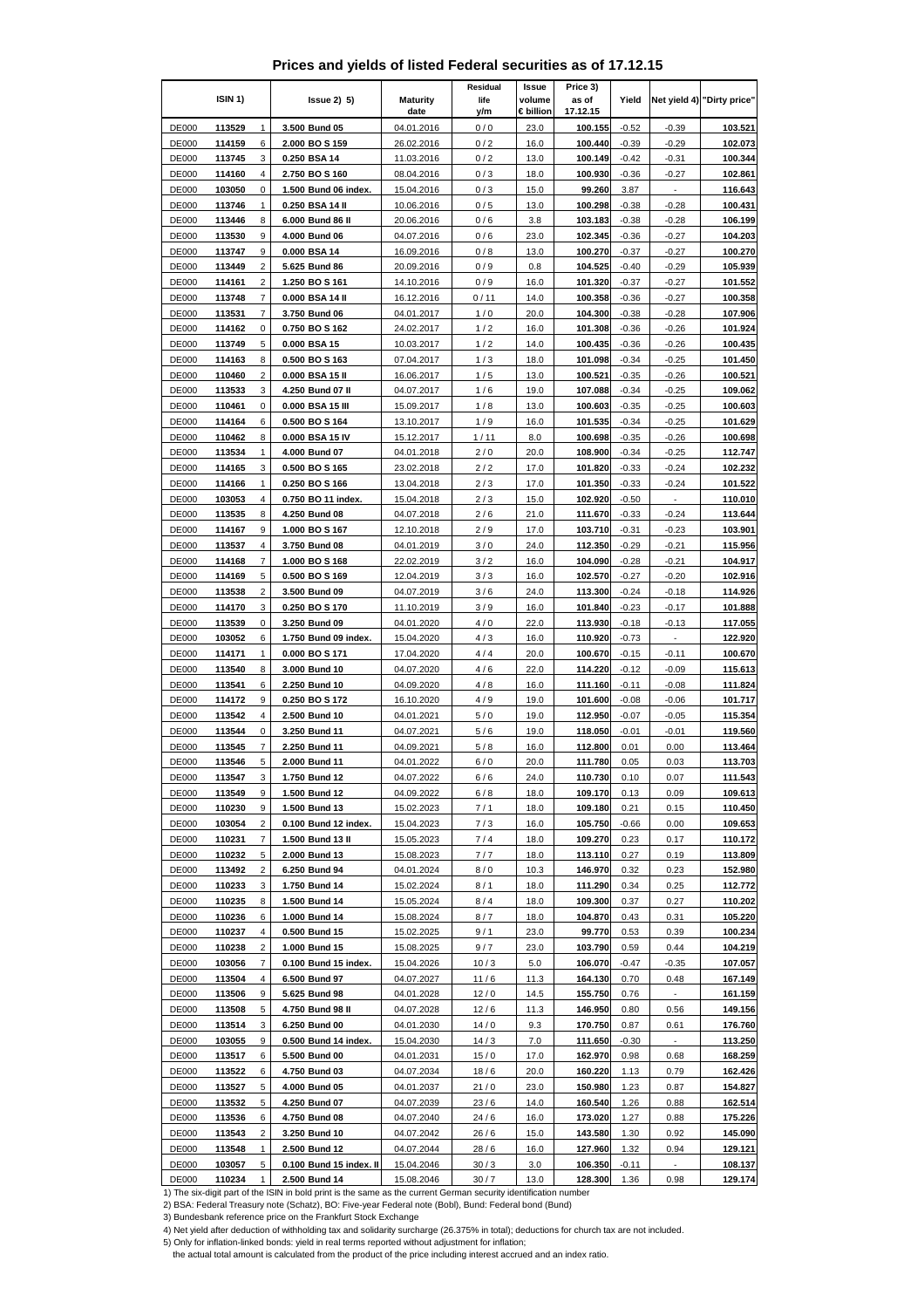# Prices and yields of listed Federal securities as of 17.12.15

| ISIN 1) | | | Issue 2) 5) | Maturity date | Residual life y/m | Issue volume € billion | Price 3) as of 17.12.15 | Yield | Net yield 4) | "Dirty price" |
|---|---|---|---|---|---|---|---|---|---|---|
| DE000 | 113529 | 1 | 3.500 Bund 05 | 04.01.2016 | 0 / 0 | 23.0 | 100.155 | -0.52 | -0.39 | 103.521 |
| DE000 | 114159 | 6 | 2.000 BO S 159 | 26.02.2016 | 0 / 2 | 16.0 | 100.440 | -0.39 | -0.29 | 102.073 |
| DE000 | 113745 | 3 | 0.250 BSA 14 | 11.03.2016 | 0 / 2 | 13.0 | 100.149 | -0.42 | -0.31 | 100.344 |
| DE000 | 114160 | 4 | 2.750 BO S 160 | 08.04.2016 | 0 / 3 | 18.0 | 100.930 | -0.36 | -0.27 | 102.861 |
| DE000 | 103050 | 0 | 1.500 Bund 06 index. | 15.04.2016 | 0 / 3 | 15.0 | 99.260 | 3.87 | - | 116.643 |
| DE000 | 113746 | 1 | 0.250 BSA 14 II | 10.06.2016 | 0 / 5 | 13.0 | 100.298 | -0.38 | -0.28 | 100.431 |
| DE000 | 113446 | 8 | 6.000 Bund 86 II | 20.06.2016 | 0 / 6 | 3.8 | 103.183 | -0.38 | -0.28 | 106.199 |
| DE000 | 113530 | 9 | 4.000 Bund 06 | 04.07.2016 | 0 / 6 | 23.0 | 102.345 | -0.36 | -0.27 | 104.203 |
| DE000 | 113747 | 9 | 0.000 BSA 14 | 16.09.2016 | 0 / 8 | 13.0 | 100.270 | -0.37 | -0.27 | 100.270 |
| DE000 | 113449 | 2 | 5.625 Bund 86 | 20.09.2016 | 0 / 9 | 0.8 | 104.525 | -0.40 | -0.29 | 105.939 |
| DE000 | 114161 | 2 | 1.250 BO S 161 | 14.10.2016 | 0 / 9 | 16.0 | 101.320 | -0.37 | -0.27 | 101.552 |
| DE000 | 113748 | 7 | 0.000 BSA 14 II | 16.12.2016 | 0 / 11 | 14.0 | 100.358 | -0.36 | -0.27 | 100.358 |
| DE000 | 113531 | 7 | 3.750 Bund 06 | 04.01.2017 | 1 / 0 | 20.0 | 104.300 | -0.38 | -0.28 | 107.906 |
| DE000 | 114162 | 0 | 0.750 BO S 162 | 24.02.2017 | 1 / 2 | 16.0 | 101.308 | -0.36 | -0.26 | 101.924 |
| DE000 | 113749 | 5 | 0.000 BSA 15 | 10.03.2017 | 1 / 2 | 14.0 | 100.435 | -0.36 | -0.26 | 100.435 |
| DE000 | 114163 | 8 | 0.500 BO S 163 | 07.04.2017 | 1 / 3 | 18.0 | 101.098 | -0.34 | -0.25 | 101.450 |
| DE000 | 110460 | 2 | 0.000 BSA 15 II | 16.06.2017 | 1 / 5 | 13.0 | 100.521 | -0.35 | -0.26 | 100.521 |
| DE000 | 113533 | 3 | 4.250 Bund 07 II | 04.07.2017 | 1 / 6 | 19.0 | 107.088 | -0.34 | -0.25 | 109.062 |
| DE000 | 110461 | 0 | 0.000 BSA 15 III | 15.09.2017 | 1 / 8 | 13.0 | 100.603 | -0.35 | -0.25 | 100.603 |
| DE000 | 114164 | 6 | 0.500 BO S 164 | 13.10.2017 | 1 / 9 | 16.0 | 101.535 | -0.34 | -0.25 | 101.629 |
| DE000 | 110462 | 8 | 0.000 BSA 15 IV | 15.12.2017 | 1 / 11 | 8.0 | 100.698 | -0.35 | -0.26 | 100.698 |
| DE000 | 113534 | 1 | 4.000 Bund 07 | 04.01.2018 | 2 / 0 | 20.0 | 108.900 | -0.34 | -0.25 | 112.747 |
| DE000 | 114165 | 3 | 0.500 BO S 165 | 23.02.2018 | 2 / 2 | 17.0 | 101.820 | -0.33 | -0.24 | 102.232 |
| DE000 | 114166 | 1 | 0.250 BO S 166 | 13.04.2018 | 2 / 3 | 17.0 | 101.350 | -0.33 | -0.24 | 101.522 |
| DE000 | 103053 | 4 | 0.750 BO 11 index. | 15.04.2018 | 2 / 3 | 15.0 | 102.920 | -0.50 | - | 110.010 |
| DE000 | 113535 | 8 | 4.250 Bund 08 | 04.07.2018 | 2 / 6 | 21.0 | 111.670 | -0.33 | -0.24 | 113.644 |
| DE000 | 114167 | 9 | 1.000 BO S 167 | 12.10.2018 | 2 / 9 | 17.0 | 103.710 | -0.31 | -0.23 | 103.901 |
| DE000 | 113537 | 4 | 3.750 Bund 08 | 04.01.2019 | 3 / 0 | 24.0 | 112.350 | -0.29 | -0.21 | 115.956 |
| DE000 | 114168 | 7 | 1.000 BO S 168 | 22.02.2019 | 3 / 2 | 16.0 | 104.090 | -0.28 | -0.21 | 104.917 |
| DE000 | 114169 | 5 | 0.500 BO S 169 | 12.04.2019 | 3 / 3 | 16.0 | 102.570 | -0.27 | -0.20 | 102.916 |
| DE000 | 113538 | 2 | 3.500 Bund 09 | 04.07.2019 | 3 / 6 | 24.0 | 113.300 | -0.24 | -0.18 | 114.926 |
| DE000 | 114170 | 3 | 0.250 BO S 170 | 11.10.2019 | 3 / 9 | 16.0 | 101.840 | -0.23 | -0.17 | 101.888 |
| DE000 | 113539 | 0 | 3.250 Bund 09 | 04.01.2020 | 4 / 0 | 22.0 | 113.930 | -0.18 | -0.13 | 117.055 |
| DE000 | 103052 | 6 | 1.750 Bund 09 index. | 15.04.2020 | 4 / 3 | 16.0 | 110.920 | -0.73 | - | 122.920 |
| DE000 | 114171 | 1 | 0.000 BO S 171 | 17.04.2020 | 4 / 4 | 20.0 | 100.670 | -0.15 | -0.11 | 100.670 |
| DE000 | 113540 | 8 | 3.000 Bund 10 | 04.07.2020 | 4 / 6 | 22.0 | 114.220 | -0.12 | -0.09 | 115.613 |
| DE000 | 113541 | 6 | 2.250 Bund 10 | 04.09.2020 | 4 / 8 | 16.0 | 111.160 | -0.11 | -0.08 | 111.824 |
| DE000 | 114172 | 9 | 0.250 BO S 172 | 16.10.2020 | 4 / 9 | 19.0 | 101.600 | -0.08 | -0.06 | 101.717 |
| DE000 | 113542 | 4 | 2.500 Bund 10 | 04.01.2021 | 5 / 0 | 19.0 | 112.950 | -0.07 | -0.05 | 115.354 |
| DE000 | 113544 | 0 | 3.250 Bund 11 | 04.07.2021 | 5 / 6 | 19.0 | 118.050 | -0.01 | -0.01 | 119.560 |
| DE000 | 113545 | 7 | 2.250 Bund 11 | 04.09.2021 | 5 / 8 | 16.0 | 112.800 | 0.01 | 0.00 | 113.464 |
| DE000 | 113546 | 5 | 2.000 Bund 11 | 04.01.2022 | 6 / 0 | 20.0 | 111.780 | 0.05 | 0.03 | 113.703 |
| DE000 | 113547 | 3 | 1.750 Bund 12 | 04.07.2022 | 6 / 6 | 24.0 | 110.730 | 0.10 | 0.07 | 111.543 |
| DE000 | 113549 | 9 | 1.500 Bund 12 | 04.09.2022 | 6 / 8 | 18.0 | 109.170 | 0.13 | 0.09 | 109.613 |
| DE000 | 110230 | 9 | 1.500 Bund 13 | 15.02.2023 | 7 / 1 | 18.0 | 109.180 | 0.21 | 0.15 | 110.450 |
| DE000 | 103054 | 2 | 0.100 Bund 12 index. | 15.04.2023 | 7 / 3 | 16.0 | 105.750 | -0.66 | 0.00 | 109.653 |
| DE000 | 110231 | 7 | 1.500 Bund 13 II | 15.05.2023 | 7 / 4 | 18.0 | 109.270 | 0.23 | 0.17 | 110.172 |
| DE000 | 110232 | 5 | 2.000 Bund 13 | 15.08.2023 | 7 / 7 | 18.0 | 113.110 | 0.27 | 0.19 | 113.809 |
| DE000 | 113492 | 2 | 6.250 Bund 94 | 04.01.2024 | 8 / 0 | 10.3 | 146.970 | 0.32 | 0.23 | 152.980 |
| DE000 | 110233 | 3 | 1.750 Bund 14 | 15.02.2024 | 8 / 1 | 18.0 | 111.290 | 0.34 | 0.25 | 112.772 |
| DE000 | 110235 | 8 | 1.500 Bund 14 | 15.05.2024 | 8 / 4 | 18.0 | 109.300 | 0.37 | 0.27 | 110.202 |
| DE000 | 110236 | 6 | 1.000 Bund 14 | 15.08.2024 | 8 / 7 | 18.0 | 104.870 | 0.43 | 0.31 | 105.220 |
| DE000 | 110237 | 4 | 0.500 Bund 15 | 15.02.2025 | 9 / 1 | 23.0 | 99.770 | 0.53 | 0.39 | 100.234 |
| DE000 | 110238 | 2 | 1.000 Bund 15 | 15.08.2025 | 9 / 7 | 23.0 | 103.790 | 0.59 | 0.44 | 104.219 |
| DE000 | 103056 | 7 | 0.100 Bund 15 index. | 15.04.2026 | 10 / 3 | 5.0 | 106.070 | -0.47 | -0.35 | 107.057 |
| DE000 | 113504 | 4 | 6.500 Bund 97 | 04.07.2027 | 11 / 6 | 11.3 | 164.130 | 0.70 | 0.48 | 167.149 |
| DE000 | 113506 | 9 | 5.625 Bund 98 | 04.01.2028 | 12 / 0 | 14.5 | 155.750 | 0.76 | - | 161.159 |
| DE000 | 113508 | 5 | 4.750 Bund 98 II | 04.07.2028 | 12 / 6 | 11.3 | 146.950 | 0.80 | 0.56 | 149.156 |
| DE000 | 113514 | 3 | 6.250 Bund 00 | 04.01.2030 | 14 / 0 | 9.3 | 170.750 | 0.87 | 0.61 | 176.760 |
| DE000 | 103055 | 9 | 0.500 Bund 14 index. | 15.04.2030 | 14 / 3 | 7.0 | 111.650 | -0.30 | - | 113.250 |
| DE000 | 113517 | 6 | 5.500 Bund 00 | 04.01.2031 | 15 / 0 | 17.0 | 162.970 | 0.98 | 0.68 | 168.259 |
| DE000 | 113522 | 6 | 4.750 Bund 03 | 04.07.2034 | 18 / 6 | 20.0 | 160.220 | 1.13 | 0.79 | 162.426 |
| DE000 | 113527 | 5 | 4.000 Bund 05 | 04.01.2037 | 21 / 0 | 23.0 | 150.980 | 1.23 | 0.87 | 154.827 |
| DE000 | 113532 | 5 | 4.250 Bund 07 | 04.07.2039 | 23 / 6 | 14.0 | 160.540 | 1.26 | 0.88 | 162.514 |
| DE000 | 113536 | 6 | 4.750 Bund 08 | 04.07.2040 | 24 / 6 | 16.0 | 173.020 | 1.27 | 0.88 | 175.226 |
| DE000 | 113543 | 2 | 3.250 Bund 10 | 04.07.2042 | 26 / 6 | 15.0 | 143.580 | 1.30 | 0.92 | 145.090 |
| DE000 | 113548 | 1 | 2.500 Bund 12 | 04.07.2044 | 28 / 6 | 16.0 | 127.960 | 1.32 | 0.94 | 129.121 |
| DE000 | 103057 | 5 | 0.100 Bund 15 index. II | 15.04.2046 | 30 / 3 | 3.0 | 106.350 | -0.11 | - | 108.137 |
| DE000 | 110234 | 1 | 2.500 Bund 14 | 15.08.2046 | 30 / 7 | 13.0 | 128.300 | 1.36 | 0.98 | 129.174 |

1) The six-digit part of the ISIN in bold print is the same as the current German security identification number

2) BSA: Federal Treasury note (Schatz), BO: Five-year Federal note (Bobl), Bund: Federal bond (Bund)

3) Bundesbank reference price on the Frankfurt Stock Exchange

4) Net yield after deduction of withholding tax and solidarity surcharge (26.375% in total); deductions for church tax are not included.

5) Only for inflation-linked bonds: yield in real terms reported without adjustment for inflation;
the actual total amount is calculated from the product of the price including interest accrued and an index ratio.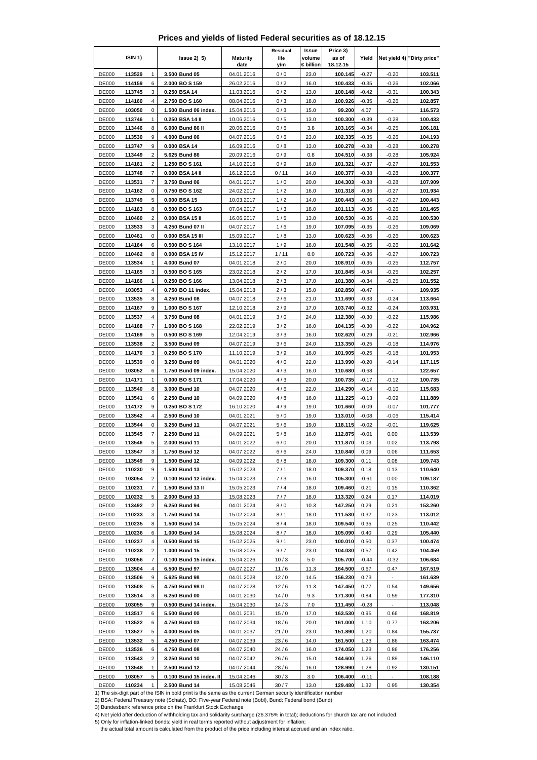# Prices and yields of listed Federal securities as of 18.12.15

| ISIN 1) | | | Issue 2) 5) | Maturity date | Residual life y/m | Issue volume € billion | Price 3) as of 18.12.15 | Yield | Net yield 4) | "Dirty price" |
|---|---|---|---|---|---|---|---|---|---|---|
| DE000 | 113529 | 1 | 3.500 Bund 05 | 04.01.2016 | 0 / 0 | 23.0 | 100.145 | -0.27 | -0.20 | 103.511 |
| DE000 | 114159 | 6 | 2.000 BO S 159 | 26.02.2016 | 0 / 2 | 16.0 | 100.433 | -0.35 | -0.26 | 102.066 |
| DE000 | 113745 | 3 | 0.250 BSA 14 | 11.03.2016 | 0 / 2 | 13.0 | 100.148 | -0.42 | -0.31 | 100.343 |
| DE000 | 114160 | 4 | 2.750 BO S 160 | 08.04.2016 | 0 / 3 | 18.0 | 100.926 | -0.35 | -0.26 | 102.857 |
| DE000 | 103050 | 0 | 1.500 Bund 06 index. | 15.04.2016 | 0 / 3 | 15.0 | 99.200 | 4.07 | - | 116.573 |
| DE000 | 113746 | 1 | 0.250 BSA 14 II | 10.06.2016 | 0 / 5 | 13.0 | 100.300 | -0.39 | -0.28 | 100.433 |
| DE000 | 113446 | 8 | 6.000 Bund 86 II | 20.06.2016 | 0 / 6 | 3.8 | 103.165 | -0.34 | -0.25 | 106.181 |
| DE000 | 113530 | 9 | 4.000 Bund 06 | 04.07.2016 | 0 / 6 | 23.0 | 102.335 | -0.35 | -0.26 | 104.193 |
| DE000 | 113747 | 9 | 0.000 BSA 14 | 16.09.2016 | 0 / 8 | 13.0 | 100.278 | -0.38 | -0.28 | 100.278 |
| DE000 | 113449 | 2 | 5.625 Bund 86 | 20.09.2016 | 0 / 9 | 0.8 | 104.510 | -0.38 | -0.28 | 105.924 |
| DE000 | 114161 | 2 | 1.250 BO S 161 | 14.10.2016 | 0 / 9 | 16.0 | 101.321 | -0.37 | -0.27 | 101.553 |
| DE000 | 113748 | 7 | 0.000 BSA 14 II | 16.12.2016 | 0 / 11 | 14.0 | 100.377 | -0.38 | -0.28 | 100.377 |
| DE000 | 113531 | 7 | 3.750 Bund 06 | 04.01.2017 | 1 / 0 | 20.0 | 104.303 | -0.38 | -0.28 | 107.909 |
| DE000 | 114162 | 0 | 0.750 BO S 162 | 24.02.2017 | 1 / 2 | 16.0 | 101.318 | -0.36 | -0.27 | 101.934 |
| DE000 | 113749 | 5 | 0.000 BSA 15 | 10.03.2017 | 1 / 2 | 14.0 | 100.443 | -0.36 | -0.27 | 100.443 |
| DE000 | 114163 | 8 | 0.500 BO S 163 | 07.04.2017 | 1 / 3 | 18.0 | 101.113 | -0.36 | -0.26 | 101.465 |
| DE000 | 110460 | 2 | 0.000 BSA 15 II | 16.06.2017 | 1 / 5 | 13.0 | 100.530 | -0.36 | -0.26 | 100.530 |
| DE000 | 113533 | 3 | 4.250 Bund 07 II | 04.07.2017 | 1 / 6 | 19.0 | 107.095 | -0.35 | -0.26 | 109.069 |
| DE000 | 110461 | 0 | 0.000 BSA 15 III | 15.09.2017 | 1 / 8 | 13.0 | 100.623 | -0.36 | -0.26 | 100.623 |
| DE000 | 114164 | 6 | 0.500 BO S 164 | 13.10.2017 | 1 / 9 | 16.0 | 101.548 | -0.35 | -0.26 | 101.642 |
| DE000 | 110462 | 8 | 0.000 BSA 15 IV | 15.12.2017 | 1 / 11 | 8.0 | 100.723 | -0.36 | -0.27 | 100.723 |
| DE000 | 113534 | 1 | 4.000 Bund 07 | 04.01.2018 | 2 / 0 | 20.0 | 108.910 | -0.35 | -0.25 | 112.757 |
| DE000 | 114165 | 3 | 0.500 BO S 165 | 23.02.2018 | 2 / 2 | 17.0 | 101.845 | -0.34 | -0.25 | 102.257 |
| DE000 | 114166 | 1 | 0.250 BO S 166 | 13.04.2018 | 2 / 3 | 17.0 | 101.380 | -0.34 | -0.25 | 101.552 |
| DE000 | 103053 | 4 | 0.750 BO 11 index. | 15.04.2018 | 2 / 3 | 15.0 | 102.850 | -0.47 | - | 109.935 |
| DE000 | 113535 | 8 | 4.250 Bund 08 | 04.07.2018 | 2 / 6 | 21.0 | 111.690 | -0.33 | -0.24 | 113.664 |
| DE000 | 114167 | 9 | 1.000 BO S 167 | 12.10.2018 | 2 / 9 | 17.0 | 103.740 | -0.32 | -0.24 | 103.931 |
| DE000 | 113537 | 4 | 3.750 Bund 08 | 04.01.2019 | 3 / 0 | 24.0 | 112.380 | -0.30 | -0.22 | 115.986 |
| DE000 | 114168 | 7 | 1.000 BO S 168 | 22.02.2019 | 3 / 2 | 16.0 | 104.135 | -0.30 | -0.22 | 104.962 |
| DE000 | 114169 | 5 | 0.500 BO S 169 | 12.04.2019 | 3 / 3 | 16.0 | 102.620 | -0.29 | -0.21 | 102.966 |
| DE000 | 113538 | 2 | 3.500 Bund 09 | 04.07.2019 | 3 / 6 | 24.0 | 113.350 | -0.25 | -0.18 | 114.976 |
| DE000 | 114170 | 3 | 0.250 BO S 170 | 11.10.2019 | 3 / 9 | 16.0 | 101.905 | -0.25 | -0.18 | 101.953 |
| DE000 | 113539 | 0 | 3.250 Bund 09 | 04.01.2020 | 4 / 0 | 22.0 | 113.990 | -0.20 | -0.14 | 117.115 |
| DE000 | 103052 | 6 | 1.750 Bund 09 index. | 15.04.2020 | 4 / 3 | 16.0 | 110.680 | -0.68 | - | 122.657 |
| DE000 | 114171 | 1 | 0.000 BO S 171 | 17.04.2020 | 4 / 3 | 20.0 | 100.735 | -0.17 | -0.12 | 100.735 |
| DE000 | 113540 | 8 | 3.000 Bund 10 | 04.07.2020 | 4 / 6 | 22.0 | 114.290 | -0.14 | -0.10 | 115.683 |
| DE000 | 113541 | 6 | 2.250 Bund 10 | 04.09.2020 | 4 / 8 | 16.0 | 111.225 | -0.13 | -0.09 | 111.889 |
| DE000 | 114172 | 9 | 0.250 BO S 172 | 16.10.2020 | 4 / 9 | 19.0 | 101.660 | -0.09 | -0.07 | 101.777 |
| DE000 | 113542 | 4 | 2.500 Bund 10 | 04.01.2021 | 5 / 0 | 19.0 | 113.010 | -0.08 | -0.06 | 115.414 |
| DE000 | 113544 | 0 | 3.250 Bund 11 | 04.07.2021 | 5 / 6 | 19.0 | 118.115 | -0.02 | -0.01 | 119.625 |
| DE000 | 113545 | 7 | 2.250 Bund 11 | 04.09.2021 | 5 / 8 | 16.0 | 112.875 | -0.01 | 0.00 | 113.539 |
| DE000 | 113546 | 5 | 2.000 Bund 11 | 04.01.2022 | 6 / 0 | 20.0 | 111.870 | 0.03 | 0.02 | 113.793 |
| DE000 | 113547 | 3 | 1.750 Bund 12 | 04.07.2022 | 6 / 6 | 24.0 | 110.840 | 0.09 | 0.06 | 111.653 |
| DE000 | 113549 | 9 | 1.500 Bund 12 | 04.09.2022 | 6 / 8 | 18.0 | 109.300 | 0.11 | 0.08 | 109.743 |
| DE000 | 110230 | 9 | 1.500 Bund 13 | 15.02.2023 | 7 / 1 | 18.0 | 109.370 | 0.18 | 0.13 | 110.640 |
| DE000 | 103054 | 2 | 0.100 Bund 12 index. | 15.04.2023 | 7 / 3 | 16.0 | 105.300 | -0.61 | 0.00 | 109.187 |
| DE000 | 110231 | 7 | 1.500 Bund 13 II | 15.05.2023 | 7 / 4 | 18.0 | 109.460 | 0.21 | 0.15 | 110.362 |
| DE000 | 110232 | 5 | 2.000 Bund 13 | 15.08.2023 | 7 / 7 | 18.0 | 113.320 | 0.24 | 0.17 | 114.019 |
| DE000 | 113492 | 2 | 6.250 Bund 94 | 04.01.2024 | 8 / 0 | 10.3 | 147.250 | 0.29 | 0.21 | 153.260 |
| DE000 | 110233 | 3 | 1.750 Bund 14 | 15.02.2024 | 8 / 1 | 18.0 | 111.530 | 0.32 | 0.23 | 113.012 |
| DE000 | 110235 | 8 | 1.500 Bund 14 | 15.05.2024 | 8 / 4 | 18.0 | 109.540 | 0.35 | 0.25 | 110.442 |
| DE000 | 110236 | 6 | 1.000 Bund 14 | 15.08.2024 | 8 / 7 | 18.0 | 105.090 | 0.40 | 0.29 | 105.440 |
| DE000 | 110237 | 4 | 0.500 Bund 15 | 15.02.2025 | 9 / 1 | 23.0 | 100.010 | 0.50 | 0.37 | 100.474 |
| DE000 | 110238 | 2 | 1.000 Bund 15 | 15.08.2025 | 9 / 7 | 23.0 | 104.030 | 0.57 | 0.42 | 104.459 |
| DE000 | 103056 | 7 | 0.100 Bund 15 index. | 15.04.2026 | 10 / 3 | 5.0 | 105.700 | -0.44 | -0.32 | 106.684 |
| DE000 | 113504 | 4 | 6.500 Bund 97 | 04.07.2027 | 11 / 6 | 11.3 | 164.500 | 0.67 | 0.47 | 167.519 |
| DE000 | 113506 | 9 | 5.625 Bund 98 | 04.01.2028 | 12 / 0 | 14.5 | 156.230 | 0.73 | - | 161.639 |
| DE000 | 113508 | 5 | 4.750 Bund 98 II | 04.07.2028 | 12 / 6 | 11.3 | 147.450 | 0.77 | 0.54 | 149.656 |
| DE000 | 113514 | 3 | 6.250 Bund 00 | 04.01.2030 | 14 / 0 | 9.3 | 171.300 | 0.84 | 0.59 | 177.310 |
| DE000 | 103055 | 9 | 0.500 Bund 14 index. | 15.04.2030 | 14 / 3 | 7.0 | 111.450 | -0.28 | - | 113.048 |
| DE000 | 113517 | 6 | 5.500 Bund 00 | 04.01.2031 | 15 / 0 | 17.0 | 163.530 | 0.95 | 0.66 | 168.819 |
| DE000 | 113522 | 6 | 4.750 Bund 03 | 04.07.2034 | 18 / 6 | 20.0 | 161.000 | 1.10 | 0.77 | 163.206 |
| DE000 | 113527 | 5 | 4.000 Bund 05 | 04.01.2037 | 21 / 0 | 23.0 | 151.890 | 1.20 | 0.84 | 155.737 |
| DE000 | 113532 | 5 | 4.250 Bund 07 | 04.07.2039 | 23 / 6 | 14.0 | 161.500 | 1.23 | 0.86 | 163.474 |
| DE000 | 113536 | 6 | 4.750 Bund 08 | 04.07.2040 | 24 / 6 | 16.0 | 174.050 | 1.23 | 0.86 | 176.256 |
| DE000 | 113543 | 2 | 3.250 Bund 10 | 04.07.2042 | 26 / 6 | 15.0 | 144.600 | 1.26 | 0.89 | 146.110 |
| DE000 | 113548 | 1 | 2.500 Bund 12 | 04.07.2044 | 28 / 6 | 16.0 | 128.990 | 1.28 | 0.92 | 130.151 |
| DE000 | 103057 | 5 | 0.100 Bund 15 index. II | 15.04.2046 | 30 / 3 | 3.0 | 106.400 | -0.11 | - | 108.188 |
| DE000 | 110234 | 1 | 2.500 Bund 14 | 15.08.2046 | 30 / 7 | 13.0 | 129.480 | 1.32 | 0.95 | 130.354 |

1) The six-digit part of the ISIN in bold print is the same as the current German security identification number

2) BSA: Federal Treasury note (Schatz), BO: Five-year Federal note (Bobl), Bund: Federal bond (Bund)

3) Bundesbank reference price on the Frankfurt Stock Exchange

4) Net yield after deduction of withholding tax and solidarity surcharge (26.375% in total); deductions for church tax are not included.

5) Only for inflation-linked bonds: yield in real terms reported without adjustment for inflation;
the actual total amount is calculated from the product of the price including interest accrued and an index ratio.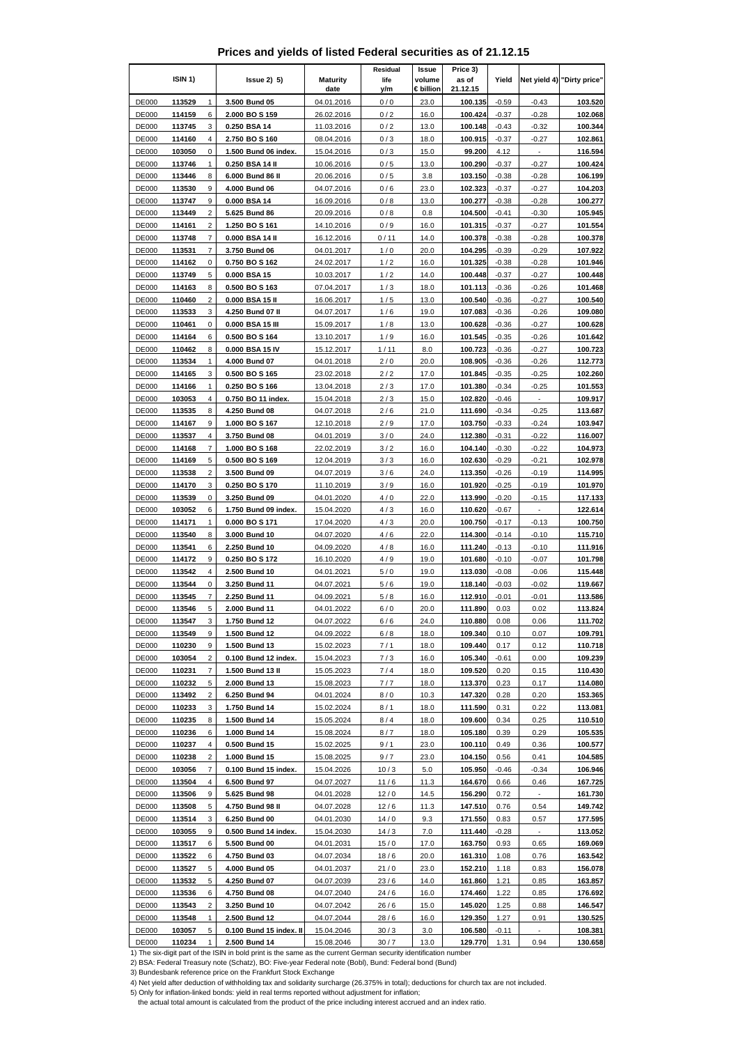# Prices and yields of listed Federal securities as of 21.12.15

| ISIN 1) | | | Issue 2) 5) | Maturity date | Residual life y/m | Issue volume € billion | Price 3) as of 21.12.15 | Yield | Net yield 4) | "Dirty price" |
|---|---|---|---|---|---|---|---|---|---|---|
| DE000 | 113529 | 1 | 3.500 Bund 05 | 04.01.2016 | 0 / 0 | 23.0 | 100.135 | -0.59 | -0.43 | 103.520 |
| DE000 | 114159 | 6 | 2.000 BO S 159 | 26.02.2016 | 0 / 2 | 16.0 | 100.424 | -0.37 | -0.28 | 102.068 |
| DE000 | 113745 | 3 | 0.250 BSA 14 | 11.03.2016 | 0 / 2 | 13.0 | 100.148 | -0.43 | -0.32 | 100.344 |
| DE000 | 114160 | 4 | 2.750 BO S 160 | 08.04.2016 | 0 / 3 | 18.0 | 100.915 | -0.37 | -0.27 | 102.861 |
| DE000 | 103050 | 0 | 1.500 Bund 06 index. | 15.04.2016 | 0 / 3 | 15.0 | 99.200 | 4.12 | - | 116.594 |
| DE000 | 113746 | 1 | 0.250 BSA 14 II | 10.06.2016 | 0 / 5 | 13.0 | 100.290 | -0.37 | -0.27 | 100.424 |
| DE000 | 113446 | 8 | 6.000 Bund 86 II | 20.06.2016 | 0 / 5 | 3.8 | 103.150 | -0.38 | -0.28 | 106.199 |
| DE000 | 113530 | 9 | 4.000 Bund 06 | 04.07.2016 | 0 / 6 | 23.0 | 102.323 | -0.37 | -0.27 | 104.203 |
| DE000 | 113747 | 9 | 0.000 BSA 14 | 16.09.2016 | 0 / 8 | 13.0 | 100.277 | -0.38 | -0.28 | 100.277 |
| DE000 | 113449 | 2 | 5.625 Bund 86 | 20.09.2016 | 0 / 8 | 0.8 | 104.500 | -0.41 | -0.30 | 105.945 |
| DE000 | 114161 | 2 | 1.250 BO S 161 | 14.10.2016 | 0 / 9 | 16.0 | 101.315 | -0.37 | -0.27 | 101.554 |
| DE000 | 113748 | 7 | 0.000 BSA 14 II | 16.12.2016 | 0 / 11 | 14.0 | 100.378 | -0.38 | -0.28 | 100.378 |
| DE000 | 113531 | 7 | 3.750 Bund 06 | 04.01.2017 | 1 / 0 | 20.0 | 104.295 | -0.39 | -0.29 | 107.922 |
| DE000 | 114162 | 0 | 0.750 BO S 162 | 24.02.2017 | 1 / 2 | 16.0 | 101.325 | -0.38 | -0.28 | 101.946 |
| DE000 | 113749 | 5 | 0.000 BSA 15 | 10.03.2017 | 1 / 2 | 14.0 | 100.448 | -0.37 | -0.27 | 100.448 |
| DE000 | 114163 | 8 | 0.500 BO S 163 | 07.04.2017 | 1 / 3 | 18.0 | 101.113 | -0.36 | -0.26 | 101.468 |
| DE000 | 110460 | 2 | 0.000 BSA 15 II | 16.06.2017 | 1 / 5 | 13.0 | 100.540 | -0.36 | -0.27 | 100.540 |
| DE000 | 113533 | 3 | 4.250 Bund 07 II | 04.07.2017 | 1 / 6 | 19.0 | 107.083 | -0.36 | -0.26 | 109.080 |
| DE000 | 110461 | 0 | 0.000 BSA 15 III | 15.09.2017 | 1 / 8 | 13.0 | 100.628 | -0.36 | -0.27 | 100.628 |
| DE000 | 114164 | 6 | 0.500 BO S 164 | 13.10.2017 | 1 / 9 | 16.0 | 101.545 | -0.35 | -0.26 | 101.642 |
| DE000 | 110462 | 8 | 0.000 BSA 15 IV | 15.12.2017 | 1 / 11 | 8.0 | 100.723 | -0.36 | -0.27 | 100.723 |
| DE000 | 113534 | 1 | 4.000 Bund 07 | 04.01.2018 | 2 / 0 | 20.0 | 108.905 | -0.36 | -0.26 | 112.773 |
| DE000 | 114165 | 3 | 0.500 BO S 165 | 23.02.2018 | 2 / 2 | 17.0 | 101.845 | -0.35 | -0.25 | 102.260 |
| DE000 | 114166 | 1 | 0.250 BO S 166 | 13.04.2018 | 2 / 3 | 17.0 | 101.380 | -0.34 | -0.25 | 101.553 |
| DE000 | 103053 | 4 | 0.750 BO 11 index. | 15.04.2018 | 2 / 3 | 15.0 | 102.820 | -0.46 | - | 109.917 |
| DE000 | 113535 | 8 | 4.250 Bund 08 | 04.07.2018 | 2 / 6 | 21.0 | 111.690 | -0.34 | -0.25 | 113.687 |
| DE000 | 114167 | 9 | 1.000 BO S 167 | 12.10.2018 | 2 / 9 | 17.0 | 103.750 | -0.33 | -0.24 | 103.947 |
| DE000 | 113537 | 4 | 3.750 Bund 08 | 04.01.2019 | 3 / 0 | 24.0 | 112.380 | -0.31 | -0.22 | 116.007 |
| DE000 | 114168 | 7 | 1.000 BO S 168 | 22.02.2019 | 3 / 2 | 16.0 | 104.140 | -0.30 | -0.22 | 104.973 |
| DE000 | 114169 | 5 | 0.500 BO S 169 | 12.04.2019 | 3 / 3 | 16.0 | 102.630 | -0.29 | -0.21 | 102.978 |
| DE000 | 113538 | 2 | 3.500 Bund 09 | 04.07.2019 | 3 / 6 | 24.0 | 113.350 | -0.26 | -0.19 | 114.995 |
| DE000 | 114170 | 3 | 0.250 BO S 170 | 11.10.2019 | 3 / 9 | 16.0 | 101.920 | -0.25 | -0.19 | 101.970 |
| DE000 | 113539 | 0 | 3.250 Bund 09 | 04.01.2020 | 4 / 0 | 22.0 | 113.990 | -0.20 | -0.15 | 117.133 |
| DE000 | 103052 | 6 | 1.750 Bund 09 index. | 15.04.2020 | 4 / 3 | 16.0 | 110.620 | -0.67 | - | 122.614 |
| DE000 | 114171 | 1 | 0.000 BO S 171 | 17.04.2020 | 4 / 3 | 20.0 | 100.750 | -0.17 | -0.13 | 100.750 |
| DE000 | 113540 | 8 | 3.000 Bund 10 | 04.07.2020 | 4 / 6 | 22.0 | 114.300 | -0.14 | -0.10 | 115.710 |
| DE000 | 113541 | 6 | 2.250 Bund 10 | 04.09.2020 | 4 / 8 | 16.0 | 111.240 | -0.13 | -0.10 | 111.916 |
| DE000 | 114172 | 9 | 0.250 BO S 172 | 16.10.2020 | 4 / 9 | 19.0 | 101.680 | -0.10 | -0.07 | 101.798 |
| DE000 | 113542 | 4 | 2.500 Bund 10 | 04.01.2021 | 5 / 0 | 19.0 | 113.030 | -0.08 | -0.06 | 115.448 |
| DE000 | 113544 | 0 | 3.250 Bund 11 | 04.07.2021 | 5 / 6 | 19.0 | 118.140 | -0.03 | -0.02 | 119.667 |
| DE000 | 113545 | 7 | 2.250 Bund 11 | 04.09.2021 | 5 / 8 | 16.0 | 112.910 | -0.01 | -0.01 | 113.586 |
| DE000 | 113546 | 5 | 2.000 Bund 11 | 04.01.2022 | 6 / 0 | 20.0 | 111.890 | 0.03 | 0.02 | 113.824 |
| DE000 | 113547 | 3 | 1.750 Bund 12 | 04.07.2022 | 6 / 6 | 24.0 | 110.880 | 0.08 | 0.06 | 111.702 |
| DE000 | 113549 | 9 | 1.500 Bund 12 | 04.09.2022 | 6 / 8 | 18.0 | 109.340 | 0.10 | 0.07 | 109.791 |
| DE000 | 110230 | 9 | 1.500 Bund 13 | 15.02.2023 | 7 / 1 | 18.0 | 109.440 | 0.17 | 0.12 | 110.718 |
| DE000 | 103054 | 2 | 0.100 Bund 12 index. | 15.04.2023 | 7 / 3 | 16.0 | 105.340 | -0.61 | 0.00 | 109.239 |
| DE000 | 110231 | 7 | 1.500 Bund 13 II | 15.05.2023 | 7 / 4 | 18.0 | 109.520 | 0.20 | 0.15 | 110.430 |
| DE000 | 110232 | 5 | 2.000 Bund 13 | 15.08.2023 | 7 / 7 | 18.0 | 113.370 | 0.23 | 0.17 | 114.080 |
| DE000 | 113492 | 2 | 6.250 Bund 94 | 04.01.2024 | 8 / 0 | 10.3 | 147.320 | 0.28 | 0.20 | 153.365 |
| DE000 | 110233 | 3 | 1.750 Bund 14 | 15.02.2024 | 8 / 1 | 18.0 | 111.590 | 0.31 | 0.22 | 113.081 |
| DE000 | 110235 | 8 | 1.500 Bund 14 | 15.05.2024 | 8 / 4 | 18.0 | 109.600 | 0.34 | 0.25 | 110.510 |
| DE000 | 110236 | 6 | 1.000 Bund 14 | 15.08.2024 | 8 / 7 | 18.0 | 105.180 | 0.39 | 0.29 | 105.535 |
| DE000 | 110237 | 4 | 0.500 Bund 15 | 15.02.2025 | 9 / 1 | 23.0 | 100.110 | 0.49 | 0.36 | 100.577 |
| DE000 | 110238 | 2 | 1.000 Bund 15 | 15.08.2025 | 9 / 7 | 23.0 | 104.150 | 0.56 | 0.41 | 104.585 |
| DE000 | 103056 | 7 | 0.100 Bund 15 index. | 15.04.2026 | 10 / 3 | 5.0 | 105.950 | -0.46 | -0.34 | 106.946 |
| DE000 | 113504 | 4 | 6.500 Bund 97 | 04.07.2027 | 11 / 6 | 11.3 | 164.670 | 0.66 | 0.46 | 167.725 |
| DE000 | 113506 | 9 | 5.625 Bund 98 | 04.01.2028 | 12 / 0 | 14.5 | 156.290 | 0.72 | - | 161.730 |
| DE000 | 113508 | 5 | 4.750 Bund 98 II | 04.07.2028 | 12 / 6 | 11.3 | 147.510 | 0.76 | 0.54 | 149.742 |
| DE000 | 113514 | 3 | 6.250 Bund 00 | 04.01.2030 | 14 / 0 | 9.3 | 171.550 | 0.83 | 0.57 | 177.595 |
| DE000 | 103055 | 9 | 0.500 Bund 14 index. | 15.04.2030 | 14 / 3 | 7.0 | 111.440 | -0.28 | - | 113.052 |
| DE000 | 113517 | 6 | 5.500 Bund 00 | 04.01.2031 | 15 / 0 | 17.0 | 163.750 | 0.93 | 0.65 | 169.069 |
| DE000 | 113522 | 6 | 4.750 Bund 03 | 04.07.2034 | 18 / 6 | 20.0 | 161.310 | 1.08 | 0.76 | 163.542 |
| DE000 | 113527 | 5 | 4.000 Bund 05 | 04.01.2037 | 21 / 0 | 23.0 | 152.210 | 1.18 | 0.83 | 156.078 |
| DE000 | 113532 | 5 | 4.250 Bund 07 | 04.07.2039 | 23 / 6 | 14.0 | 161.860 | 1.21 | 0.85 | 163.857 |
| DE000 | 113536 | 6 | 4.750 Bund 08 | 04.07.2040 | 24 / 6 | 16.0 | 174.460 | 1.22 | 0.85 | 176.692 |
| DE000 | 113543 | 2 | 3.250 Bund 10 | 04.07.2042 | 26 / 6 | 15.0 | 145.020 | 1.25 | 0.88 | 146.547 |
| DE000 | 113548 | 1 | 2.500 Bund 12 | 04.07.2044 | 28 / 6 | 16.0 | 129.350 | 1.27 | 0.91 | 130.525 |
| DE000 | 103057 | 5 | 0.100 Bund 15 index. II | 15.04.2046 | 30 / 3 | 3.0 | 106.580 | -0.11 | - | 108.381 |
| DE000 | 110234 | 1 | 2.500 Bund 14 | 15.08.2046 | 30 / 7 | 13.0 | 129.770 | 1.31 | 0.94 | 130.658 |

1) The six-digit part of the ISIN in bold print is the same as the current German security identification number

2) BSA: Federal Treasury note (Schatz), BO: Five-year Federal note (Bobl), Bund: Federal bond (Bund)

3) Bundesbank reference price on the Frankfurt Stock Exchange

4) Net yield after deduction of withholding tax and solidarity surcharge (26.375% in total); deductions for church tax are not included.

5) Only for inflation-linked bonds: yield in real terms reported without adjustment for inflation;
the actual total amount is calculated from the product of the price including interest accrued and an index ratio.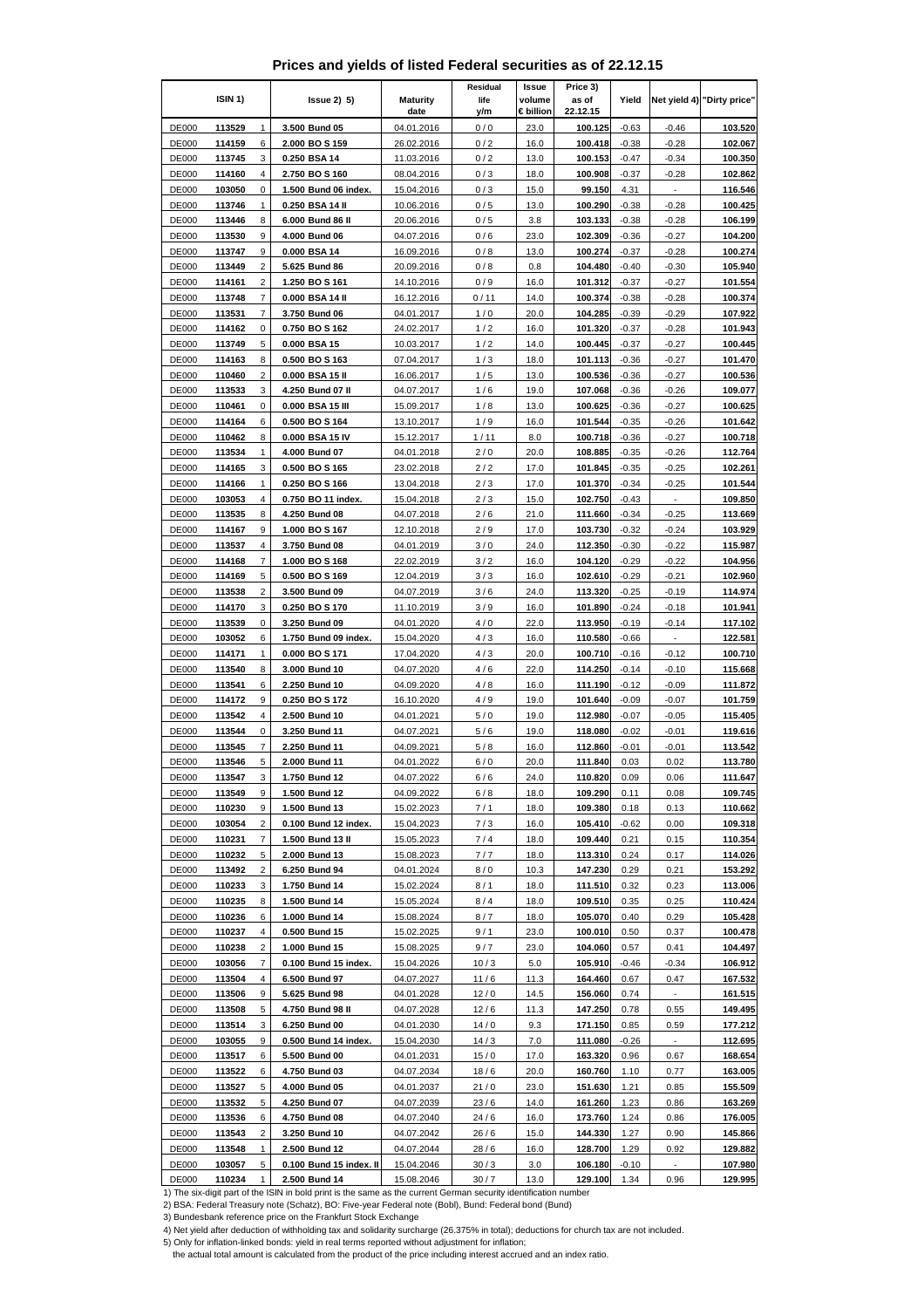# Prices and yields of listed Federal securities as of 22.12.15

| ISIN 1) | | | Issue 2) 5) | Maturity date | Residual life y/m | Issue volume € billion | Price 3) as of 22.12.15 | Yield | Net yield 4) | "Dirty price" |
|---|---|---|---|---|---|---|---|---|---|---|
| DE000 | **113529** | 1 | **3.500 Bund 05** | 04.01.2016 | 0 / 0 | 23.0 | **100.125** | -0.63 | -0.46 | **103.520** |
| DE000 | **114159** | 6 | **2.000 BO S 159** | 26.02.2016 | 0 / 2 | 16.0 | **100.418** | -0.38 | -0.28 | **102.067** |
| DE000 | **113745** | 3 | **0.250 BSA 14** | 11.03.2016 | 0 / 2 | 13.0 | **100.153** | -0.47 | -0.34 | **100.350** |
| DE000 | **114160** | 4 | **2.750 BO S 160** | 08.04.2016 | 0 / 3 | 18.0 | **100.908** | -0.37 | -0.28 | **102.862** |
| DE000 | **103050** | 0 | **1.500 Bund 06 index.** | 15.04.2016 | 0 / 3 | 15.0 | **99.150** | 4.31 | - | **116.546** |
| DE000 | **113746** | 1 | **0.250 BSA 14 II** | 10.06.2016 | 0 / 5 | 13.0 | **100.290** | -0.38 | -0.28 | **100.425** |
| DE000 | **113446** | 8 | **6.000 Bund 86 II** | 20.06.2016 | 0 / 5 | 3.8 | **103.133** | -0.38 | -0.28 | **106.199** |
| DE000 | **113530** | 9 | **4.000 Bund 06** | 04.07.2016 | 0 / 6 | 23.0 | **102.309** | -0.36 | -0.27 | **104.200** |
| DE000 | **113747** | 9 | **0.000 BSA 14** | 16.09.2016 | 0 / 8 | 13.0 | **100.274** | -0.37 | -0.28 | **100.274** |
| DE000 | **113449** | 2 | **5.625 Bund 86** | 20.09.2016 | 0 / 8 | 0.8 | **104.480** | -0.40 | -0.30 | **105.940** |
| DE000 | **114161** | 2 | **1.250 BO S 161** | 14.10.2016 | 0 / 9 | 16.0 | **101.312** | -0.37 | -0.27 | **101.554** |
| DE000 | **113748** | 7 | **0.000 BSA 14 II** | 16.12.2016 | 0 / 11 | 14.0 | **100.374** | -0.38 | -0.28 | **100.374** |
| DE000 | **113531** | 7 | **3.750 Bund 06** | 04.01.2017 | 1 / 0 | 20.0 | **104.285** | -0.39 | -0.29 | **107.922** |
| DE000 | **114162** | 0 | **0.750 BO S 162** | 24.02.2017 | 1 / 2 | 16.0 | **101.320** | -0.37 | -0.28 | **101.943** |
| DE000 | **113749** | 5 | **0.000 BSA 15** | 10.03.2017 | 1 / 2 | 14.0 | **100.445** | -0.37 | -0.27 | **100.445** |
| DE000 | **114163** | 8 | **0.500 BO S 163** | 07.04.2017 | 1 / 3 | 18.0 | **101.113** | -0.36 | -0.27 | **101.470** |
| DE000 | **110460** | 2 | **0.000 BSA 15 II** | 16.06.2017 | 1 / 5 | 13.0 | **100.536** | -0.36 | -0.27 | **100.536** |
| DE000 | **113533** | 3 | **4.250 Bund 07 II** | 04.07.2017 | 1 / 6 | 19.0 | **107.068** | -0.36 | -0.26 | **109.077** |
| DE000 | **110461** | 0 | **0.000 BSA 15 III** | 15.09.2017 | 1 / 8 | 13.0 | **100.625** | -0.36 | -0.27 | **100.625** |
| DE000 | **114164** | 6 | **0.500 BO S 164** | 13.10.2017 | 1 / 9 | 16.0 | **101.544** | -0.35 | -0.26 | **101.642** |
| DE000 | **110462** | 8 | **0.000 BSA 15 IV** | 15.12.2017 | 1 / 11 | 8.0 | **100.718** | -0.36 | -0.27 | **100.718** |
| DE000 | **113534** | 1 | **4.000 Bund 07** | 04.01.2018 | 2 / 0 | 20.0 | **108.885** | -0.35 | -0.26 | **112.764** |
| DE000 | **114165** | 3 | **0.500 BO S 165** | 23.02.2018 | 2 / 2 | 17.0 | **101.845** | -0.35 | -0.25 | **102.261** |
| DE000 | **114166** | 1 | **0.250 BO S 166** | 13.04.2018 | 2 / 3 | 17.0 | **101.370** | -0.34 | -0.25 | **101.544** |
| DE000 | **103053** | 4 | **0.750 BO 11 index.** | 15.04.2018 | 2 / 3 | 15.0 | **102.750** | -0.43 | - | **109.850** |
| DE000 | **113535** | 8 | **4.250 Bund 08** | 04.07.2018 | 2 / 6 | 21.0 | **111.660** | -0.34 | -0.25 | **113.669** |
| DE000 | **114167** | 9 | **1.000 BO S 167** | 12.10.2018 | 2 / 9 | 17.0 | **103.730** | -0.32 | -0.24 | **103.929** |
| DE000 | **113537** | 4 | **3.750 Bund 08** | 04.01.2019 | 3 / 0 | 24.0 | **112.350** | -0.30 | -0.22 | **115.987** |
| DE000 | **114168** | 7 | **1.000 BO S 168** | 22.02.2019 | 3 / 2 | 16.0 | **104.120** | -0.29 | -0.22 | **104.956** |
| DE000 | **114169** | 5 | **0.500 BO S 169** | 12.04.2019 | 3 / 3 | 16.0 | **102.610** | -0.29 | -0.21 | **102.960** |
| DE000 | **113538** | 2 | **3.500 Bund 09** | 04.07.2019 | 3 / 6 | 24.0 | **113.320** | -0.25 | -0.19 | **114.974** |
| DE000 | **114170** | 3 | **0.250 BO S 170** | 11.10.2019 | 3 / 9 | 16.0 | **101.890** | -0.24 | -0.18 | **101.941** |
| DE000 | **113539** | 0 | **3.250 Bund 09** | 04.01.2020 | 4 / 0 | 22.0 | **113.950** | -0.19 | -0.14 | **117.102** |
| DE000 | **103052** | 6 | **1.750 Bund 09 index.** | 15.04.2020 | 4 / 3 | 16.0 | **110.580** | -0.66 | - | **122.581** |
| DE000 | **114171** | 1 | **0.000 BO S 171** | 17.04.2020 | 4 / 3 | 20.0 | **100.710** | -0.16 | -0.12 | **100.710** |
| DE000 | **113540** | 8 | **3.000 Bund 10** | 04.07.2020 | 4 / 6 | 22.0 | **114.250** | -0.14 | -0.10 | **115.668** |
| DE000 | **113541** | 6 | **2.250 Bund 10** | 04.09.2020 | 4 / 8 | 16.0 | **111.190** | -0.12 | -0.09 | **111.872** |
| DE000 | **114172** | 9 | **0.250 BO S 172** | 16.10.2020 | 4 / 9 | 19.0 | **101.640** | -0.09 | -0.07 | **101.759** |
| DE000 | **113542** | 4 | **2.500 Bund 10** | 04.01.2021 | 5 / 0 | 19.0 | **112.980** | -0.07 | -0.05 | **115.405** |
| DE000 | **113544** | 0 | **3.250 Bund 11** | 04.07.2021 | 5 / 6 | 19.0 | **118.080** | -0.02 | -0.01 | **119.616** |
| DE000 | **113545** | 7 | **2.250 Bund 11** | 04.09.2021 | 5 / 8 | 16.0 | **112.860** | -0.01 | -0.01 | **113.542** |
| DE000 | **113546** | 5 | **2.000 Bund 11** | 04.01.2022 | 6 / 0 | 20.0 | **111.840** | 0.03 | 0.02 | **113.780** |
| DE000 | **113547** | 3 | **1.750 Bund 12** | 04.07.2022 | 6 / 6 | 24.0 | **110.820** | 0.09 | 0.06 | **111.647** |
| DE000 | **113549** | 9 | **1.500 Bund 12** | 04.09.2022 | 6 / 8 | 18.0 | **109.290** | 0.11 | 0.08 | **109.745** |
| DE000 | **110230** | 9 | **1.500 Bund 13** | 15.02.2023 | 7 / 1 | 18.0 | **109.380** | 0.18 | 0.13 | **110.662** |
| DE000 | **103054** | 2 | **0.100 Bund 12 index.** | 15.04.2023 | 7 / 3 | 16.0 | **105.410** | -0.62 | 0.00 | **109.318** |
| DE000 | **110231** | 7 | **1.500 Bund 13 II** | 15.05.2023 | 7 / 4 | 18.0 | **109.440** | 0.21 | 0.15 | **110.354** |
| DE000 | **110232** | 5 | **2.000 Bund 13** | 15.08.2023 | 7 / 7 | 18.0 | **113.310** | 0.24 | 0.17 | **114.026** |
| DE000 | **113492** | 2 | **6.250 Bund 94** | 04.01.2024 | 8 / 0 | 10.3 | **147.230** | 0.29 | 0.21 | **153.292** |
| DE000 | **110233** | 3 | **1.750 Bund 14** | 15.02.2024 | 8 / 1 | 18.0 | **111.510** | 0.32 | 0.23 | **113.006** |
| DE000 | **110235** | 8 | **1.500 Bund 14** | 15.05.2024 | 8 / 4 | 18.0 | **109.510** | 0.35 | 0.25 | **110.424** |
| DE000 | **110236** | 6 | **1.000 Bund 14** | 15.08.2024 | 8 / 7 | 18.0 | **105.070** | 0.40 | 0.29 | **105.428** |
| DE000 | **110237** | 4 | **0.500 Bund 15** | 15.02.2025 | 9 / 1 | 23.0 | **100.010** | 0.50 | 0.37 | **100.478** |
| DE000 | **110238** | 2 | **1.000 Bund 15** | 15.08.2025 | 9 / 7 | 23.0 | **104.060** | 0.57 | 0.41 | **104.497** |
| DE000 | **103056** | 7 | **0.100 Bund 15 index.** | 15.04.2026 | 10 / 3 | 5.0 | **105.910** | -0.46 | -0.34 | **106.912** |
| DE000 | **113504** | 4 | **6.500 Bund 97** | 04.07.2027 | 11 / 6 | 11.3 | **164.460** | 0.67 | 0.47 | **167.532** |
| DE000 | **113506** | 9 | **5.625 Bund 98** | 04.01.2028 | 12 / 0 | 14.5 | **156.060** | 0.74 | - | **161.515** |
| DE000 | **113508** | 5 | **4.750 Bund 98 II** | 04.07.2028 | 12 / 6 | 11.3 | **147.250** | 0.78 | 0.55 | **149.495** |
| DE000 | **113514** | 3 | **6.250 Bund 00** | 04.01.2030 | 14 / 0 | 9.3 | **171.150** | 0.85 | 0.59 | **177.212** |
| DE000 | **103055** | 9 | **0.500 Bund 14 index.** | 15.04.2030 | 14 / 3 | 7.0 | **111.080** | -0.26 | - | **112.695** |
| DE000 | **113517** | 6 | **5.500 Bund 00** | 04.01.2031 | 15 / 0 | 17.0 | **163.320** | 0.96 | 0.67 | **168.654** |
| DE000 | **113522** | 6 | **4.750 Bund 03** | 04.07.2034 | 18 / 6 | 20.0 | **160.760** | 1.10 | 0.77 | **163.005** |
| DE000 | **113527** | 5 | **4.000 Bund 05** | 04.01.2037 | 21 / 0 | 23.0 | **151.630** | 1.21 | 0.85 | **155.509** |
| DE000 | **113532** | 5 | **4.250 Bund 07** | 04.07.2039 | 23 / 6 | 14.0 | **161.260** | 1.23 | 0.86 | **163.269** |
| DE000 | **113536** | 6 | **4.750 Bund 08** | 04.07.2040 | 24 / 6 | 16.0 | **173.760** | 1.24 | 0.86 | **176.005** |
| DE000 | **113543** | 2 | **3.250 Bund 10** | 04.07.2042 | 26 / 6 | 15.0 | **144.330** | 1.27 | 0.90 | **145.866** |
| DE000 | **113548** | 1 | **2.500 Bund 12** | 04.07.2044 | 28 / 6 | 16.0 | **128.700** | 1.29 | 0.92 | **129.882** |
| DE000 | **103057** | 5 | **0.100 Bund 15 index. II** | 15.04.2046 | 30 / 3 | 3.0 | **106.180** | -0.10 | - | **107.980** |
| DE000 | **110234** | 1 | **2.500 Bund 14** | 15.08.2046 | 30 / 7 | 13.0 | **129.100** | 1.34 | 0.96 | **129.995** |

1) The six-digit part of the ISIN in bold print is the same as the current German security identification number

2) BSA: Federal Treasury note (Schatz), BO: Five-year Federal note (Bobl), Bund: Federal bond (Bund)

3) Bundesbank reference price on the Frankfurt Stock Exchange

4) Net yield after deduction of withholding tax and solidarity surcharge (26.375% in total); deductions for church tax are not included.

5) Only for inflation-linked bonds: yield in real terms reported without adjustment for inflation;
the actual total amount is calculated from the product of the price including interest accrued and an index ratio.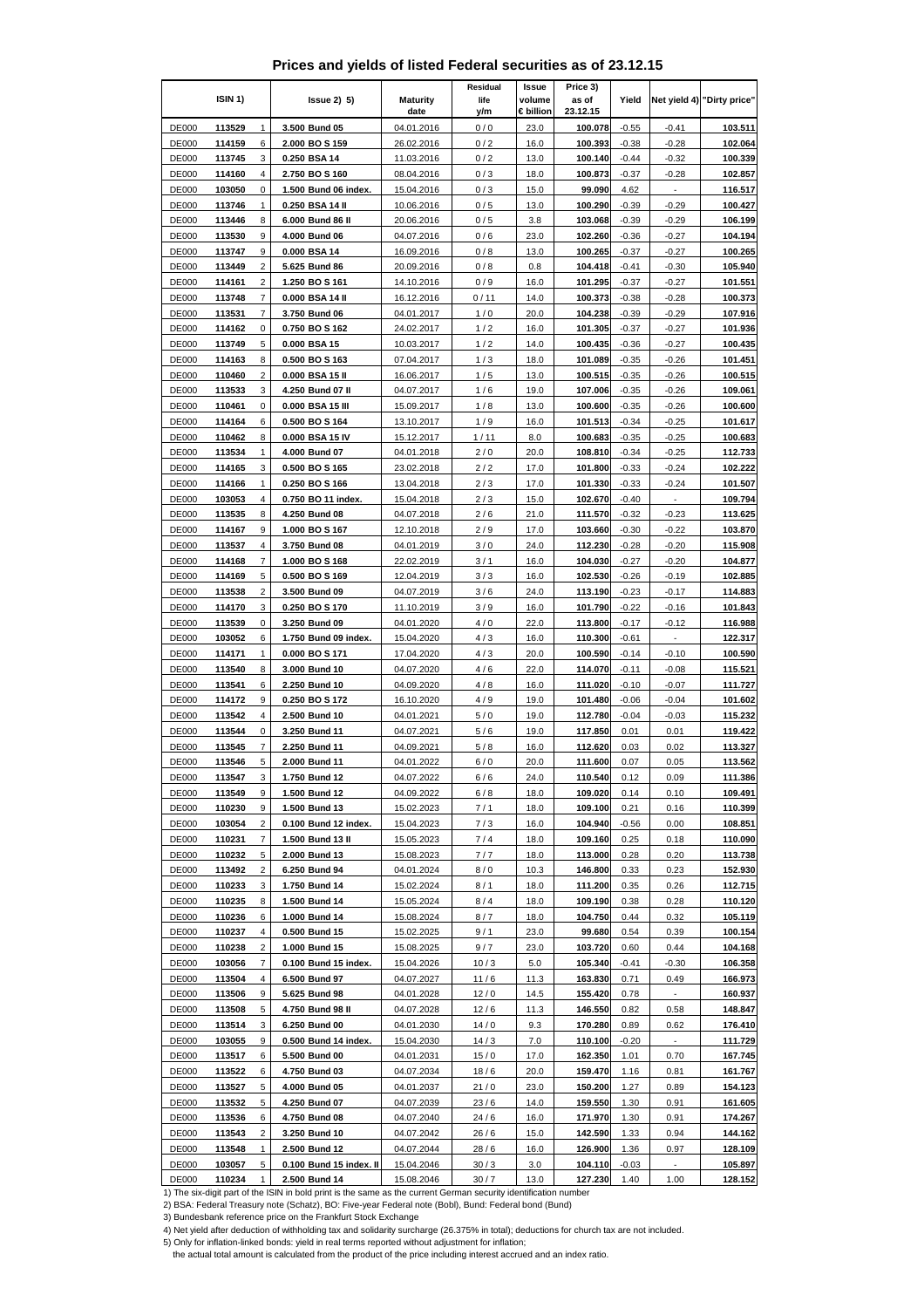# Prices and yields of listed Federal securities as of 23.12.15

| ISIN 1) | | | Issue 2) 5) | Maturity date | Residual life y/m | Issue volume € billion | Price 3) as of 23.12.15 | Yield | Net yield 4) | "Dirty price" |
|---|---|---|---|---|---|---|---|---|---|---|
| DE000 | **113529** | 1 | **3.500 Bund 05** | 04.01.2016 | 0 / 0 | 23.0 | **100.078** | -0.55 | -0.41 | **103.511** |
| DE000 | **114159** | 6 | **2.000 BO S 159** | 26.02.2016 | 0 / 2 | 16.0 | **100.393** | -0.38 | -0.28 | **102.064** |
| DE000 | **113745** | 3 | **0.250 BSA 14** | 11.03.2016 | 0 / 2 | 13.0 | **100.140** | -0.44 | -0.32 | **100.339** |
| DE000 | **114160** | 4 | **2.750 BO S 160** | 08.04.2016 | 0 / 3 | 18.0 | **100.873** | -0.37 | -0.28 | **102.857** |
| DE000 | **103050** | 0 | **1.500 Bund 06 index.** | 15.04.2016 | 0 / 3 | 15.0 | **99.090** | 4.62 | - | **116.517** |
| DE000 | **113746** | 1 | **0.250 BSA 14 II** | 10.06.2016 | 0 / 5 | 13.0 | **100.290** | -0.39 | -0.29 | **100.427** |
| DE000 | **113446** | 8 | **6.000 Bund 86 II** | 20.06.2016 | 0 / 5 | 3.8 | **103.068** | -0.39 | -0.29 | **106.199** |
| DE000 | **113530** | 9 | **4.000 Bund 06** | 04.07.2016 | 0 / 6 | 23.0 | **102.260** | -0.36 | -0.27 | **104.194** |
| DE000 | **113747** | 9 | **0.000 BSA 14** | 16.09.2016 | 0 / 8 | 13.0 | **100.265** | -0.37 | -0.27 | **100.265** |
| DE000 | **113449** | 2 | **5.625 Bund 86** | 20.09.2016 | 0 / 8 | 0.8 | **104.418** | -0.41 | -0.30 | **105.940** |
| DE000 | **114161** | 2 | **1.250 BO S 161** | 14.10.2016 | 0 / 9 | 16.0 | **101.295** | -0.37 | -0.27 | **101.551** |
| DE000 | **113748** | 7 | **0.000 BSA 14 II** | 16.12.2016 | 0 / 11 | 14.0 | **100.373** | -0.38 | -0.28 | **100.373** |
| DE000 | **113531** | 7 | **3.750 Bund 06** | 04.01.2017 | 1 / 0 | 20.0 | **104.238** | -0.39 | -0.29 | **107.916** |
| DE000 | **114162** | 0 | **0.750 BO S 162** | 24.02.2017 | 1 / 2 | 16.0 | **101.305** | -0.37 | -0.27 | **101.936** |
| DE000 | **113749** | 5 | **0.000 BSA 15** | 10.03.2017 | 1 / 2 | 14.0 | **100.435** | -0.36 | -0.27 | **100.435** |
| DE000 | **114163** | 8 | **0.500 BO S 163** | 07.04.2017 | 1 / 3 | 18.0 | **101.089** | -0.35 | -0.26 | **101.451** |
| DE000 | **110460** | 2 | **0.000 BSA 15 II** | 16.06.2017 | 1 / 5 | 13.0 | **100.515** | -0.35 | -0.26 | **100.515** |
| DE000 | **113533** | 3 | **4.250 Bund 07 II** | 04.07.2017 | 1 / 6 | 19.0 | **107.006** | -0.35 | -0.26 | **109.061** |
| DE000 | **110461** | 0 | **0.000 BSA 15 III** | 15.09.2017 | 1 / 8 | 13.0 | **100.600** | -0.35 | -0.26 | **100.600** |
| DE000 | **114164** | 6 | **0.500 BO S 164** | 13.10.2017 | 1 / 9 | 16.0 | **101.513** | -0.34 | -0.25 | **101.617** |
| DE000 | **110462** | 8 | **0.000 BSA 15 IV** | 15.12.2017 | 1 / 11 | 8.0 | **100.683** | -0.35 | -0.25 | **100.683** |
| DE000 | **113534** | 1 | **4.000 Bund 07** | 04.01.2018 | 2 / 0 | 20.0 | **108.810** | -0.34 | -0.25 | **112.733** |
| DE000 | **114165** | 3 | **0.500 BO S 165** | 23.02.2018 | 2 / 2 | 17.0 | **101.800** | -0.33 | -0.24 | **102.222** |
| DE000 | **114166** | 1 | **0.250 BO S 166** | 13.04.2018 | 2 / 3 | 17.0 | **101.330** | -0.33 | -0.24 | **101.507** |
| DE000 | **103053** | 4 | **0.750 BO 11 index.** | 15.04.2018 | 2 / 3 | 15.0 | **102.670** | -0.40 | - | **109.794** |
| DE000 | **113535** | 8 | **4.250 Bund 08** | 04.07.2018 | 2 / 6 | 21.0 | **111.570** | -0.32 | -0.23 | **113.625** |
| DE000 | **114167** | 9 | **1.000 BO S 167** | 12.10.2018 | 2 / 9 | 17.0 | **103.660** | -0.30 | -0.22 | **103.870** |
| DE000 | **113537** | 4 | **3.750 Bund 08** | 04.01.2019 | 3 / 0 | 24.0 | **112.230** | -0.28 | -0.20 | **115.908** |
| DE000 | **114168** | 7 | **1.000 BO S 168** | 22.02.2019 | 3 / 1 | 16.0 | **104.030** | -0.27 | -0.20 | **104.877** |
| DE000 | **114169** | 5 | **0.500 BO S 169** | 12.04.2019 | 3 / 3 | 16.0 | **102.530** | -0.26 | -0.19 | **102.885** |
| DE000 | **113538** | 2 | **3.500 Bund 09** | 04.07.2019 | 3 / 6 | 24.0 | **113.190** | -0.23 | -0.17 | **114.883** |
| DE000 | **114170** | 3 | **0.250 BO S 170** | 11.10.2019 | 3 / 9 | 16.0 | **101.790** | -0.22 | -0.16 | **101.843** |
| DE000 | **113539** | 0 | **3.250 Bund 09** | 04.01.2020 | 4 / 0 | 22.0 | **113.800** | -0.17 | -0.12 | **116.988** |
| DE000 | **103052** | 6 | **1.750 Bund 09 index.** | 15.04.2020 | 4 / 3 | 16.0 | **110.300** | -0.61 | - | **122.317** |
| DE000 | **114171** | 1 | **0.000 BO S 171** | 17.04.2020 | 4 / 3 | 20.0 | **100.590** | -0.14 | -0.10 | **100.590** |
| DE000 | **113540** | 8 | **3.000 Bund 10** | 04.07.2020 | 4 / 6 | 22.0 | **114.070** | -0.11 | -0.08 | **115.521** |
| DE000 | **113541** | 6 | **2.250 Bund 10** | 04.09.2020 | 4 / 8 | 16.0 | **111.020** | -0.10 | -0.07 | **111.727** |
| DE000 | **114172** | 9 | **0.250 BO S 172** | 16.10.2020 | 4 / 9 | 19.0 | **101.480** | -0.06 | -0.04 | **101.602** |
| DE000 | **113542** | 4 | **2.500 Bund 10** | 04.01.2021 | 5 / 0 | 19.0 | **112.780** | -0.04 | -0.03 | **115.232** |
| DE000 | **113544** | 0 | **3.250 Bund 11** | 04.07.2021 | 5 / 6 | 19.0 | **117.850** | 0.01 | 0.01 | **119.422** |
| DE000 | **113545** | 7 | **2.250 Bund 11** | 04.09.2021 | 5 / 8 | 16.0 | **112.620** | 0.03 | 0.02 | **113.327** |
| DE000 | **113546** | 5 | **2.000 Bund 11** | 04.01.2022 | 6 / 0 | 20.0 | **111.600** | 0.07 | 0.05 | **113.562** |
| DE000 | **113547** | 3 | **1.750 Bund 12** | 04.07.2022 | 6 / 6 | 24.0 | **110.540** | 0.12 | 0.09 | **111.386** |
| DE000 | **113549** | 9 | **1.500 Bund 12** | 04.09.2022 | 6 / 8 | 18.0 | **109.020** | 0.14 | 0.10 | **109.491** |
| DE000 | **110230** | 9 | **1.500 Bund 13** | 15.02.2023 | 7 / 1 | 18.0 | **109.100** | 0.21 | 0.16 | **110.399** |
| DE000 | **103054** | 2 | **0.100 Bund 12 index.** | 15.04.2023 | 7 / 3 | 16.0 | **104.940** | -0.56 | 0.00 | **108.851** |
| DE000 | **110231** | 7 | **1.500 Bund 13 II** | 15.05.2023 | 7 / 4 | 18.0 | **109.160** | 0.25 | 0.18 | **110.090** |
| DE000 | **110232** | 5 | **2.000 Bund 13** | 15.08.2023 | 7 / 7 | 18.0 | **113.000** | 0.28 | 0.20 | **113.738** |
| DE000 | **113492** | 2 | **6.250 Bund 94** | 04.01.2024 | 8 / 0 | 10.3 | **146.800** | 0.33 | 0.23 | **152.930** |
| DE000 | **110233** | 3 | **1.750 Bund 14** | 15.02.2024 | 8 / 1 | 18.0 | **111.200** | 0.35 | 0.26 | **112.715** |
| DE000 | **110235** | 8 | **1.500 Bund 14** | 15.05.2024 | 8 / 4 | 18.0 | **109.190** | 0.38 | 0.28 | **110.120** |
| DE000 | **110236** | 6 | **1.000 Bund 14** | 15.08.2024 | 8 / 7 | 18.0 | **104.750** | 0.44 | 0.32 | **105.119** |
| DE000 | **110237** | 4 | **0.500 Bund 15** | 15.02.2025 | 9 / 1 | 23.0 | **99.680** | 0.54 | 0.39 | **100.154** |
| DE000 | **110238** | 2 | **1.000 Bund 15** | 15.08.2025 | 9 / 7 | 23.0 | **103.720** | 0.60 | 0.44 | **104.168** |
| DE000 | **103056** | 7 | **0.100 Bund 15 index.** | 15.04.2026 | 10 / 3 | 5.0 | **105.340** | -0.41 | -0.30 | **106.358** |
| DE000 | **113504** | 4 | **6.500 Bund 97** | 04.07.2027 | 11 / 6 | 11.3 | **163.830** | 0.71 | 0.49 | **166.973** |
| DE000 | **113506** | 9 | **5.625 Bund 98** | 04.01.2028 | 12 / 0 | 14.5 | **155.420** | 0.78 | - | **160.937** |
| DE000 | **113508** | 5 | **4.750 Bund 98 II** | 04.07.2028 | 12 / 6 | 11.3 | **146.550** | 0.82 | 0.58 | **148.847** |
| DE000 | **113514** | 3 | **6.250 Bund 00** | 04.01.2030 | 14 / 0 | 9.3 | **170.280** | 0.89 | 0.62 | **176.410** |
| DE000 | **103055** | 9 | **0.500 Bund 14 index.** | 15.04.2030 | 14 / 3 | 7.0 | **110.100** | -0.20 | - | **111.729** |
| DE000 | **113517** | 6 | **5.500 Bund 00** | 04.01.2031 | 15 / 0 | 17.0 | **162.350** | 1.01 | 0.70 | **167.745** |
| DE000 | **113522** | 6 | **4.750 Bund 03** | 04.07.2034 | 18 / 6 | 20.0 | **159.470** | 1.16 | 0.81 | **161.767** |
| DE000 | **113527** | 5 | **4.000 Bund 05** | 04.01.2037 | 21 / 0 | 23.0 | **150.200** | 1.27 | 0.89 | **154.123** |
| DE000 | **113532** | 5 | **4.250 Bund 07** | 04.07.2039 | 23 / 6 | 14.0 | **159.550** | 1.30 | 0.91 | **161.605** |
| DE000 | **113536** | 6 | **4.750 Bund 08** | 04.07.2040 | 24 / 6 | 16.0 | **171.970** | 1.30 | 0.91 | **174.267** |
| DE000 | **113543** | 2 | **3.250 Bund 10** | 04.07.2042 | 26 / 6 | 15.0 | **142.590** | 1.33 | 0.94 | **144.162** |
| DE000 | **113548** | 1 | **2.500 Bund 12** | 04.07.2044 | 28 / 6 | 16.0 | **126.900** | 1.36 | 0.97 | **128.109** |
| DE000 | **103057** | 5 | **0.100 Bund 15 index. II** | 15.04.2046 | 30 / 3 | 3.0 | **104.110** | -0.03 | - | **105.897** |
| DE000 | **110234** | 1 | **2.500 Bund 14** | 15.08.2046 | 30 / 7 | 13.0 | **127.230** | 1.40 | 1.00 | **128.152** |

1) The six-digit part of the ISIN in bold print is the same as the current German security identification number

2) BSA: Federal Treasury note (Schatz), BO: Five-year Federal note (Bobl), Bund: Federal bond (Bund)

3) Bundesbank reference price on the Frankfurt Stock Exchange

4) Net yield after deduction of withholding tax and solidarity surcharge (26.375% in total); deductions for church tax are not included.

5) Only for inflation-linked bonds: yield in real terms reported without adjustment for inflation;
the actual total amount is calculated from the product of the price including interest accrued and an index ratio.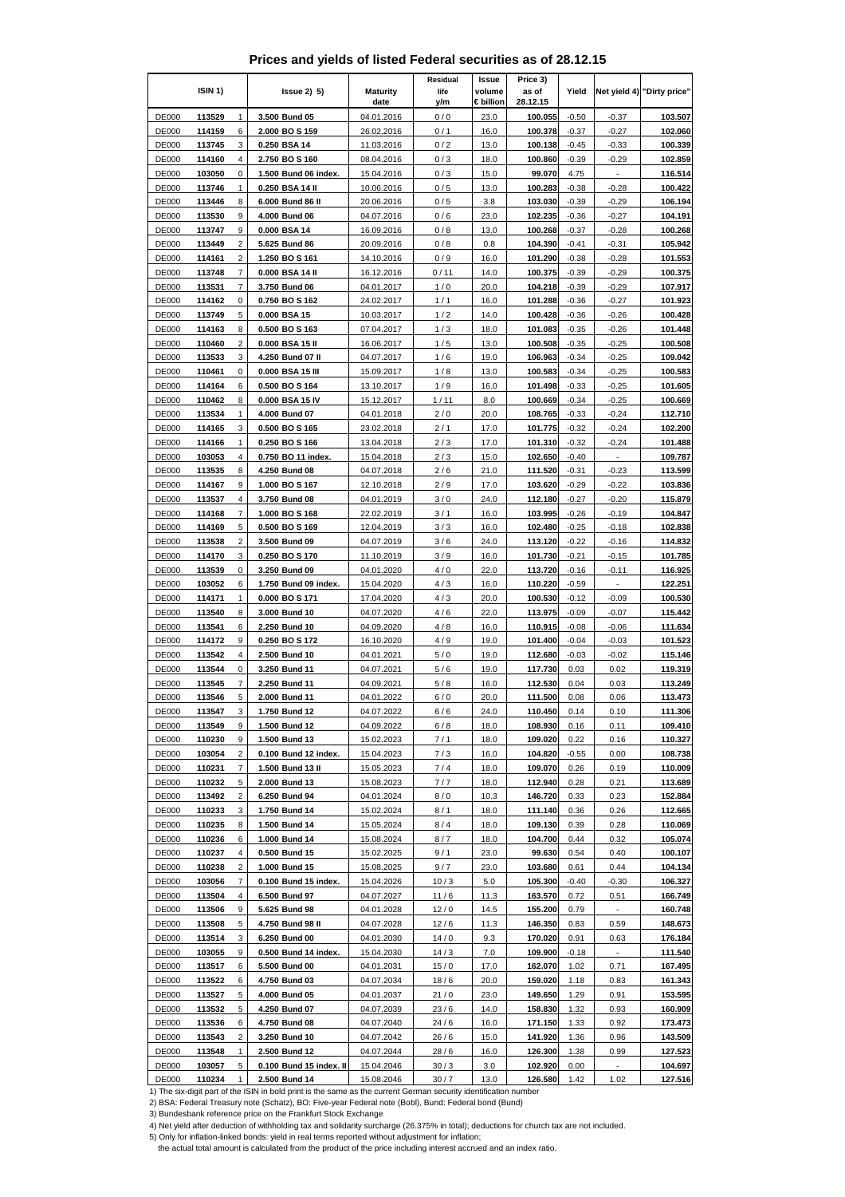# Prices and yields of listed Federal securities as of 28.12.15

| ISIN 1) | | | Issue 2) 5) | Maturity date | Residual life y/m | Issue volume € billion | Price 3) as of 28.12.15 | Yield | Net yield 4) | "Dirty price" |
|---|---|---|---|---|---|---|---|---|---|---|
| DE000 | 113529 | 1 | 3.500 Bund 05 | 04.01.2016 | 0 / 0 | 23.0 | 100.055 | -0.50 | -0.37 | 103.507 |
| DE000 | 114159 | 6 | 2.000 BO S 159 | 26.02.2016 | 0 / 1 | 16.0 | 100.378 | -0.37 | -0.27 | 102.060 |
| DE000 | 113745 | 3 | 0.250 BSA 14 | 11.03.2016 | 0 / 2 | 13.0 | 100.138 | -0.45 | -0.33 | 100.339 |
| DE000 | 114160 | 4 | 2.750 BO S 160 | 08.04.2016 | 0 / 3 | 18.0 | 100.860 | -0.39 | -0.29 | 102.859 |
| DE000 | 103050 | 0 | 1.500 Bund 06 index. | 15.04.2016 | 0 / 3 | 15.0 | 99.070 | 4.75 | - | 116.514 |
| DE000 | 113746 | 1 | 0.250 BSA 14 II | 10.06.2016 | 0 / 5 | 13.0 | 100.283 | -0.38 | -0.28 | 100.422 |
| DE000 | 113446 | 8 | 6.000 Bund 86 II | 20.06.2016 | 0 / 5 | 3.8 | 103.030 | -0.39 | -0.29 | 106.194 |
| DE000 | 113530 | 9 | 4.000 Bund 06 | 04.07.2016 | 0 / 6 | 23.0 | 102.235 | -0.36 | -0.27 | 104.191 |
| DE000 | 113747 | 9 | 0.000 BSA 14 | 16.09.2016 | 0 / 8 | 13.0 | 100.268 | -0.37 | -0.28 | 100.268 |
| DE000 | 113449 | 2 | 5.625 Bund 86 | 20.09.2016 | 0 / 8 | 0.8 | 104.390 | -0.41 | -0.31 | 105.942 |
| DE000 | 114161 | 2 | 1.250 BO S 161 | 14.10.2016 | 0 / 9 | 16.0 | 101.290 | -0.38 | -0.28 | 101.553 |
| DE000 | 113748 | 7 | 0.000 BSA 14 II | 16.12.2016 | 0 / 11 | 14.0 | 100.375 | -0.39 | -0.29 | 100.375 |
| DE000 | 113531 | 7 | 3.750 Bund 06 | 04.01.2017 | 1 / 0 | 20.0 | 104.218 | -0.39 | -0.29 | 107.917 |
| DE000 | 114162 | 0 | 0.750 BO S 162 | 24.02.2017 | 1 / 1 | 16.0 | 101.288 | -0.36 | -0.27 | 101.923 |
| DE000 | 113749 | 5 | 0.000 BSA 15 | 10.03.2017 | 1 / 2 | 14.0 | 100.428 | -0.36 | -0.26 | 100.428 |
| DE000 | 114163 | 8 | 0.500 BO S 163 | 07.04.2017 | 1 / 3 | 18.0 | 101.083 | -0.35 | -0.26 | 101.448 |
| DE000 | 110460 | 2 | 0.000 BSA 15 II | 16.06.2017 | 1 / 5 | 13.0 | 100.508 | -0.35 | -0.25 | 100.508 |
| DE000 | 113533 | 3 | 4.250 Bund 07 II | 04.07.2017 | 1 / 6 | 19.0 | 106.963 | -0.34 | -0.25 | 109.042 |
| DE000 | 110461 | 0 | 0.000 BSA 15 III | 15.09.2017 | 1 / 8 | 13.0 | 100.583 | -0.34 | -0.25 | 100.583 |
| DE000 | 114164 | 6 | 0.500 BO S 164 | 13.10.2017 | 1 / 9 | 16.0 | 101.498 | -0.33 | -0.25 | 101.605 |
| DE000 | 110462 | 8 | 0.000 BSA 15 IV | 15.12.2017 | 1 / 11 | 8.0 | 100.669 | -0.34 | -0.25 | 100.669 |
| DE000 | 113534 | 1 | 4.000 Bund 07 | 04.01.2018 | 2 / 0 | 20.0 | 108.765 | -0.33 | -0.24 | 112.710 |
| DE000 | 114165 | 3 | 0.500 BO S 165 | 23.02.2018 | 2 / 1 | 17.0 | 101.775 | -0.32 | -0.24 | 102.200 |
| DE000 | 114166 | 1 | 0.250 BO S 166 | 13.04.2018 | 2 / 3 | 17.0 | 101.310 | -0.32 | -0.24 | 101.488 |
| DE000 | 103053 | 4 | 0.750 BO 11 index. | 15.04.2018 | 2 / 3 | 15.0 | 102.650 | -0.40 | - | 109.787 |
| DE000 | 113535 | 8 | 4.250 Bund 08 | 04.07.2018 | 2 / 6 | 21.0 | 111.520 | -0.31 | -0.23 | 113.599 |
| DE000 | 114167 | 9 | 1.000 BO S 167 | 12.10.2018 | 2 / 9 | 17.0 | 103.620 | -0.29 | -0.22 | 103.836 |
| DE000 | 113537 | 4 | 3.750 Bund 08 | 04.01.2019 | 3 / 0 | 24.0 | 112.180 | -0.27 | -0.20 | 115.879 |
| DE000 | 114168 | 7 | 1.000 BO S 168 | 22.02.2019 | 3 / 1 | 16.0 | 103.995 | -0.26 | -0.19 | 104.847 |
| DE000 | 114169 | 5 | 0.500 BO S 169 | 12.04.2019 | 3 / 3 | 16.0 | 102.480 | -0.25 | -0.18 | 102.838 |
| DE000 | 113538 | 2 | 3.500 Bund 09 | 04.07.2019 | 3 / 6 | 24.0 | 113.120 | -0.22 | -0.16 | 114.832 |
| DE000 | 114170 | 3 | 0.250 BO S 170 | 11.10.2019 | 3 / 9 | 16.0 | 101.730 | -0.21 | -0.15 | 101.785 |
| DE000 | 113539 | 0 | 3.250 Bund 09 | 04.01.2020 | 4 / 0 | 22.0 | 113.720 | -0.16 | -0.11 | 116.925 |
| DE000 | 103052 | 6 | 1.750 Bund 09 index. | 15.04.2020 | 4 / 3 | 16.0 | 110.220 | -0.59 | - | 122.251 |
| DE000 | 114171 | 1 | 0.000 BO S 171 | 17.04.2020 | 4 / 3 | 20.0 | 100.530 | -0.12 | -0.09 | 100.530 |
| DE000 | 113540 | 8 | 3.000 Bund 10 | 04.07.2020 | 4 / 6 | 22.0 | 113.975 | -0.09 | -0.07 | 115.442 |
| DE000 | 113541 | 6 | 2.250 Bund 10 | 04.09.2020 | 4 / 8 | 16.0 | 110.915 | -0.08 | -0.06 | 111.634 |
| DE000 | 114172 | 9 | 0.250 BO S 172 | 16.10.2020 | 4 / 9 | 19.0 | 101.400 | -0.04 | -0.03 | 101.523 |
| DE000 | 113542 | 4 | 2.500 Bund 10 | 04.01.2021 | 5 / 0 | 19.0 | 112.680 | -0.03 | -0.02 | 115.146 |
| DE000 | 113544 | 0 | 3.250 Bund 11 | 04.07.2021 | 5 / 6 | 19.0 | 117.730 | 0.03 | 0.02 | 119.319 |
| DE000 | 113545 | 7 | 2.250 Bund 11 | 04.09.2021 | 5 / 8 | 16.0 | 112.530 | 0.04 | 0.03 | 113.249 |
| DE000 | 113546 | 5 | 2.000 Bund 11 | 04.01.2022 | 6 / 0 | 20.0 | 111.500 | 0.08 | 0.06 | 113.473 |
| DE000 | 113547 | 3 | 1.750 Bund 12 | 04.07.2022 | 6 / 6 | 24.0 | 110.450 | 0.14 | 0.10 | 111.306 |
| DE000 | 113549 | 9 | 1.500 Bund 12 | 04.09.2022 | 6 / 8 | 18.0 | 108.930 | 0.16 | 0.11 | 109.410 |
| DE000 | 110230 | 9 | 1.500 Bund 13 | 15.02.2023 | 7 / 1 | 18.0 | 109.020 | 0.22 | 0.16 | 110.327 |
| DE000 | 103054 | 2 | 0.100 Bund 12 index. | 15.04.2023 | 7 / 3 | 16.0 | 104.820 | -0.55 | 0.00 | 108.738 |
| DE000 | 110231 | 7 | 1.500 Bund 13 II | 15.05.2023 | 7 / 4 | 18.0 | 109.070 | 0.26 | 0.19 | 110.009 |
| DE000 | 110232 | 5 | 2.000 Bund 13 | 15.08.2023 | 7 / 7 | 18.0 | 112.940 | 0.28 | 0.21 | 113.689 |
| DE000 | 113492 | 2 | 6.250 Bund 94 | 04.01.2024 | 8 / 0 | 10.3 | 146.720 | 0.33 | 0.23 | 152.884 |
| DE000 | 110233 | 3 | 1.750 Bund 14 | 15.02.2024 | 8 / 1 | 18.0 | 111.140 | 0.36 | 0.26 | 112.665 |
| DE000 | 110235 | 8 | 1.500 Bund 14 | 15.05.2024 | 8 / 4 | 18.0 | 109.130 | 0.39 | 0.28 | 110.069 |
| DE000 | 110236 | 6 | 1.000 Bund 14 | 15.08.2024 | 8 / 7 | 18.0 | 104.700 | 0.44 | 0.32 | 105.074 |
| DE000 | 110237 | 4 | 0.500 Bund 15 | 15.02.2025 | 9 / 1 | 23.0 | 99.630 | 0.54 | 0.40 | 100.107 |
| DE000 | 110238 | 2 | 1.000 Bund 15 | 15.08.2025 | 9 / 7 | 23.0 | 103.680 | 0.61 | 0.44 | 104.134 |
| DE000 | 103056 | 7 | 0.100 Bund 15 index. | 15.04.2026 | 10 / 3 | 5.0 | 105.300 | -0.40 | -0.30 | 106.327 |
| DE000 | 113504 | 4 | 6.500 Bund 97 | 04.07.2027 | 11 / 6 | 11.3 | 163.570 | 0.72 | 0.51 | 166.749 |
| DE000 | 113506 | 9 | 5.625 Bund 98 | 04.01.2028 | 12 / 0 | 14.5 | 155.200 | 0.79 | - | 160.748 |
| DE000 | 113508 | 5 | 4.750 Bund 98 II | 04.07.2028 | 12 / 6 | 11.3 | 146.350 | 0.83 | 0.59 | 148.673 |
| DE000 | 113514 | 3 | 6.250 Bund 00 | 04.01.2030 | 14 / 0 | 9.3 | 170.020 | 0.91 | 0.63 | 176.184 |
| DE000 | 103055 | 9 | 0.500 Bund 14 index. | 15.04.2030 | 14 / 3 | 7.0 | 109.900 | -0.18 | - | 111.540 |
| DE000 | 113517 | 6 | 5.500 Bund 00 | 04.01.2031 | 15 / 0 | 17.0 | 162.070 | 1.02 | 0.71 | 167.495 |
| DE000 | 113522 | 6 | 4.750 Bund 03 | 04.07.2034 | 18 / 6 | 20.0 | 159.020 | 1.18 | 0.83 | 161.343 |
| DE000 | 113527 | 5 | 4.000 Bund 05 | 04.01.2037 | 21 / 0 | 23.0 | 149.650 | 1.29 | 0.91 | 153.595 |
| DE000 | 113532 | 5 | 4.250 Bund 07 | 04.07.2039 | 23 / 6 | 14.0 | 158.830 | 1.32 | 0.93 | 160.909 |
| DE000 | 113536 | 6 | 4.750 Bund 08 | 04.07.2040 | 24 / 6 | 16.0 | 171.150 | 1.33 | 0.92 | 173.473 |
| DE000 | 113543 | 2 | 3.250 Bund 10 | 04.07.2042 | 26 / 6 | 15.0 | 141.920 | 1.36 | 0.96 | 143.509 |
| DE000 | 113548 | 1 | 2.500 Bund 12 | 04.07.2044 | 28 / 6 | 16.0 | 126.300 | 1.38 | 0.99 | 127.523 |
| DE000 | 103057 | 5 | 0.100 Bund 15 index. II | 15.04.2046 | 30 / 3 | 3.0 | 102.920 | 0.00 | - | 104.697 |
| DE000 | 110234 | 1 | 2.500 Bund 14 | 15.08.2046 | 30 / 7 | 13.0 | 126.580 | 1.42 | 1.02 | 127.516 |

1) The six-digit part of the ISIN in bold print is the same as the current German security identification number

2) BSA: Federal Treasury note (Schatz), BO: Five-year Federal note (Bobl), Bund: Federal bond (Bund)

3) Bundesbank reference price on the Frankfurt Stock Exchange

4) Net yield after deduction of withholding tax and solidarity surcharge (26.375% in total); deductions for church tax are not included.

5) Only for inflation-linked bonds: yield in real terms reported without adjustment for inflation;
the actual total amount is calculated from the product of the price including interest accrued and an index ratio.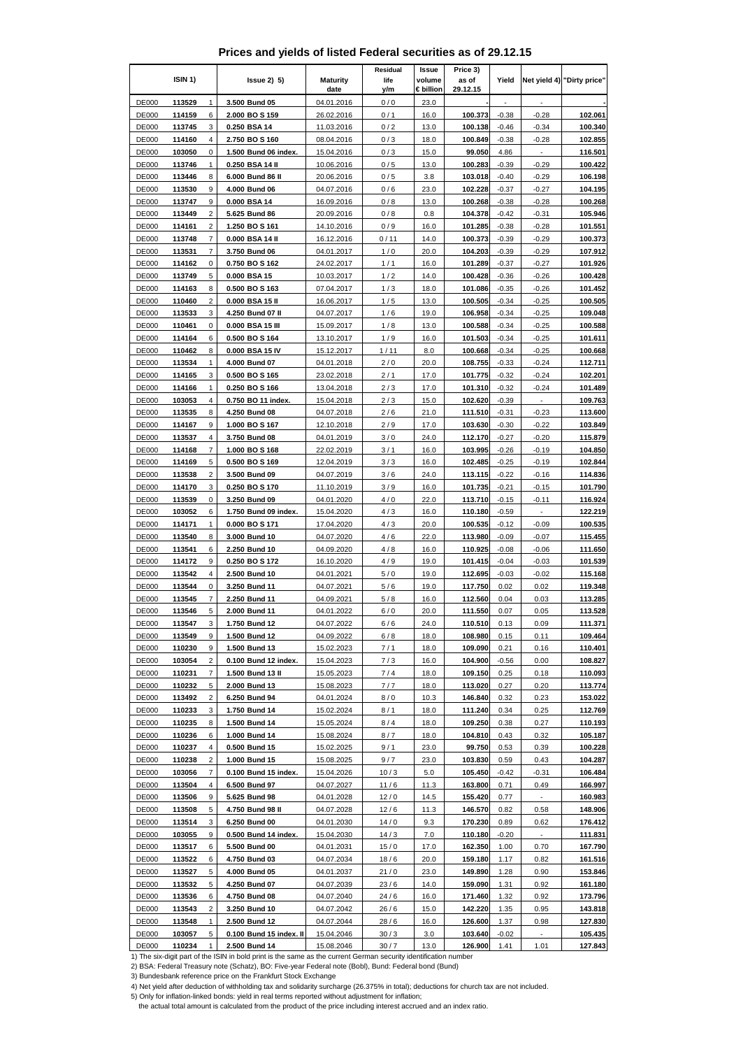# Prices and yields of listed Federal securities as of 29.12.15

| ISIN 1) | | | Issue 2) 5) | Maturity date | Residual life y/m | Issue volume € billion | Price 3) as of 29.12.15 | Yield | Net yield 4) | "Dirty price" |
|---|---|---|---|---|---|---|---|---|---|---|
| DE000 | 113529 | 1 | 3.500 Bund 05 | 04.01.2016 | 0 / 0 | 23.0 | - | - | - | - |
| DE000 | 114159 | 6 | 2.000 BO S 159 | 26.02.2016 | 0 / 1 | 16.0 | 100.373 | -0.38 | -0.28 | 102.061 |
| DE000 | 113745 | 3 | 0.250 BSA 14 | 11.03.2016 | 0 / 2 | 13.0 | 100.138 | -0.46 | -0.34 | 100.340 |
| DE000 | 114160 | 4 | 2.750 BO S 160 | 08.04.2016 | 0 / 3 | 18.0 | 100.849 | -0.38 | -0.28 | 102.855 |
| DE000 | 103050 | 0 | 1.500 Bund 06 index. | 15.04.2016 | 0 / 3 | 15.0 | 99.050 | 4.86 | - | 116.501 |
| DE000 | 113746 | 1 | 0.250 BSA 14 II | 10.06.2016 | 0 / 5 | 13.0 | 100.283 | -0.39 | -0.29 | 100.422 |
| DE000 | 113446 | 8 | 6.000 Bund 86 II | 20.06.2016 | 0 / 5 | 3.8 | 103.018 | -0.40 | -0.29 | 106.198 |
| DE000 | 113530 | 9 | 4.000 Bund 06 | 04.07.2016 | 0 / 6 | 23.0 | 102.228 | -0.37 | -0.27 | 104.195 |
| DE000 | 113747 | 9 | 0.000 BSA 14 | 16.09.2016 | 0 / 8 | 13.0 | 100.268 | -0.38 | -0.28 | 100.268 |
| DE000 | 113449 | 2 | 5.625 Bund 86 | 20.09.2016 | 0 / 8 | 0.8 | 104.378 | -0.42 | -0.31 | 105.946 |
| DE000 | 114161 | 2 | 1.250 BO S 161 | 14.10.2016 | 0 / 9 | 16.0 | 101.285 | -0.38 | -0.28 | 101.551 |
| DE000 | 113748 | 7 | 0.000 BSA 14 II | 16.12.2016 | 0 / 11 | 14.0 | 100.373 | -0.39 | -0.29 | 100.373 |
| DE000 | 113531 | 7 | 3.750 Bund 06 | 04.01.2017 | 1 / 0 | 20.0 | 104.203 | -0.39 | -0.29 | 107.912 |
| DE000 | 114162 | 0 | 0.750 BO S 162 | 24.02.2017 | 1 / 1 | 16.0 | 101.289 | -0.37 | -0.27 | 101.926 |
| DE000 | 113749 | 5 | 0.000 BSA 15 | 10.03.2017 | 1 / 2 | 14.0 | 100.428 | -0.36 | -0.26 | 100.428 |
| DE000 | 114163 | 8 | 0.500 BO S 163 | 07.04.2017 | 1 / 3 | 18.0 | 101.086 | -0.35 | -0.26 | 101.452 |
| DE000 | 110460 | 2 | 0.000 BSA 15 II | 16.06.2017 | 1 / 5 | 13.0 | 100.505 | -0.34 | -0.25 | 100.505 |
| DE000 | 113533 | 3 | 4.250 Bund 07 II | 04.07.2017 | 1 / 6 | 19.0 | 106.958 | -0.34 | -0.25 | 109.048 |
| DE000 | 110461 | 0 | 0.000 BSA 15 III | 15.09.2017 | 1 / 8 | 13.0 | 100.588 | -0.34 | -0.25 | 100.588 |
| DE000 | 114164 | 6 | 0.500 BO S 164 | 13.10.2017 | 1 / 9 | 16.0 | 101.503 | -0.34 | -0.25 | 101.611 |
| DE000 | 110462 | 8 | 0.000 BSA 15 IV | 15.12.2017 | 1 / 11 | 8.0 | 100.668 | -0.34 | -0.25 | 100.668 |
| DE000 | 113534 | 1 | 4.000 Bund 07 | 04.01.2018 | 2 / 0 | 20.0 | 108.755 | -0.33 | -0.24 | 112.711 |
| DE000 | 114165 | 3 | 0.500 BO S 165 | 23.02.2018 | 2 / 1 | 17.0 | 101.775 | -0.32 | -0.24 | 102.201 |
| DE000 | 114166 | 1 | 0.250 BO S 166 | 13.04.2018 | 2 / 3 | 17.0 | 101.310 | -0.32 | -0.24 | 101.489 |
| DE000 | 103053 | 4 | 0.750 BO 11 index. | 15.04.2018 | 2 / 3 | 15.0 | 102.620 | -0.39 | - | 109.763 |
| DE000 | 113535 | 8 | 4.250 Bund 08 | 04.07.2018 | 2 / 6 | 21.0 | 111.510 | -0.31 | -0.23 | 113.600 |
| DE000 | 114167 | 9 | 1.000 BO S 167 | 12.10.2018 | 2 / 9 | 17.0 | 103.630 | -0.30 | -0.22 | 103.849 |
| DE000 | 113537 | 4 | 3.750 Bund 08 | 04.01.2019 | 3 / 0 | 24.0 | 112.170 | -0.27 | -0.20 | 115.879 |
| DE000 | 114168 | 7 | 1.000 BO S 168 | 22.02.2019 | 3 / 1 | 16.0 | 103.995 | -0.26 | -0.19 | 104.850 |
| DE000 | 114169 | 5 | 0.500 BO S 169 | 12.04.2019 | 3 / 3 | 16.0 | 102.485 | -0.25 | -0.19 | 102.844 |
| DE000 | 113538 | 2 | 3.500 Bund 09 | 04.07.2019 | 3 / 6 | 24.0 | 113.115 | -0.22 | -0.16 | 114.836 |
| DE000 | 114170 | 3 | 0.250 BO S 170 | 11.10.2019 | 3 / 9 | 16.0 | 101.735 | -0.21 | -0.15 | 101.790 |
| DE000 | 113539 | 0 | 3.250 Bund 09 | 04.01.2020 | 4 / 0 | 22.0 | 113.710 | -0.15 | -0.11 | 116.924 |
| DE000 | 103052 | 6 | 1.750 Bund 09 index. | 15.04.2020 | 4 / 3 | 16.0 | 110.180 | -0.59 | - | 122.219 |
| DE000 | 114171 | 1 | 0.000 BO S 171 | 17.04.2020 | 4 / 3 | 20.0 | 100.535 | -0.12 | -0.09 | 100.535 |
| DE000 | 113540 | 8 | 3.000 Bund 10 | 04.07.2020 | 4 / 6 | 22.0 | 113.980 | -0.09 | -0.07 | 115.455 |
| DE000 | 113541 | 6 | 2.250 Bund 10 | 04.09.2020 | 4 / 8 | 16.0 | 110.925 | -0.08 | -0.06 | 111.650 |
| DE000 | 114172 | 9 | 0.250 BO S 172 | 16.10.2020 | 4 / 9 | 19.0 | 101.415 | -0.04 | -0.03 | 101.539 |
| DE000 | 113542 | 4 | 2.500 Bund 10 | 04.01.2021 | 5 / 0 | 19.0 | 112.695 | -0.03 | -0.02 | 115.168 |
| DE000 | 113544 | 0 | 3.250 Bund 11 | 04.07.2021 | 5 / 6 | 19.0 | 117.750 | 0.02 | 0.02 | 119.348 |
| DE000 | 113545 | 7 | 2.250 Bund 11 | 04.09.2021 | 5 / 8 | 16.0 | 112.560 | 0.04 | 0.03 | 113.285 |
| DE000 | 113546 | 5 | 2.000 Bund 11 | 04.01.2022 | 6 / 0 | 20.0 | 111.550 | 0.07 | 0.05 | 113.528 |
| DE000 | 113547 | 3 | 1.750 Bund 12 | 04.07.2022 | 6 / 6 | 24.0 | 110.510 | 0.13 | 0.09 | 111.371 |
| DE000 | 113549 | 9 | 1.500 Bund 12 | 04.09.2022 | 6 / 8 | 18.0 | 108.980 | 0.15 | 0.11 | 109.464 |
| DE000 | 110230 | 9 | 1.500 Bund 13 | 15.02.2023 | 7 / 1 | 18.0 | 109.090 | 0.21 | 0.16 | 110.401 |
| DE000 | 103054 | 2 | 0.100 Bund 12 index. | 15.04.2023 | 7 / 3 | 16.0 | 104.900 | -0.56 | 0.00 | 108.827 |
| DE000 | 110231 | 7 | 1.500 Bund 13 II | 15.05.2023 | 7 / 4 | 18.0 | 109.150 | 0.25 | 0.18 | 110.093 |
| DE000 | 110232 | 5 | 2.000 Bund 13 | 15.08.2023 | 7 / 7 | 18.0 | 113.020 | 0.27 | 0.20 | 113.774 |
| DE000 | 113492 | 2 | 6.250 Bund 94 | 04.01.2024 | 8 / 0 | 10.3 | 146.840 | 0.32 | 0.23 | 153.022 |
| DE000 | 110233 | 3 | 1.750 Bund 14 | 15.02.2024 | 8 / 1 | 18.0 | 111.240 | 0.34 | 0.25 | 112.769 |
| DE000 | 110235 | 8 | 1.500 Bund 14 | 15.05.2024 | 8 / 4 | 18.0 | 109.250 | 0.38 | 0.27 | 110.193 |
| DE000 | 110236 | 6 | 1.000 Bund 14 | 15.08.2024 | 8 / 7 | 18.0 | 104.810 | 0.43 | 0.32 | 105.187 |
| DE000 | 110237 | 4 | 0.500 Bund 15 | 15.02.2025 | 9 / 1 | 23.0 | 99.750 | 0.53 | 0.39 | 100.228 |
| DE000 | 110238 | 2 | 1.000 Bund 15 | 15.08.2025 | 9 / 7 | 23.0 | 103.830 | 0.59 | 0.43 | 104.287 |
| DE000 | 103056 | 7 | 0.100 Bund 15 index. | 15.04.2026 | 10 / 3 | 5.0 | 105.450 | -0.42 | -0.31 | 106.484 |
| DE000 | 113504 | 4 | 6.500 Bund 97 | 04.07.2027 | 11 / 6 | 11.3 | 163.800 | 0.71 | 0.49 | 166.997 |
| DE000 | 113506 | 9 | 5.625 Bund 98 | 04.01.2028 | 12 / 0 | 14.5 | 155.420 | 0.77 | - | 160.983 |
| DE000 | 113508 | 5 | 4.750 Bund 98 II | 04.07.2028 | 12 / 6 | 11.3 | 146.570 | 0.82 | 0.58 | 148.906 |
| DE000 | 113514 | 3 | 6.250 Bund 00 | 04.01.2030 | 14 / 0 | 9.3 | 170.230 | 0.89 | 0.62 | 176.412 |
| DE000 | 103055 | 9 | 0.500 Bund 14 index. | 15.04.2030 | 14 / 3 | 7.0 | 110.180 | -0.20 | - | 111.831 |
| DE000 | 113517 | 6 | 5.500 Bund 00 | 04.01.2031 | 15 / 0 | 17.0 | 162.350 | 1.00 | 0.70 | 167.790 |
| DE000 | 113522 | 6 | 4.750 Bund 03 | 04.07.2034 | 18 / 6 | 20.0 | 159.180 | 1.17 | 0.82 | 161.516 |
| DE000 | 113527 | 5 | 4.000 Bund 05 | 04.01.2037 | 21 / 0 | 23.0 | 149.890 | 1.28 | 0.90 | 153.846 |
| DE000 | 113532 | 5 | 4.250 Bund 07 | 04.07.2039 | 23 / 6 | 14.0 | 159.090 | 1.31 | 0.92 | 161.180 |
| DE000 | 113536 | 6 | 4.750 Bund 08 | 04.07.2040 | 24 / 6 | 16.0 | 171.460 | 1.32 | 0.92 | 173.796 |
| DE000 | 113543 | 2 | 3.250 Bund 10 | 04.07.2042 | 26 / 6 | 15.0 | 142.220 | 1.35 | 0.95 | 143.818 |
| DE000 | 113548 | 1 | 2.500 Bund 12 | 04.07.2044 | 28 / 6 | 16.0 | 126.600 | 1.37 | 0.98 | 127.830 |
| DE000 | 103057 | 5 | 0.100 Bund 15 index. II | 15.04.2046 | 30 / 3 | 3.0 | 103.640 | -0.02 | - | 105.435 |
| DE000 | 110234 | 1 | 2.500 Bund 14 | 15.08.2046 | 30 / 7 | 13.0 | 126.900 | 1.41 | 1.01 | 127.843 |

1) The six-digit part of the ISIN in bold print is the same as the current German security identification number

2) BSA: Federal Treasury note (Schatz), BO: Five-year Federal note (Bobl), Bund: Federal bond (Bund)

3) Bundesbank reference price on the Frankfurt Stock Exchange

4) Net yield after deduction of withholding tax and solidarity surcharge (26.375% in total); deductions for church tax are not included.

5) Only for inflation-linked bonds: yield in real terms reported without adjustment for inflation;
the actual total amount is calculated from the product of the price including interest accrued and an index ratio.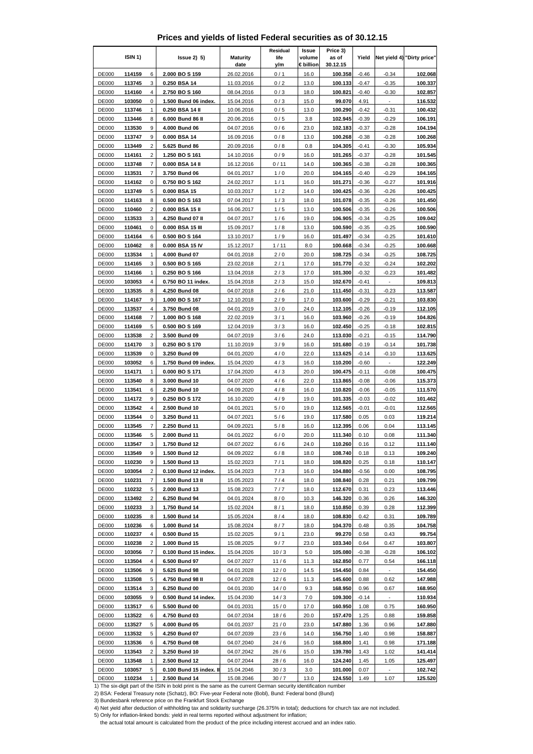# Prices and yields of listed Federal securities as of 30.12.15

| ISIN 1) | | | Issue 2) 5) | Maturity date | Residual life y/m | Issue volume € billion | Price 3) as of 30.12.15 | Yield | Net yield 4) | "Dirty price" |
|---|---|---|---|---|---|---|---|---|---|---|
| DE000 | **114159** | 6 | **2.000 BO S 159** | 26.02.2016 | 0 / 1 | 16.0 | **100.358** | -0.46 | -0.34 | **102.068** |
| DE000 | **113745** | 3 | **0.250 BSA 14** | 11.03.2016 | 0 / 2 | 13.0 | **100.133** | -0.47 | -0.35 | **100.337** |
| DE000 | **114160** | 4 | **2.750 BO S 160** | 08.04.2016 | 0 / 3 | 18.0 | **100.821** | -0.40 | -0.30 | **102.857** |
| DE000 | **103050** | 0 | **1.500 Bund 06 index.** | 15.04.2016 | 0 / 3 | 15.0 | **99.070** | 4.91 | - | **116.532** |
| DE000 | **113746** | 1 | **0.250 BSA 14 II** | 10.06.2016 | 0 / 5 | 13.0 | **100.290** | -0.42 | -0.31 | **100.432** |
| DE000 | **113446** | 8 | **6.000 Bund 86 II** | 20.06.2016 | 0 / 5 | 3.8 | **102.945** | -0.39 | -0.29 | **106.191** |
| DE000 | **113530** | 9 | **4.000 Bund 06** | 04.07.2016 | 0 / 6 | 23.0 | **102.183** | -0.37 | -0.28 | **104.194** |
| DE000 | **113747** | 9 | **0.000 BSA 14** | 16.09.2016 | 0 / 8 | 13.0 | **100.268** | -0.38 | -0.28 | **100.268** |
| DE000 | **113449** | 2 | **5.625 Bund 86** | 20.09.2016 | 0 / 8 | 0.8 | **104.305** | -0.41 | -0.30 | **105.934** |
| DE000 | **114161** | 2 | **1.250 BO S 161** | 14.10.2016 | 0 / 9 | 16.0 | **101.265** | -0.37 | -0.28 | **101.545** |
| DE000 | **113748** | 7 | **0.000 BSA 14 II** | 16.12.2016 | 0 / 11 | 14.0 | **100.365** | -0.38 | -0.28 | **100.365** |
| DE000 | **113531** | 7 | **3.750 Bund 06** | 04.01.2017 | 1 / 0 | 20.0 | **104.165** | -0.40 | -0.29 | **104.165** |
| DE000 | **114162** | 0 | **0.750 BO S 162** | 24.02.2017 | 1 / 1 | 16.0 | **101.271** | -0.36 | -0.27 | **101.916** |
| DE000 | **113749** | 5 | **0.000 BSA 15** | 10.03.2017 | 1 / 2 | 14.0 | **100.425** | -0.36 | -0.26 | **100.425** |
| DE000 | **114163** | 8 | **0.500 BO S 163** | 07.04.2017 | 1 / 3 | 18.0 | **101.078** | -0.35 | -0.26 | **101.450** |
| DE000 | **110460** | 2 | **0.000 BSA 15 II** | 16.06.2017 | 1 / 5 | 13.0 | **100.506** | -0.35 | -0.26 | **100.506** |
| DE000 | **113533** | 3 | **4.250 Bund 07 II** | 04.07.2017 | 1 / 6 | 19.0 | **106.905** | -0.34 | -0.25 | **109.042** |
| DE000 | **110461** | 0 | **0.000 BSA 15 III** | 15.09.2017 | 1 / 8 | 13.0 | **100.590** | -0.35 | -0.25 | **100.590** |
| DE000 | **114164** | 6 | **0.500 BO S 164** | 13.10.2017 | 1 / 9 | 16.0 | **101.497** | -0.34 | -0.25 | **101.610** |
| DE000 | **110462** | 8 | **0.000 BSA 15 IV** | 15.12.2017 | 1 / 11 | 8.0 | **100.668** | -0.34 | -0.25 | **100.668** |
| DE000 | **113534** | 1 | **4.000 Bund 07** | 04.01.2018 | 2 / 0 | 20.0 | **108.725** | -0.34 | -0.25 | **108.725** |
| DE000 | **114165** | 3 | **0.500 BO S 165** | 23.02.2018 | 2 / 1 | 17.0 | **101.770** | -0.32 | -0.24 | **102.202** |
| DE000 | **114166** | 1 | **0.250 BO S 166** | 13.04.2018 | 2 / 3 | 17.0 | **101.300** | -0.32 | -0.23 | **101.482** |
| DE000 | **103053** | 4 | **0.750 BO 11 index.** | 15.04.2018 | 2 / 3 | 15.0 | **102.670** | -0.41 | - | **109.813** |
| DE000 | **113535** | 8 | **4.250 Bund 08** | 04.07.2018 | 2 / 6 | 21.0 | **111.450** | -0.31 | -0.23 | **113.587** |
| DE000 | **114167** | 9 | **1.000 BO S 167** | 12.10.2018 | 2 / 9 | 17.0 | **103.600** | -0.29 | -0.21 | **103.830** |
| DE000 | **113537** | 4 | **3.750 Bund 08** | 04.01.2019 | 3 / 0 | 24.0 | **112.105** | -0.26 | -0.19 | **112.105** |
| DE000 | **114168** | 7 | **1.000 BO S 168** | 22.02.2019 | 3 / 1 | 16.0 | **103.960** | -0.26 | -0.19 | **104.826** |
| DE000 | **114169** | 5 | **0.500 BO S 169** | 12.04.2019 | 3 / 3 | 16.0 | **102.450** | -0.25 | -0.18 | **102.815** |
| DE000 | **113538** | 2 | **3.500 Bund 09** | 04.07.2019 | 3 / 6 | 24.0 | **113.030** | -0.21 | -0.15 | **114.790** |
| DE000 | **114170** | 3 | **0.250 BO S 170** | 11.10.2019 | 3 / 9 | 16.0 | **101.680** | -0.19 | -0.14 | **101.738** |
| DE000 | **113539** | 0 | **3.250 Bund 09** | 04.01.2020 | 4 / 0 | 22.0 | **113.625** | -0.14 | -0.10 | **113.625** |
| DE000 | **103052** | 6 | **1.750 Bund 09 index.** | 15.04.2020 | 4 / 3 | 16.0 | **110.200** | -0.60 | - | **122.249** |
| DE000 | **114171** | 1 | **0.000 BO S 171** | 17.04.2020 | 4 / 3 | 20.0 | **100.475** | -0.11 | -0.08 | **100.475** |
| DE000 | **113540** | 8 | **3.000 Bund 10** | 04.07.2020 | 4 / 6 | 22.0 | **113.865** | -0.08 | -0.06 | **115.373** |
| DE000 | **113541** | 6 | **2.250 Bund 10** | 04.09.2020 | 4 / 8 | 16.0 | **110.820** | -0.06 | -0.05 | **111.570** |
| DE000 | **114172** | 9 | **0.250 BO S 172** | 16.10.2020 | 4 / 9 | 19.0 | **101.335** | -0.03 | -0.02 | **101.462** |
| DE000 | **113542** | 4 | **2.500 Bund 10** | 04.01.2021 | 5 / 0 | 19.0 | **112.565** | -0.01 | -0.01 | **112.565** |
| DE000 | **113544** | 0 | **3.250 Bund 11** | 04.07.2021 | 5 / 6 | 19.0 | **117.580** | 0.05 | 0.03 | **119.214** |
| DE000 | **113545** | 7 | **2.250 Bund 11** | 04.09.2021 | 5 / 8 | 16.0 | **112.395** | 0.06 | 0.04 | **113.145** |
| DE000 | **113546** | 5 | **2.000 Bund 11** | 04.01.2022 | 6 / 0 | 20.0 | **111.340** | 0.10 | 0.08 | **111.340** |
| DE000 | **113547** | 3 | **1.750 Bund 12** | 04.07.2022 | 6 / 6 | 24.0 | **110.260** | 0.16 | 0.12 | **111.140** |
| DE000 | **113549** | 9 | **1.500 Bund 12** | 04.09.2022 | 6 / 8 | 18.0 | **108.740** | 0.18 | 0.13 | **109.240** |
| DE000 | **110230** | 9 | **1.500 Bund 13** | 15.02.2023 | 7 / 1 | 18.0 | **108.820** | 0.25 | 0.18 | **110.147** |
| DE000 | **103054** | 2 | **0.100 Bund 12 index.** | 15.04.2023 | 7 / 3 | 16.0 | **104.880** | -0.56 | 0.00 | **108.795** |
| DE000 | **110231** | 7 | **1.500 Bund 13 II** | 15.05.2023 | 7 / 4 | 18.0 | **108.840** | 0.28 | 0.21 | **109.799** |
| DE000 | **110232** | 5 | **2.000 Bund 13** | 15.08.2023 | 7 / 7 | 18.0 | **112.670** | 0.31 | 0.23 | **113.446** |
| DE000 | **113492** | 2 | **6.250 Bund 94** | 04.01.2024 | 8 / 0 | 10.3 | **146.320** | 0.36 | 0.26 | **146.320** |
| DE000 | **110233** | 3 | **1.750 Bund 14** | 15.02.2024 | 8 / 1 | 18.0 | **110.850** | 0.39 | 0.28 | **112.399** |
| DE000 | **110235** | 8 | **1.500 Bund 14** | 15.05.2024 | 8 / 4 | 18.0 | **108.830** | 0.42 | 0.31 | **109.789** |
| DE000 | **110236** | 6 | **1.000 Bund 14** | 15.08.2024 | 8 / 7 | 18.0 | **104.370** | 0.48 | 0.35 | **104.758** |
| DE000 | **110237** | 4 | **0.500 Bund 15** | 15.02.2025 | 9 / 1 | 23.0 | **99.270** | 0.58 | 0.43 | **99.754** |
| DE000 | **110238** | 2 | **1.000 Bund 15** | 15.08.2025 | 9 / 7 | 23.0 | **103.340** | 0.64 | 0.47 | **103.807** |
| DE000 | **103056** | 7 | **0.100 Bund 15 index.** | 15.04.2026 | 10 / 3 | 5.0 | **105.080** | -0.38 | -0.28 | **106.102** |
| DE000 | **113504** | 4 | **6.500 Bund 97** | 04.07.2027 | 11 / 6 | 11.3 | **162.850** | 0.77 | 0.54 | **166.118** |
| DE000 | **113506** | 9 | **5.625 Bund 98** | 04.01.2028 | 12 / 0 | 14.5 | **154.450** | 0.84 | - | **154.450** |
| DE000 | **113508** | 5 | **4.750 Bund 98 II** | 04.07.2028 | 12 / 6 | 11.3 | **145.600** | 0.88 | 0.62 | **147.988** |
| DE000 | **113514** | 3 | **6.250 Bund 00** | 04.01.2030 | 14 / 0 | 9.3 | **168.950** | 0.96 | 0.67 | **168.950** |
| DE000 | **103055** | 9 | **0.500 Bund 14 index.** | 15.04.2030 | 14 / 3 | 7.0 | **109.300** | -0.14 | - | **110.934** |
| DE000 | **113517** | 6 | **5.500 Bund 00** | 04.01.2031 | 15 / 0 | 17.0 | **160.950** | 1.08 | 0.75 | **160.950** |
| DE000 | **113522** | 6 | **4.750 Bund 03** | 04.07.2034 | 18 / 6 | 20.0 | **157.470** | 1.25 | 0.88 | **159.858** |
| DE000 | **113527** | 5 | **4.000 Bund 05** | 04.01.2037 | 21 / 0 | 23.0 | **147.880** | 1.36 | 0.96 | **147.880** |
| DE000 | **113532** | 5 | **4.250 Bund 07** | 04.07.2039 | 23 / 6 | 14.0 | **156.750** | 1.40 | 0.98 | **158.887** |
| DE000 | **113536** | 6 | **4.750 Bund 08** | 04.07.2040 | 24 / 6 | 16.0 | **168.800** | 1.41 | 0.98 | **171.188** |
| DE000 | **113543** | 2 | **3.250 Bund 10** | 04.07.2042 | 26 / 6 | 15.0 | **139.780** | 1.43 | 1.02 | **141.414** |
| DE000 | **113548** | 1 | **2.500 Bund 12** | 04.07.2044 | 28 / 6 | 16.0 | **124.240** | 1.45 | 1.05 | **125.497** |
| DE000 | **103057** | 5 | **0.100 Bund 15 index. II** | 15.04.2046 | 30 / 3 | 3.0 | **101.000** | 0.07 | - | **102.742** |
| DE000 | **110234** | 1 | **2.500 Bund 14** | 15.08.2046 | 30 / 7 | 13.0 | **124.550** | 1.49 | 1.07 | **125.520** |

1) The six-digit part of the ISIN in bold print is the same as the current German security identification number

2) BSA: Federal Treasury note (Schatz), BO: Five-year Federal note (Bobl), Bund: Federal bond (Bund)

3) Bundesbank reference price on the Frankfurt Stock Exchange

4) Net yield after deduction of withholding tax and solidarity surcharge (26.375% in total); deductions for church tax are not included.

5) Only for inflation-linked bonds: yield in real terms reported without adjustment for inflation;
the actual total amount is calculated from the product of the price including interest accrued and an index ratio.